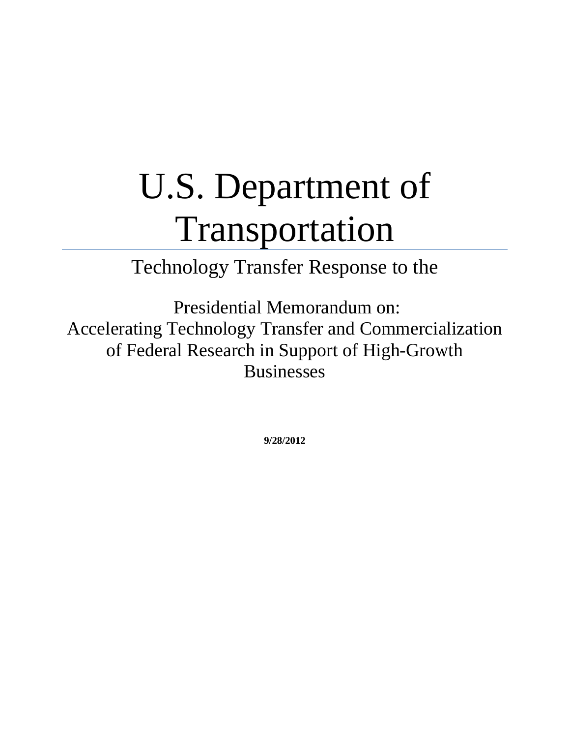# U.S. Department of Transportation

---

## Technology Transfer Response to the

### Presidential Memorandum on: Accelerating Technology Transfer and Commercialization of Federal Research in Support of High-Growth Businesses

**9/28/2012**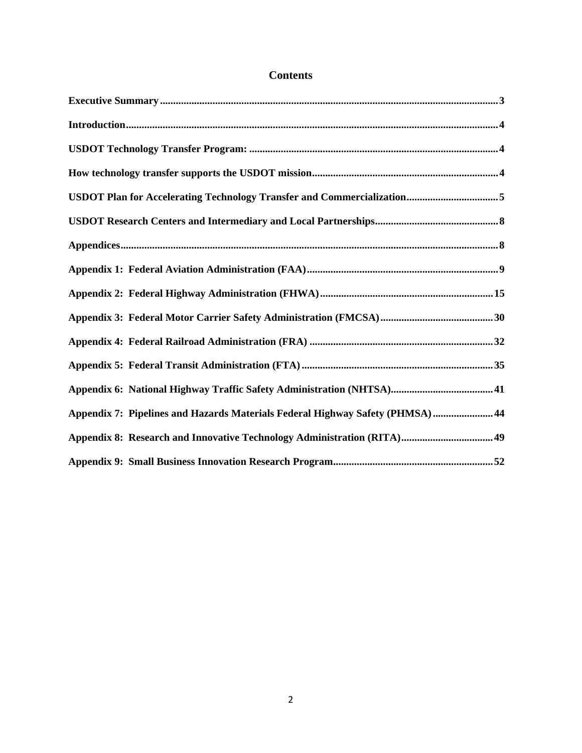# Contents

**Executive Summary** ... 3

**Introduction** ... 4

**USDOT Technology Transfer Program:** ... 4

**How technology transfer supports the USDOT mission** ... 4

**USDOT Plan for Accelerating Technology Transfer and Commercialization** ... 5

**USDOT Research Centers and Intermediary and Local Partnerships** ... 8

**Appendices** ... 8

**Appendix 1: Federal Aviation Administration (FAA)** ... 9

**Appendix 2: Federal Highway Administration (FHWA)** ... 15

**Appendix 3: Federal Motor Carrier Safety Administration (FMCSA)** ... 30

**Appendix 4: Federal Railroad Administration (FRA)** ... 32

**Appendix 5: Federal Transit Administration (FTA)** ... 35

**Appendix 6: National Highway Traffic Safety Administration (NHTSA)** ... 41

**Appendix 7: Pipelines and Hazards Materials Federal Highway Safety (PHMSA)** ... 44

**Appendix 8: Research and Innovative Technology Administration (RITA)** ... 49

**Appendix 9: Small Business Innovation Research Program** ... 52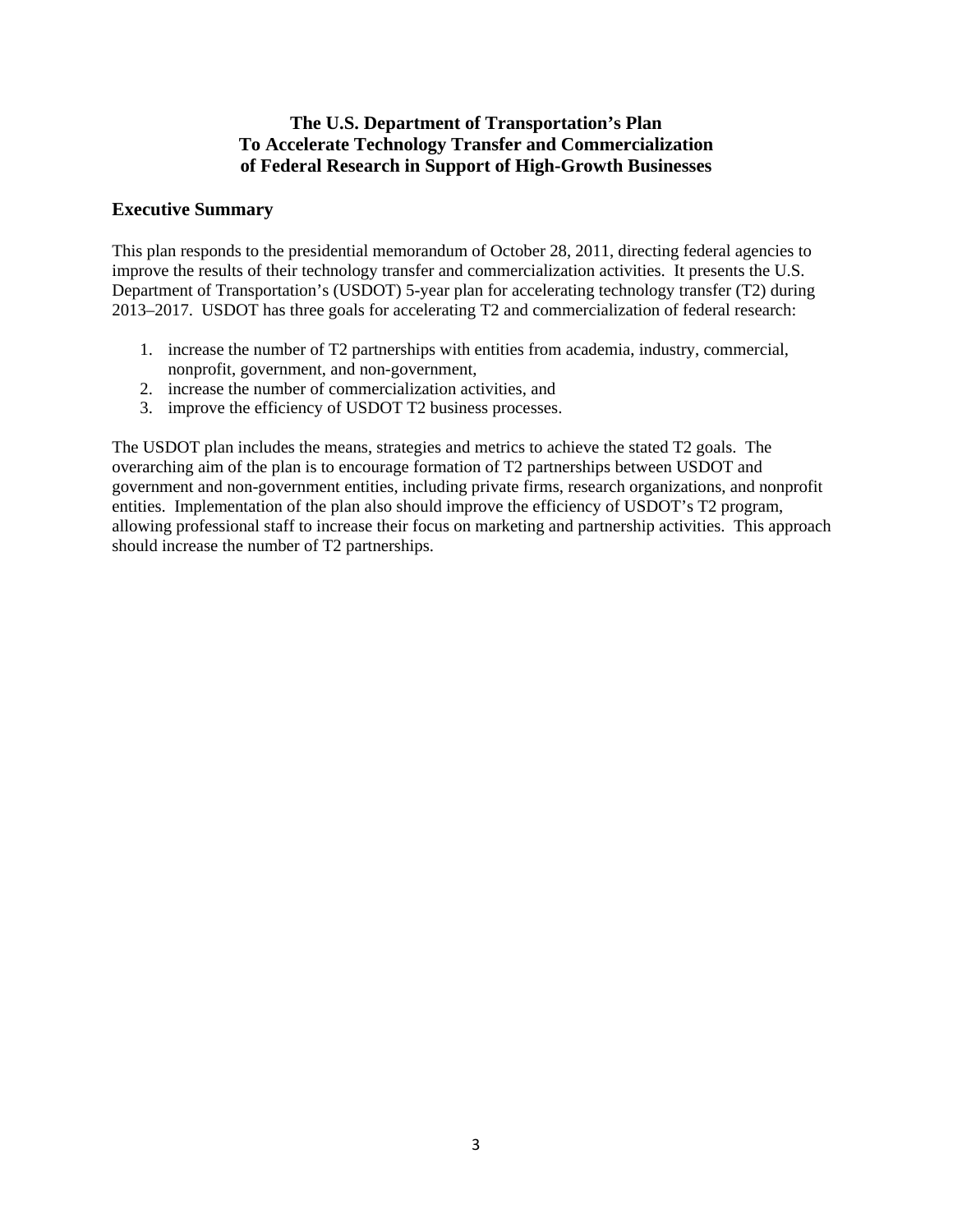# The U.S. Department of Transportation's Plan To Accelerate Technology Transfer and Commercialization of Federal Research in Support of High-Growth Businesses

## Executive Summary

This plan responds to the presidential memorandum of October 28, 2011, directing federal agencies to improve the results of their technology transfer and commercialization activities. It presents the U.S. Department of Transportation's (USDOT) 5-year plan for accelerating technology transfer (T2) during 2013–2017. USDOT has three goals for accelerating T2 and commercialization of federal research:

1. increase the number of T2 partnerships with entities from academia, industry, commercial, nonprofit, government, and non-government,
2. increase the number of commercialization activities, and
3. improve the efficiency of USDOT T2 business processes.

The USDOT plan includes the means, strategies and metrics to achieve the stated T2 goals. The overarching aim of the plan is to encourage formation of T2 partnerships between USDOT and government and non-government entities, including private firms, research organizations, and nonprofit entities. Implementation of the plan also should improve the efficiency of USDOT's T2 program, allowing professional staff to increase their focus on marketing and partnership activities. This approach should increase the number of T2 partnerships.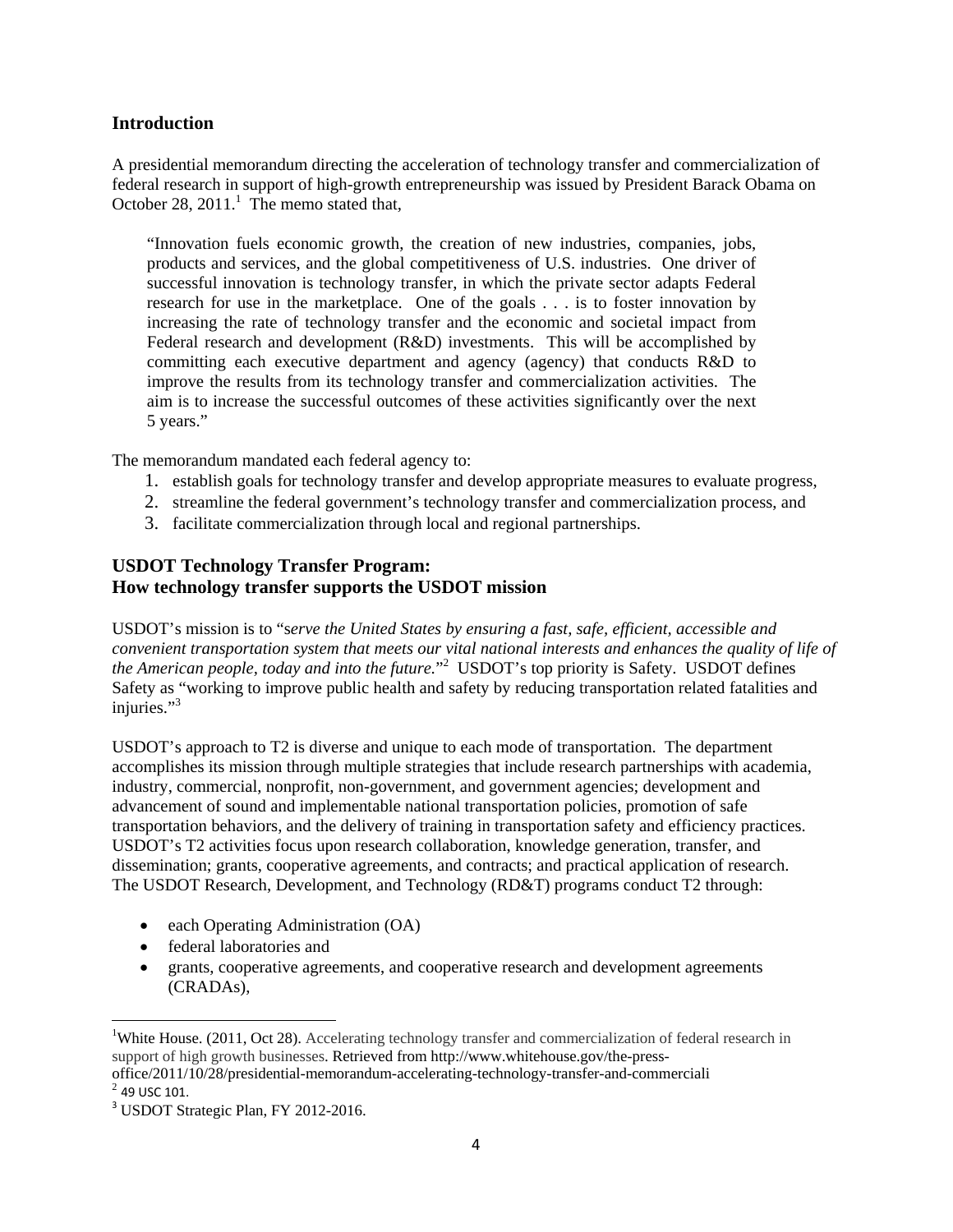## Introduction

A presidential memorandum directing the acceleration of technology transfer and commercialization of federal research in support of high-growth entrepreneurship was issued by President Barack Obama on October 28, 2011.[1] The memo stated that,

> "Innovation fuels economic growth, the creation of new industries, companies, jobs, products and services, and the global competitiveness of U.S. industries. One driver of successful innovation is technology transfer, in which the private sector adapts Federal research for use in the marketplace. One of the goals . . . is to foster innovation by increasing the rate of technology transfer and the economic and societal impact from Federal research and development (R&D) investments. This will be accomplished by committing each executive department and agency (agency) that conducts R&D to improve the results from its technology transfer and commercialization activities. The aim is to increase the successful outcomes of these activities significantly over the next 5 years."

The memorandum mandated each federal agency to:

1. establish goals for technology transfer and develop appropriate measures to evaluate progress,
2. streamline the federal government's technology transfer and commercialization process, and
3. facilitate commercialization through local and regional partnerships.

## USDOT Technology Transfer Program: How technology transfer supports the USDOT mission

USDOT's mission is to "*serve the United States by ensuring a fast, safe, efficient, accessible and convenient transportation system that meets our vital national interests and enhances the quality of life of the American people, today and into the future.*"[2] USDOT's top priority is Safety. USDOT defines Safety as "working to improve public health and safety by reducing transportation related fatalities and injuries."[3]

USDOT's approach to T2 is diverse and unique to each mode of transportation. The department accomplishes its mission through multiple strategies that include research partnerships with academia, industry, commercial, nonprofit, non-government, and government agencies; development and advancement of sound and implementable national transportation policies, promotion of safe transportation behaviors, and the delivery of training in transportation safety and efficiency practices. USDOT's T2 activities focus upon research collaboration, knowledge generation, transfer, and dissemination; grants, cooperative agreements, and contracts; and practical application of research. The USDOT Research, Development, and Technology (RD&T) programs conduct T2 through:

- each Operating Administration (OA)
- federal laboratories and
- grants, cooperative agreements, and cooperative research and development agreements (CRADAs),

---

[1] White House. (2011, Oct 28). Accelerating technology transfer and commercialization of federal research in support of high growth businesses. Retrieved from http://www.whitehouse.gov/the-press-office/2011/10/28/presidential-memorandum-accelerating-technology-transfer-and-commerciali

[2] 49 USC 101.

[3] USDOT Strategic Plan, FY 2012-2016.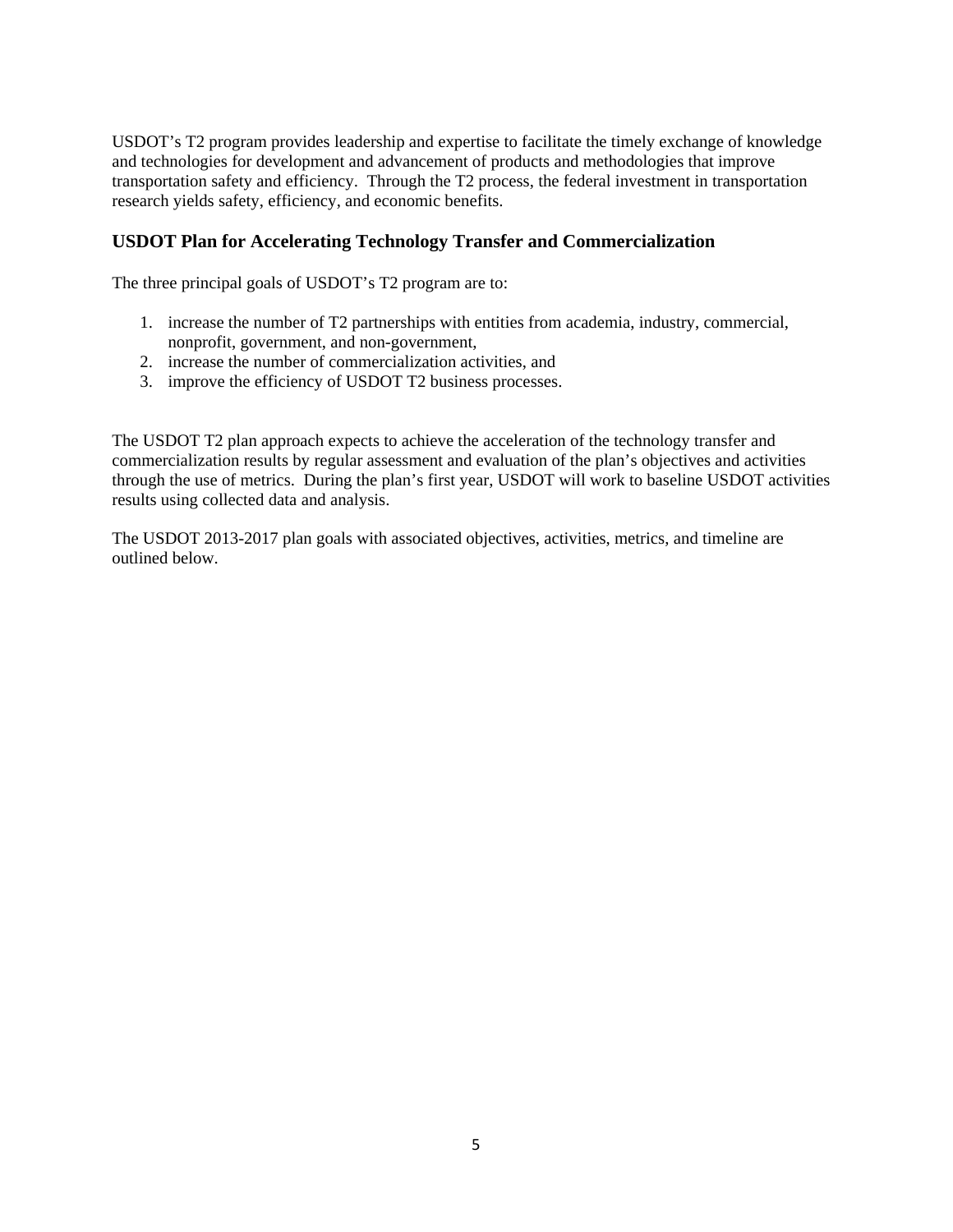USDOT's T2 program provides leadership and expertise to facilitate the timely exchange of knowledge and technologies for development and advancement of products and methodologies that improve transportation safety and efficiency. Through the T2 process, the federal investment in transportation research yields safety, efficiency, and economic benefits.

## USDOT Plan for Accelerating Technology Transfer and Commercialization

The three principal goals of USDOT's T2 program are to:

1. increase the number of T2 partnerships with entities from academia, industry, commercial, nonprofit, government, and non-government,
2. increase the number of commercialization activities, and
3. improve the efficiency of USDOT T2 business processes.

The USDOT T2 plan approach expects to achieve the acceleration of the technology transfer and commercialization results by regular assessment and evaluation of the plan's objectives and activities through the use of metrics. During the plan's first year, USDOT will work to baseline USDOT activities results using collected data and analysis.

The USDOT 2013-2017 plan goals with associated objectives, activities, metrics, and timeline are outlined below.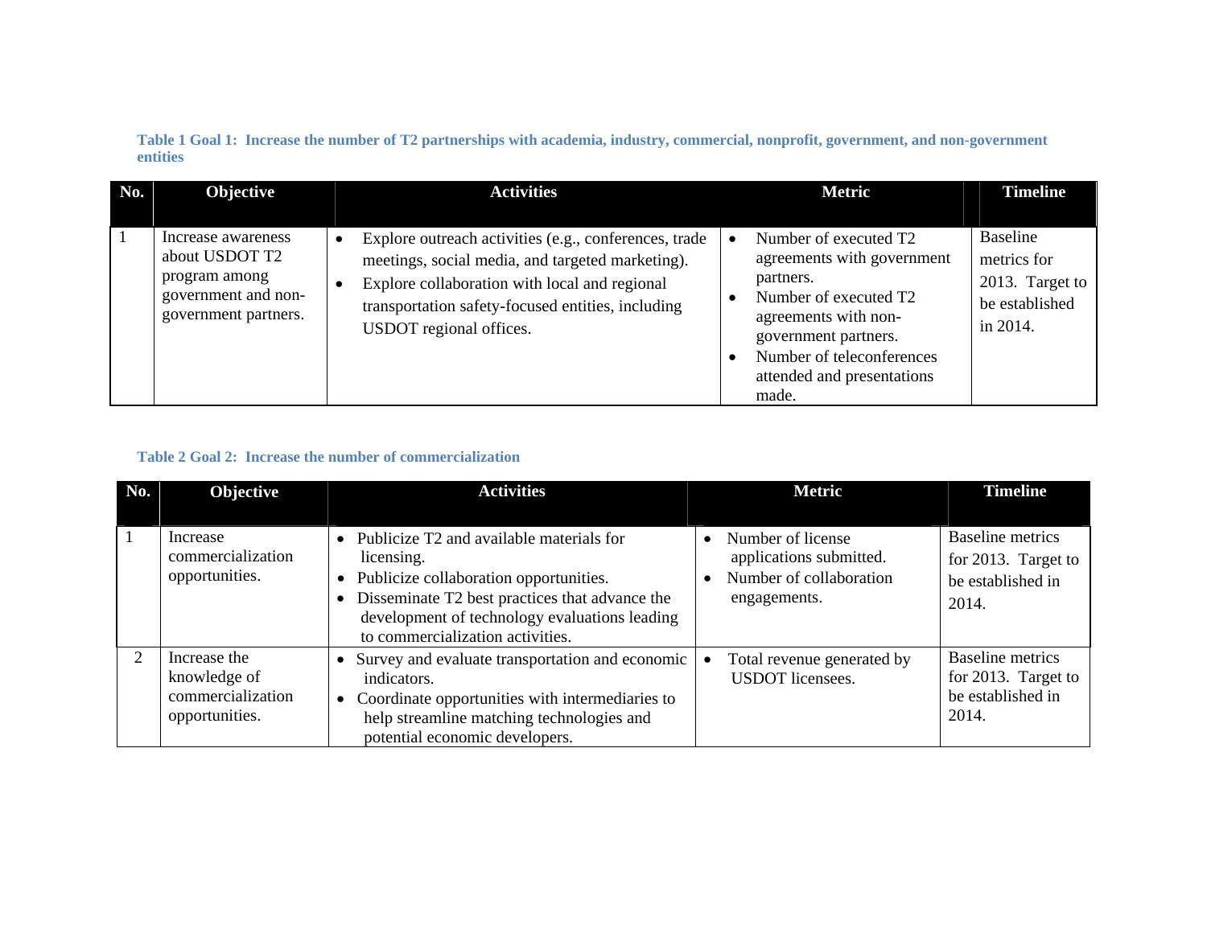**Table 1 Goal 1: Increase the number of T2 partnerships with academia, industry, commercial, nonprofit, government, and non-government entities**

| No. | Objective | Activities | Metric | Timeline |
|---|---|---|---|---|
| 1 | Increase awareness about USDOT T2 program among government and non-government partners. | • Explore outreach activities (e.g., conferences, trade meetings, social media, and targeted marketing).<br>• Explore collaboration with local and regional transportation safety-focused entities, including USDOT regional offices. | • Number of executed T2 agreements with government partners.<br>• Number of executed T2 agreements with non-government partners.<br>• Number of teleconferences attended and presentations made. | Baseline metrics for 2013. Target to be established in 2014. |

**Table 2 Goal 2: Increase the number of commercialization**

| No. | Objective | Activities | Metric | Timeline |
|---|---|---|---|---|
| 1 | Increase commercialization opportunities. | • Publicize T2 and available materials for licensing.<br>• Publicize collaboration opportunities.<br>• Disseminate T2 best practices that advance the development of technology evaluations leading to commercialization activities. | • Number of license applications submitted.<br>• Number of collaboration engagements. | Baseline metrics for 2013. Target to be established in 2014. |
| 2 | Increase the knowledge of commercialization opportunities. | • Survey and evaluate transportation and economic indicators.<br>• Coordinate opportunities with intermediaries to help streamline matching technologies and potential economic developers. | • Total revenue generated by USDOT licensees. | Baseline metrics for 2013. Target to be established in 2014. |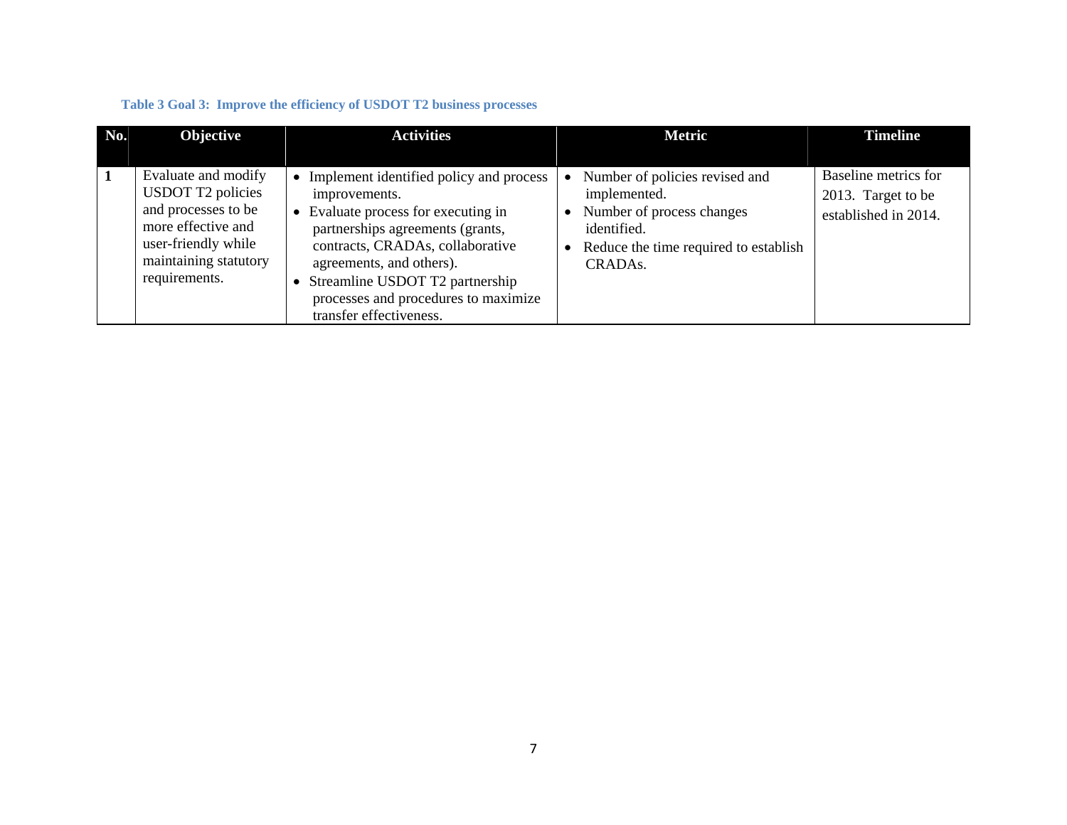**Table 3 Goal 3: Improve the efficiency of USDOT T2 business processes**

| No. | Objective | Activities | Metric | Timeline |
|---|---|---|---|---|
| **1** | Evaluate and modify USDOT T2 policies and processes to be more effective and user-friendly while maintaining statutory requirements. | • Implement identified policy and process improvements.<br>• Evaluate process for executing in partnerships agreements (grants, contracts, CRADAs, collaborative agreements, and others).<br>• Streamline USDOT T2 partnership processes and procedures to maximize transfer effectiveness. | • Number of policies revised and implemented.<br>• Number of process changes identified.<br>• Reduce the time required to establish CRADAs. | Baseline metrics for 2013. Target to be established in 2014. |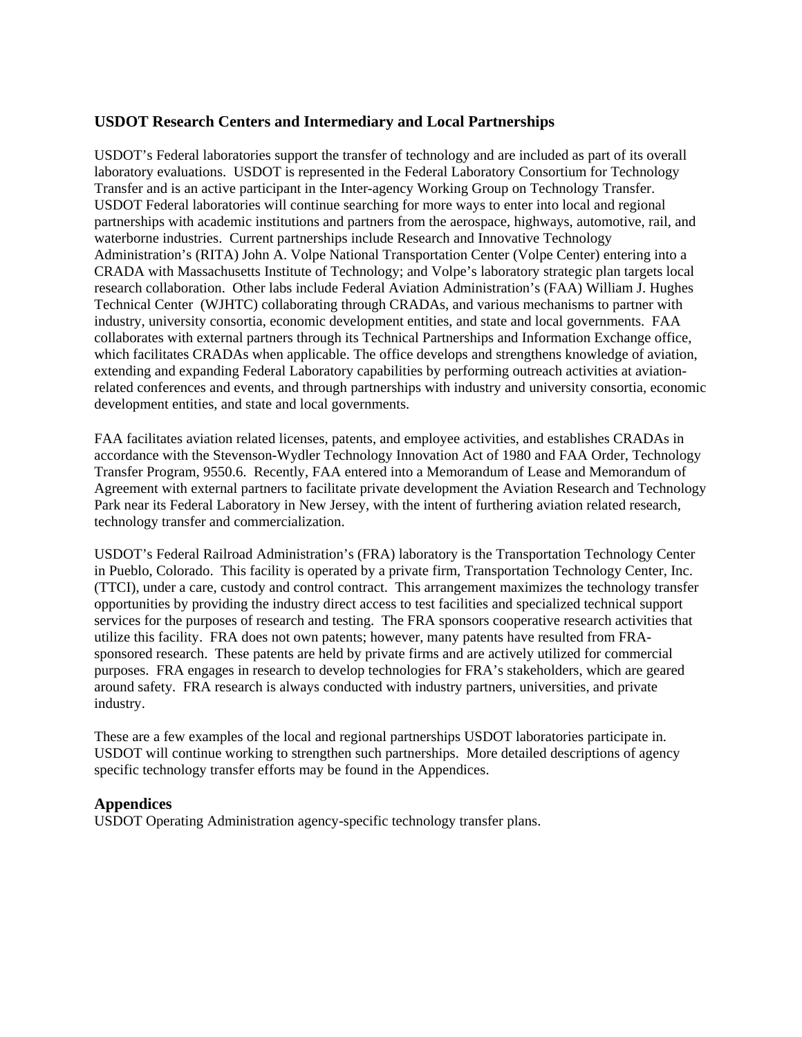### USDOT Research Centers and Intermediary and Local Partnerships

USDOT's Federal laboratories support the transfer of technology and are included as part of its overall laboratory evaluations. USDOT is represented in the Federal Laboratory Consortium for Technology Transfer and is an active participant in the Inter-agency Working Group on Technology Transfer. USDOT Federal laboratories will continue searching for more ways to enter into local and regional partnerships with academic institutions and partners from the aerospace, highways, automotive, rail, and waterborne industries. Current partnerships include Research and Innovative Technology Administration's (RITA) John A. Volpe National Transportation Center (Volpe Center) entering into a CRADA with Massachusetts Institute of Technology; and Volpe's laboratory strategic plan targets local research collaboration. Other labs include Federal Aviation Administration's (FAA) William J. Hughes Technical Center (WJHTC) collaborating through CRADAs, and various mechanisms to partner with industry, university consortia, economic development entities, and state and local governments. FAA collaborates with external partners through its Technical Partnerships and Information Exchange office, which facilitates CRADAs when applicable. The office develops and strengthens knowledge of aviation, extending and expanding Federal Laboratory capabilities by performing outreach activities at aviation-related conferences and events, and through partnerships with industry and university consortia, economic development entities, and state and local governments.

FAA facilitates aviation related licenses, patents, and employee activities, and establishes CRADAs in accordance with the Stevenson-Wydler Technology Innovation Act of 1980 and FAA Order, Technology Transfer Program, 9550.6. Recently, FAA entered into a Memorandum of Lease and Memorandum of Agreement with external partners to facilitate private development the Aviation Research and Technology Park near its Federal Laboratory in New Jersey, with the intent of furthering aviation related research, technology transfer and commercialization.

USDOT's Federal Railroad Administration's (FRA) laboratory is the Transportation Technology Center in Pueblo, Colorado. This facility is operated by a private firm, Transportation Technology Center, Inc. (TTCI), under a care, custody and control contract. This arrangement maximizes the technology transfer opportunities by providing the industry direct access to test facilities and specialized technical support services for the purposes of research and testing. The FRA sponsors cooperative research activities that utilize this facility. FRA does not own patents; however, many patents have resulted from FRA-sponsored research. These patents are held by private firms and are actively utilized for commercial purposes. FRA engages in research to develop technologies for FRA's stakeholders, which are geared around safety. FRA research is always conducted with industry partners, universities, and private industry.

These are a few examples of the local and regional partnerships USDOT laboratories participate in. USDOT will continue working to strengthen such partnerships. More detailed descriptions of agency specific technology transfer efforts may be found in the Appendices.

### Appendices

USDOT Operating Administration agency-specific technology transfer plans.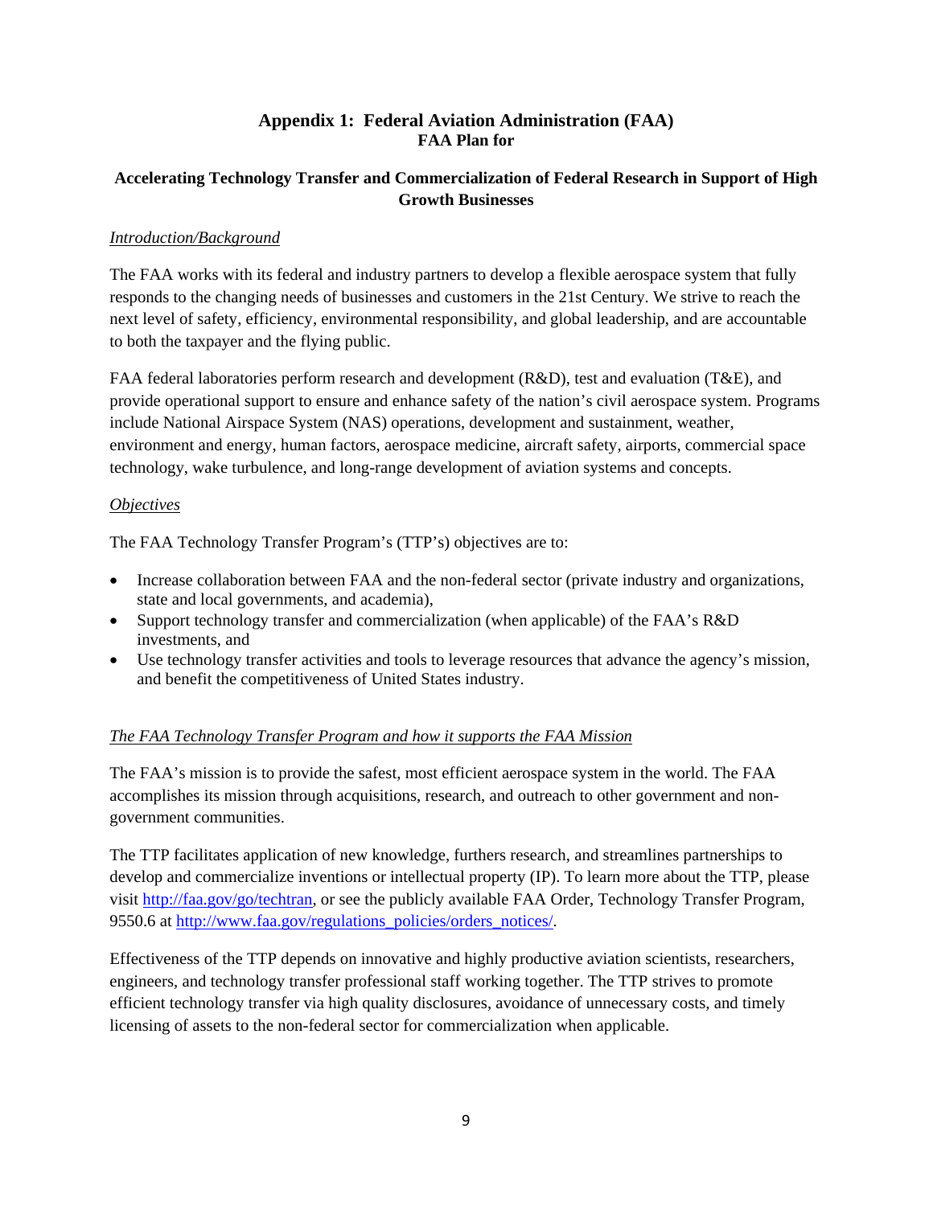# Appendix 1: Federal Aviation Administration (FAA)

## FAA Plan for

## Accelerating Technology Transfer and Commercialization of Federal Research in Support of High Growth Businesses

*Introduction/Background*

The FAA works with its federal and industry partners to develop a flexible aerospace system that fully responds to the changing needs of businesses and customers in the 21st Century. We strive to reach the next level of safety, efficiency, environmental responsibility, and global leadership, and are accountable to both the taxpayer and the flying public.

FAA federal laboratories perform research and development (R&D), test and evaluation (T&E), and provide operational support to ensure and enhance safety of the nation's civil aerospace system. Programs include National Airspace System (NAS) operations, development and sustainment, weather, environment and energy, human factors, aerospace medicine, aircraft safety, airports, commercial space technology, wake turbulence, and long-range development of aviation systems and concepts.

*Objectives*

The FAA Technology Transfer Program's (TTP's) objectives are to:

- Increase collaboration between FAA and the non-federal sector (private industry and organizations, state and local governments, and academia),
- Support technology transfer and commercialization (when applicable) of the FAA's R&D investments, and
- Use technology transfer activities and tools to leverage resources that advance the agency's mission, and benefit the competitiveness of United States industry.

*The FAA Technology Transfer Program and how it supports the FAA Mission*

The FAA's mission is to provide the safest, most efficient aerospace system in the world. The FAA accomplishes its mission through acquisitions, research, and outreach to other government and non-government communities.

The TTP facilitates application of new knowledge, furthers research, and streamlines partnerships to develop and commercialize inventions or intellectual property (IP). To learn more about the TTP, please visit http://faa.gov/go/techtran, or see the publicly available FAA Order, Technology Transfer Program, 9550.6 at http://www.faa.gov/regulations_policies/orders_notices/.

Effectiveness of the TTP depends on innovative and highly productive aviation scientists, researchers, engineers, and technology transfer professional staff working together. The TTP strives to promote efficient technology transfer via high quality disclosures, avoidance of unnecessary costs, and timely licensing of assets to the non-federal sector for commercialization when applicable.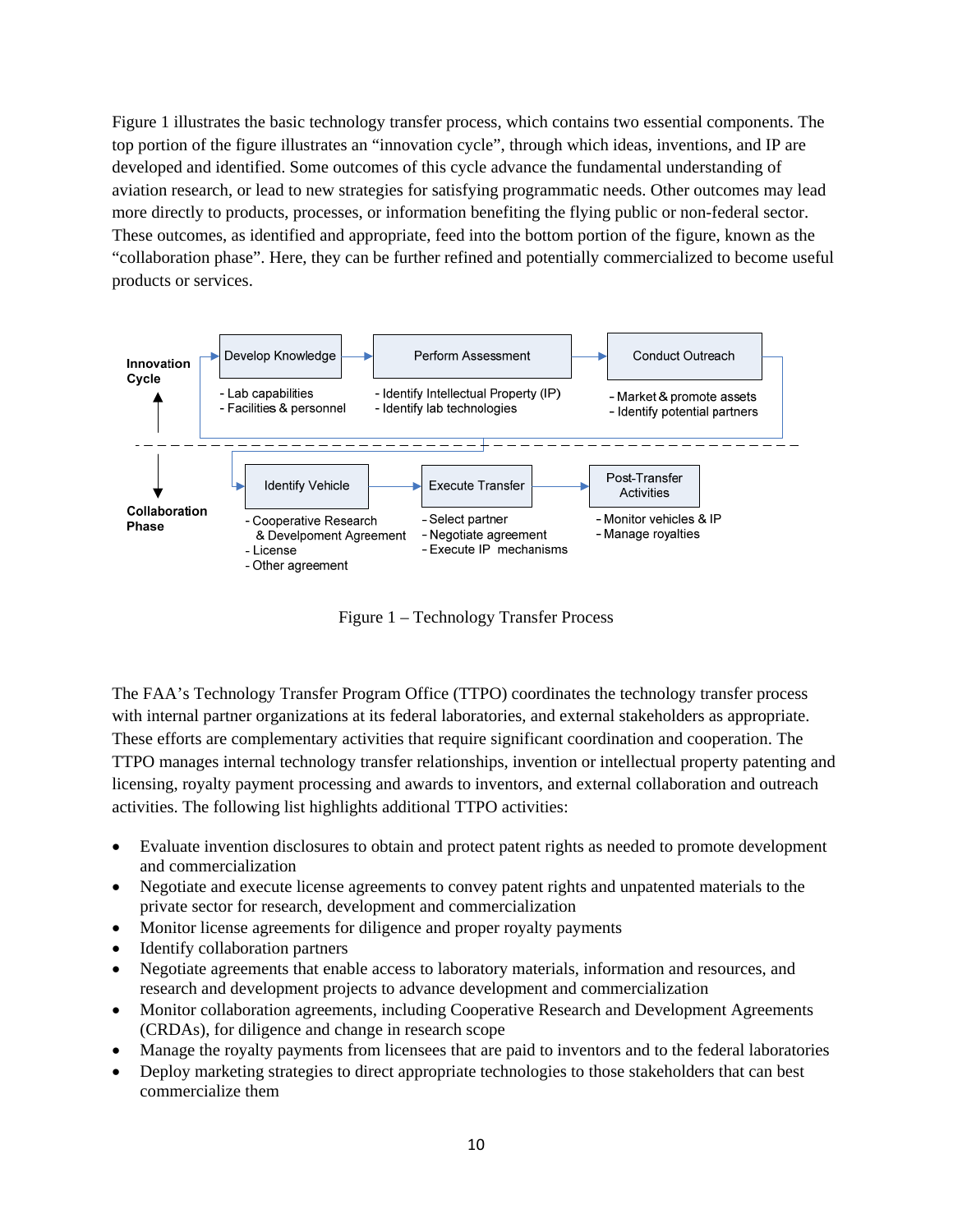Figure 1 illustrates the basic technology transfer process, which contains two essential components. The top portion of the figure illustrates an "innovation cycle", through which ideas, inventions, and IP are developed and identified. Some outcomes of this cycle advance the fundamental understanding of aviation research, or lead to new strategies for satisfying programmatic needs. Other outcomes may lead more directly to products, processes, or information benefiting the flying public or non-federal sector. These outcomes, as identified and appropriate, feed into the bottom portion of the figure, known as the "collaboration phase". Here, they can be further refined and potentially commercialized to become useful products or services.

Innovation Cycle

Develop Knowledge
- Lab capabilities
- Facilities & personnel

Perform Assessment
- Identify Intellectual Property (IP)
- Identify lab technologies

Conduct Outreach
- Market & promote assets
- Identify potential partners

Collaboration Phase

Identify Vehicle
- Cooperative Research & Development Agreement
- License
- Other agreement

Execute Transfer
- Select partner
- Negotiate agreement
- Execute IP mechanisms

Post-Transfer Activities
- Monitor vehicles & IP
- Manage royalties

Figure 1 – Technology Transfer Process

The FAA's Technology Transfer Program Office (TTPO) coordinates the technology transfer process with internal partner organizations at its federal laboratories, and external stakeholders as appropriate. These efforts are complementary activities that require significant coordination and cooperation. The TTPO manages internal technology transfer relationships, invention or intellectual property patenting and licensing, royalty payment processing and awards to inventors, and external collaboration and outreach activities. The following list highlights additional TTPO activities:

- Evaluate invention disclosures to obtain and protect patent rights as needed to promote development and commercialization
- Negotiate and execute license agreements to convey patent rights and unpatented materials to the private sector for research, development and commercialization
- Monitor license agreements for diligence and proper royalty payments
- Identify collaboration partners
- Negotiate agreements that enable access to laboratory materials, information and resources, and research and development projects to advance development and commercialization
- Monitor collaboration agreements, including Cooperative Research and Development Agreements (CRDAs), for diligence and change in research scope
- Manage the royalty payments from licensees that are paid to inventors and to the federal laboratories
- Deploy marketing strategies to direct appropriate technologies to those stakeholders that can best commercialize them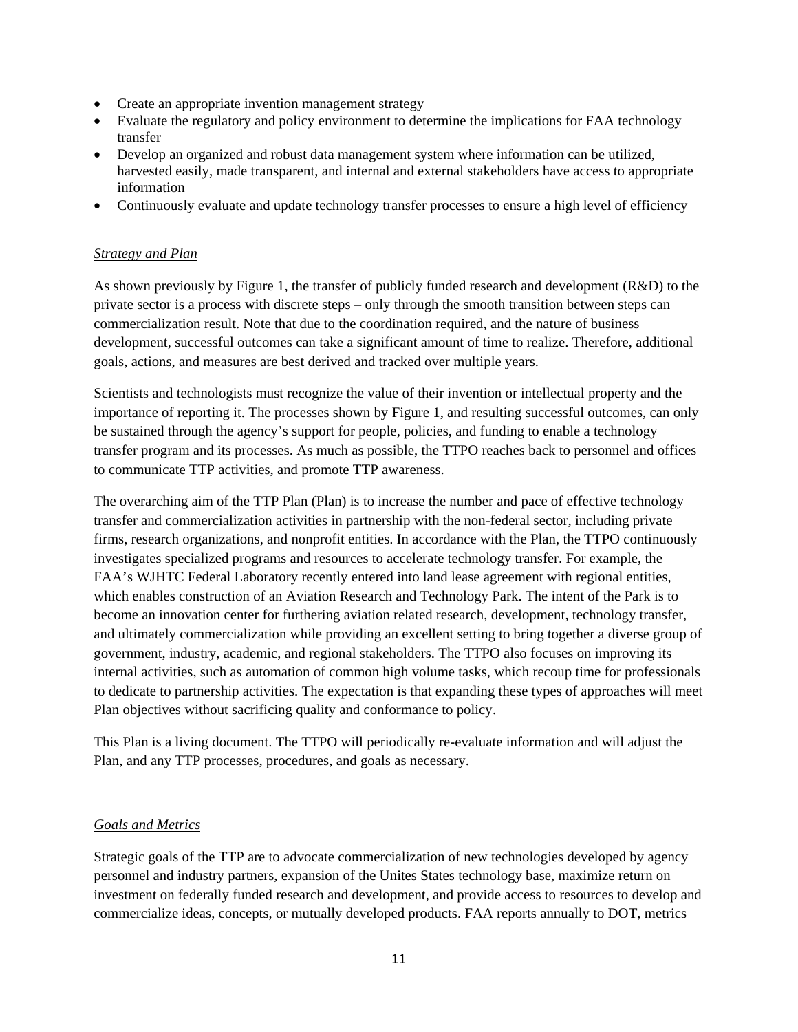- Create an appropriate invention management strategy
- Evaluate the regulatory and policy environment to determine the implications for FAA technology transfer
- Develop an organized and robust data management system where information can be utilized, harvested easily, made transparent, and internal and external stakeholders have access to appropriate information
- Continuously evaluate and update technology transfer processes to ensure a high level of efficiency

*Strategy and Plan*

As shown previously by Figure 1, the transfer of publicly funded research and development (R&D) to the private sector is a process with discrete steps – only through the smooth transition between steps can commercialization result. Note that due to the coordination required, and the nature of business development, successful outcomes can take a significant amount of time to realize. Therefore, additional goals, actions, and measures are best derived and tracked over multiple years.

Scientists and technologists must recognize the value of their invention or intellectual property and the importance of reporting it. The processes shown by Figure 1, and resulting successful outcomes, can only be sustained through the agency's support for people, policies, and funding to enable a technology transfer program and its processes. As much as possible, the TTPO reaches back to personnel and offices to communicate TTP activities, and promote TTP awareness.

The overarching aim of the TTP Plan (Plan) is to increase the number and pace of effective technology transfer and commercialization activities in partnership with the non-federal sector, including private firms, research organizations, and nonprofit entities. In accordance with the Plan, the TTPO continuously investigates specialized programs and resources to accelerate technology transfer. For example, the FAA's WJHTC Federal Laboratory recently entered into land lease agreement with regional entities, which enables construction of an Aviation Research and Technology Park. The intent of the Park is to become an innovation center for furthering aviation related research, development, technology transfer, and ultimately commercialization while providing an excellent setting to bring together a diverse group of government, industry, academic, and regional stakeholders. The TTPO also focuses on improving its internal activities, such as automation of common high volume tasks, which recoup time for professionals to dedicate to partnership activities. The expectation is that expanding these types of approaches will meet Plan objectives without sacrificing quality and conformance to policy.

This Plan is a living document. The TTPO will periodically re-evaluate information and will adjust the Plan, and any TTP processes, procedures, and goals as necessary.

*Goals and Metrics*

Strategic goals of the TTP are to advocate commercialization of new technologies developed by agency personnel and industry partners, expansion of the Unites States technology base, maximize return on investment on federally funded research and development, and provide access to resources to develop and commercialize ideas, concepts, or mutually developed products. FAA reports annually to DOT, metrics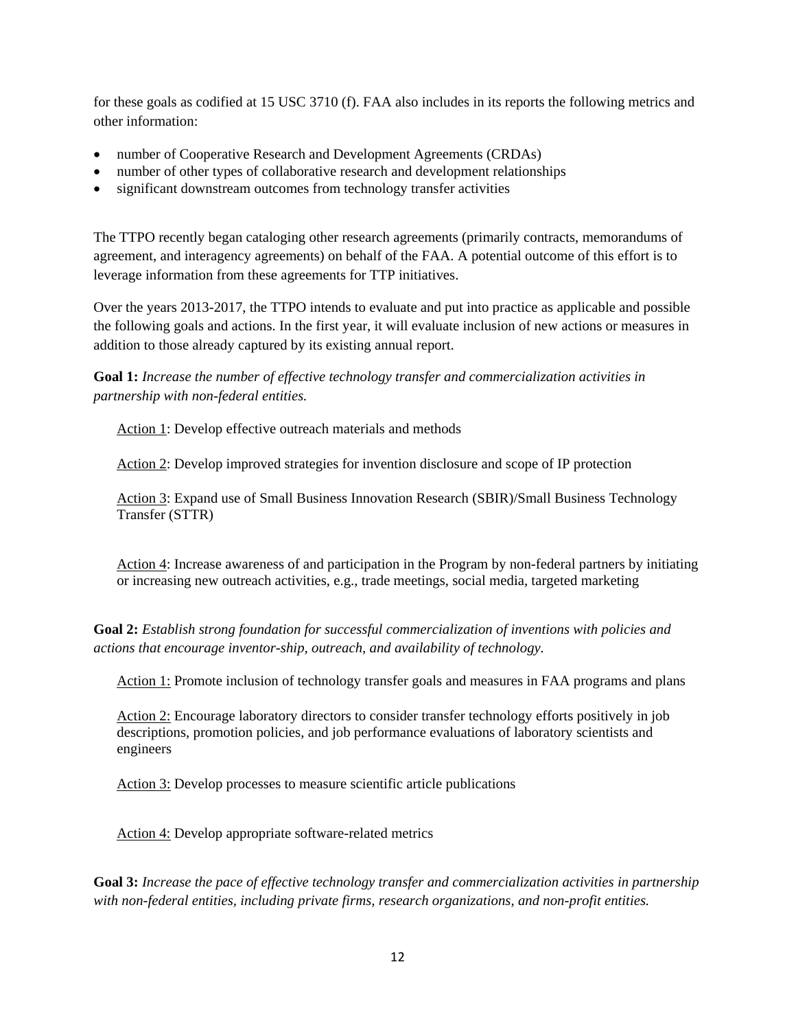for these goals as codified at 15 USC 3710 (f). FAA also includes in its reports the following metrics and other information:

- number of Cooperative Research and Development Agreements (CRDAs)
- number of other types of collaborative research and development relationships
- significant downstream outcomes from technology transfer activities

The TTPO recently began cataloging other research agreements (primarily contracts, memorandums of agreement, and interagency agreements) on behalf of the FAA. A potential outcome of this effort is to leverage information from these agreements for TTP initiatives.

Over the years 2013-2017, the TTPO intends to evaluate and put into practice as applicable and possible the following goals and actions. In the first year, it will evaluate inclusion of new actions or measures in addition to those already captured by its existing annual report.

**Goal 1:** *Increase the number of effective technology transfer and commercialization activities in partnership with non-federal entities.*

> Action 1: Develop effective outreach materials and methods
>
> Action 2: Develop improved strategies for invention disclosure and scope of IP protection
>
> Action 3: Expand use of Small Business Innovation Research (SBIR)/Small Business Technology Transfer (STTR)
>
> Action 4: Increase awareness of and participation in the Program by non-federal partners by initiating or increasing new outreach activities, e.g., trade meetings, social media, targeted marketing

**Goal 2:** *Establish strong foundation for successful commercialization of inventions with policies and actions that encourage inventor-ship, outreach, and availability of technology.*

> Action 1: Promote inclusion of technology transfer goals and measures in FAA programs and plans
>
> Action 2: Encourage laboratory directors to consider transfer technology efforts positively in job descriptions, promotion policies, and job performance evaluations of laboratory scientists and engineers
>
> Action 3: Develop processes to measure scientific article publications
>
> Action 4: Develop appropriate software-related metrics

**Goal 3:** *Increase the pace of effective technology transfer and commercialization activities in partnership with non-federal entities, including private firms, research organizations, and non-profit entities.*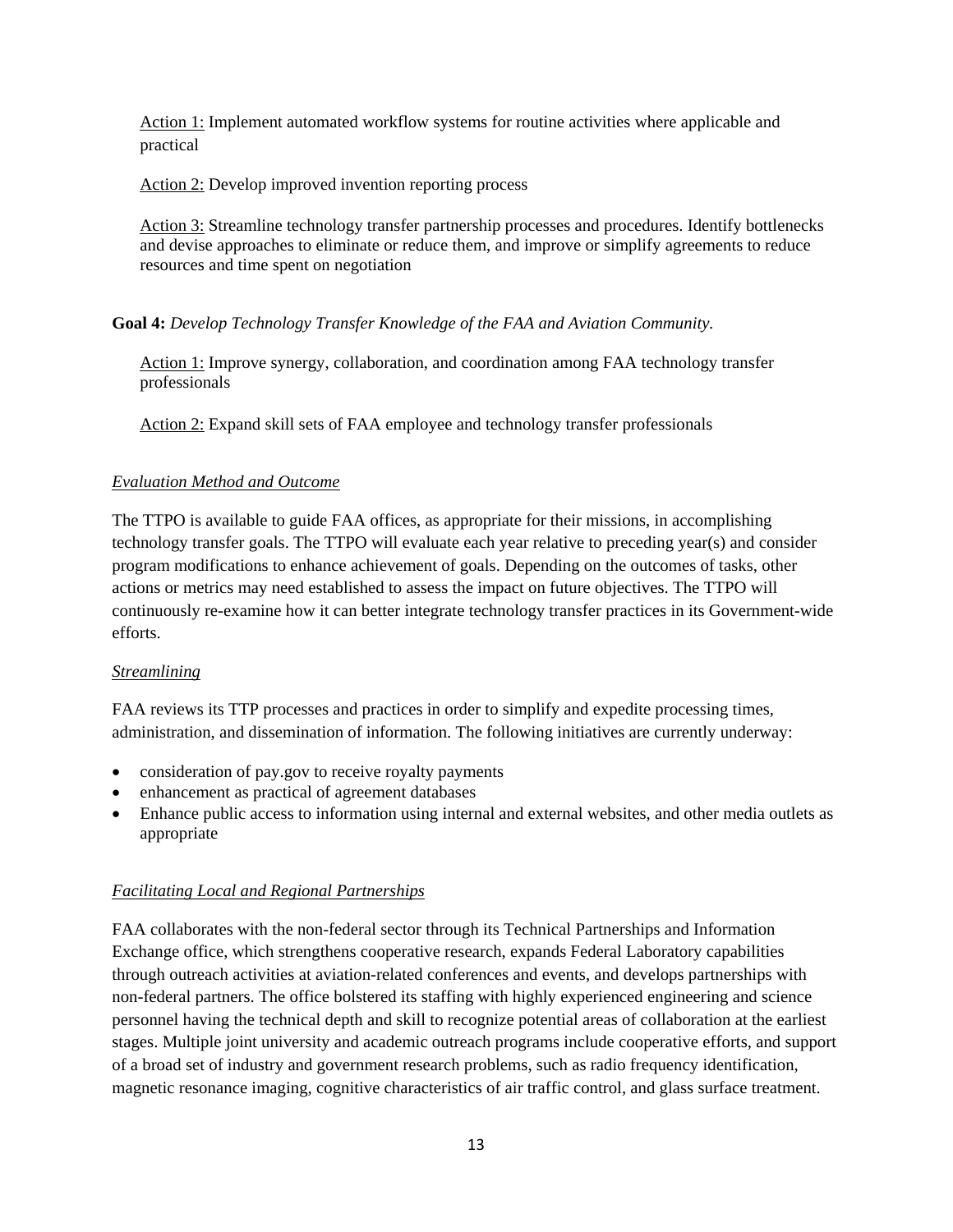Action 1: Implement automated workflow systems for routine activities where applicable and practical

Action 2: Develop improved invention reporting process

Action 3: Streamline technology transfer partnership processes and procedures. Identify bottlenecks and devise approaches to eliminate or reduce them, and improve or simplify agreements to reduce resources and time spent on negotiation

**Goal 4:** *Develop Technology Transfer Knowledge of the FAA and Aviation Community.*

Action 1: Improve synergy, collaboration, and coordination among FAA technology transfer professionals

Action 2: Expand skill sets of FAA employee and technology transfer professionals

*Evaluation Method and Outcome*

The TTPO is available to guide FAA offices, as appropriate for their missions, in accomplishing technology transfer goals. The TTPO will evaluate each year relative to preceding year(s) and consider program modifications to enhance achievement of goals. Depending on the outcomes of tasks, other actions or metrics may need established to assess the impact on future objectives. The TTPO will continuously re-examine how it can better integrate technology transfer practices in its Government-wide efforts.

*Streamlining*

FAA reviews its TTP processes and practices in order to simplify and expedite processing times, administration, and dissemination of information. The following initiatives are currently underway:

- consideration of pay.gov to receive royalty payments
- enhancement as practical of agreement databases
- Enhance public access to information using internal and external websites, and other media outlets as appropriate

*Facilitating Local and Regional Partnerships*

FAA collaborates with the non-federal sector through its Technical Partnerships and Information Exchange office, which strengthens cooperative research, expands Federal Laboratory capabilities through outreach activities at aviation-related conferences and events, and develops partnerships with non-federal partners. The office bolstered its staffing with highly experienced engineering and science personnel having the technical depth and skill to recognize potential areas of collaboration at the earliest stages. Multiple joint university and academic outreach programs include cooperative efforts, and support of a broad set of industry and government research problems, such as radio frequency identification, magnetic resonance imaging, cognitive characteristics of air traffic control, and glass surface treatment.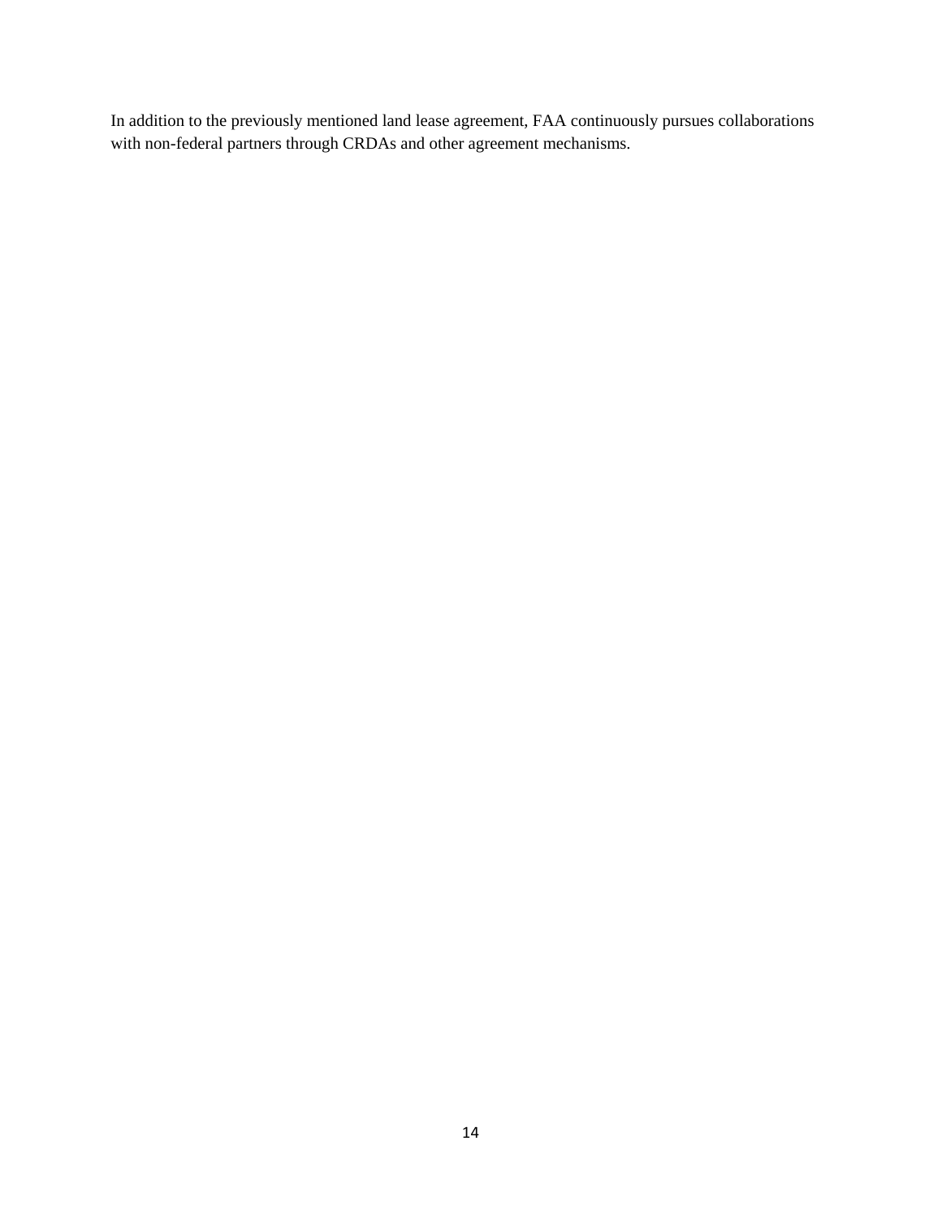In addition to the previously mentioned land lease agreement, FAA continuously pursues collaborations with non-federal partners through CRDAs and other agreement mechanisms.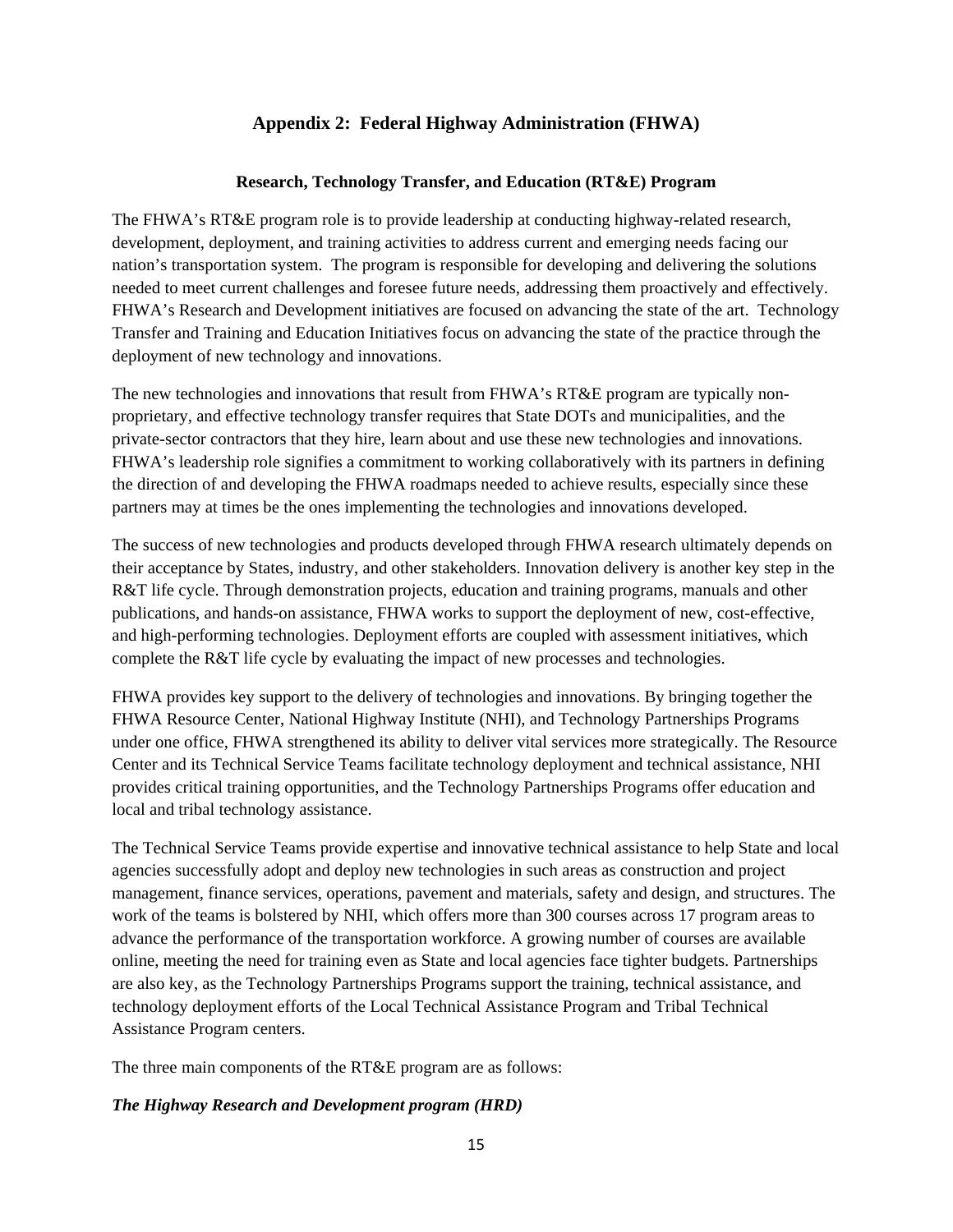## Appendix 2: Federal Highway Administration (FHWA)

### Research, Technology Transfer, and Education (RT&E) Program

The FHWA's RT&E program role is to provide leadership at conducting highway-related research, development, deployment, and training activities to address current and emerging needs facing our nation's transportation system. The program is responsible for developing and delivering the solutions needed to meet current challenges and foresee future needs, addressing them proactively and effectively. FHWA's Research and Development initiatives are focused on advancing the state of the art. Technology Transfer and Training and Education Initiatives focus on advancing the state of the practice through the deployment of new technology and innovations.

The new technologies and innovations that result from FHWA's RT&E program are typically non-proprietary, and effective technology transfer requires that State DOTs and municipalities, and the private-sector contractors that they hire, learn about and use these new technologies and innovations. FHWA's leadership role signifies a commitment to working collaboratively with its partners in defining the direction of and developing the FHWA roadmaps needed to achieve results, especially since these partners may at times be the ones implementing the technologies and innovations developed.

The success of new technologies and products developed through FHWA research ultimately depends on their acceptance by States, industry, and other stakeholders. Innovation delivery is another key step in the R&T life cycle. Through demonstration projects, education and training programs, manuals and other publications, and hands-on assistance, FHWA works to support the deployment of new, cost-effective, and high-performing technologies. Deployment efforts are coupled with assessment initiatives, which complete the R&T life cycle by evaluating the impact of new processes and technologies.

FHWA provides key support to the delivery of technologies and innovations. By bringing together the FHWA Resource Center, National Highway Institute (NHI), and Technology Partnerships Programs under one office, FHWA strengthened its ability to deliver vital services more strategically. The Resource Center and its Technical Service Teams facilitate technology deployment and technical assistance, NHI provides critical training opportunities, and the Technology Partnerships Programs offer education and local and tribal technology assistance.

The Technical Service Teams provide expertise and innovative technical assistance to help State and local agencies successfully adopt and deploy new technologies in such areas as construction and project management, finance services, operations, pavement and materials, safety and design, and structures. The work of the teams is bolstered by NHI, which offers more than 300 courses across 17 program areas to advance the performance of the transportation workforce. A growing number of courses are available online, meeting the need for training even as State and local agencies face tighter budgets. Partnerships are also key, as the Technology Partnerships Programs support the training, technical assistance, and technology deployment efforts of the Local Technical Assistance Program and Tribal Technical Assistance Program centers.

The three main components of the RT&E program are as follows:

***The Highway Research and Development program (HRD)***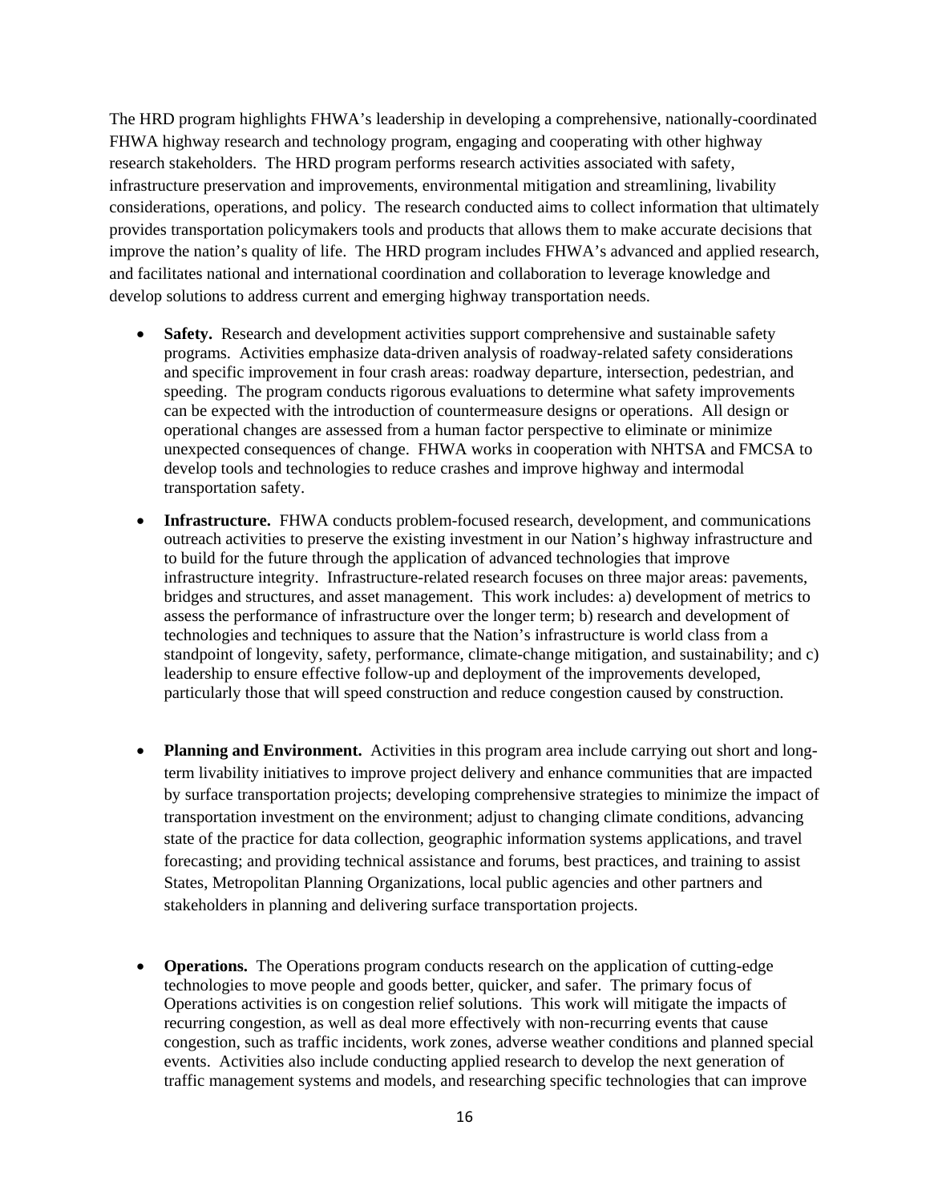The HRD program highlights FHWA's leadership in developing a comprehensive, nationally-coordinated FHWA highway research and technology program, engaging and cooperating with other highway research stakeholders. The HRD program performs research activities associated with safety, infrastructure preservation and improvements, environmental mitigation and streamlining, livability considerations, operations, and policy. The research conducted aims to collect information that ultimately provides transportation policymakers tools and products that allows them to make accurate decisions that improve the nation's quality of life. The HRD program includes FHWA's advanced and applied research, and facilitates national and international coordination and collaboration to leverage knowledge and develop solutions to address current and emerging highway transportation needs.

- **Safety.** Research and development activities support comprehensive and sustainable safety programs. Activities emphasize data-driven analysis of roadway-related safety considerations and specific improvement in four crash areas: roadway departure, intersection, pedestrian, and speeding. The program conducts rigorous evaluations to determine what safety improvements can be expected with the introduction of countermeasure designs or operations. All design or operational changes are assessed from a human factor perspective to eliminate or minimize unexpected consequences of change. FHWA works in cooperation with NHTSA and FMCSA to develop tools and technologies to reduce crashes and improve highway and intermodal transportation safety.
- **Infrastructure.** FHWA conducts problem-focused research, development, and communications outreach activities to preserve the existing investment in our Nation's highway infrastructure and to build for the future through the application of advanced technologies that improve infrastructure integrity. Infrastructure-related research focuses on three major areas: pavements, bridges and structures, and asset management. This work includes: a) development of metrics to assess the performance of infrastructure over the longer term; b) research and development of technologies and techniques to assure that the Nation's infrastructure is world class from a standpoint of longevity, safety, performance, climate-change mitigation, and sustainability; and c) leadership to ensure effective follow-up and deployment of the improvements developed, particularly those that will speed construction and reduce congestion caused by construction.
- **Planning and Environment.** Activities in this program area include carrying out short and long-term livability initiatives to improve project delivery and enhance communities that are impacted by surface transportation projects; developing comprehensive strategies to minimize the impact of transportation investment on the environment; adjust to changing climate conditions, advancing state of the practice for data collection, geographic information systems applications, and travel forecasting; and providing technical assistance and forums, best practices, and training to assist States, Metropolitan Planning Organizations, local public agencies and other partners and stakeholders in planning and delivering surface transportation projects.
- **Operations.** The Operations program conducts research on the application of cutting-edge technologies to move people and goods better, quicker, and safer. The primary focus of Operations activities is on congestion relief solutions. This work will mitigate the impacts of recurring congestion, as well as deal more effectively with non-recurring events that cause congestion, such as traffic incidents, work zones, adverse weather conditions and planned special events. Activities also include conducting applied research to develop the next generation of traffic management systems and models, and researching specific technologies that can improve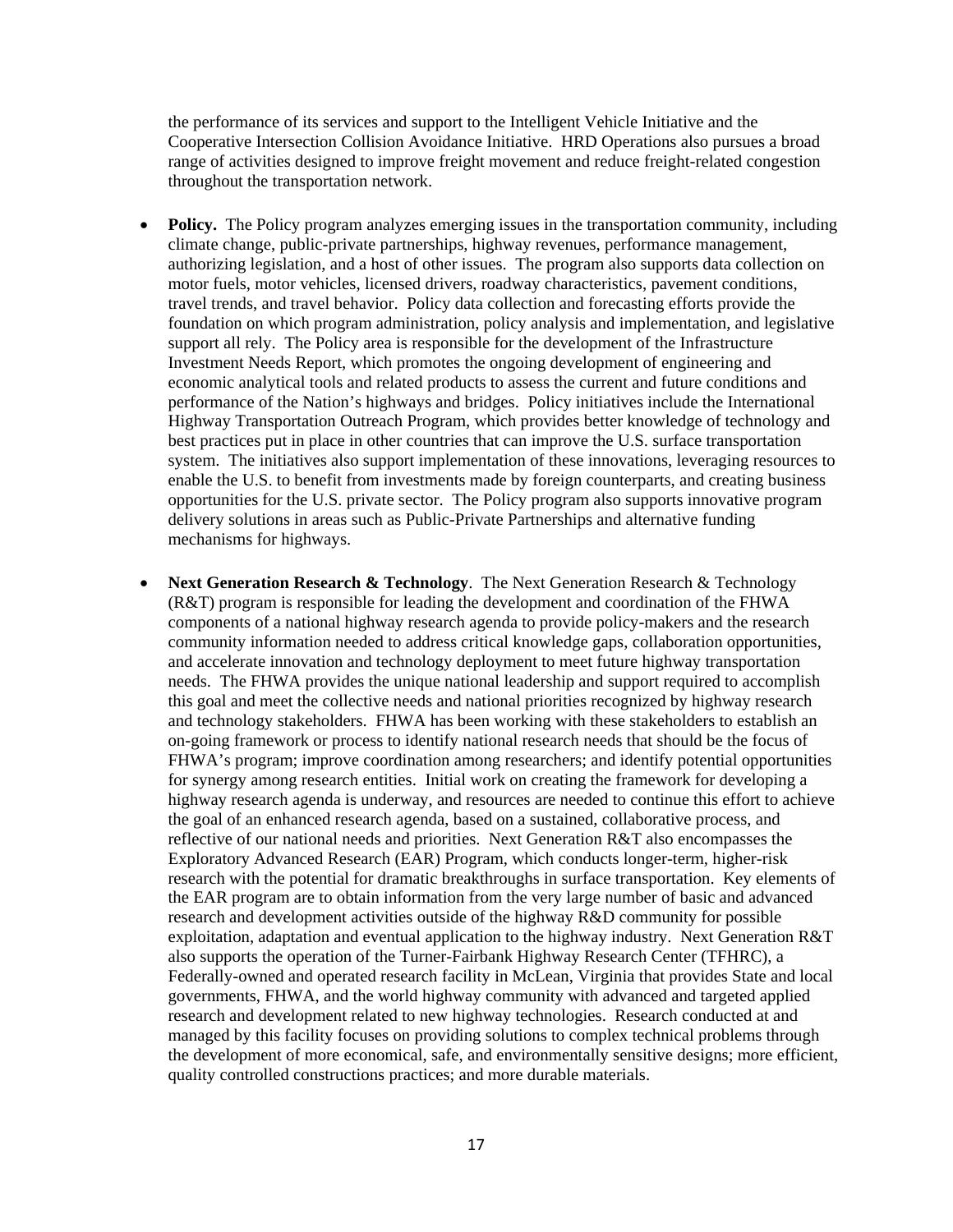the performance of its services and support to the Intelligent Vehicle Initiative and the Cooperative Intersection Collision Avoidance Initiative. HRD Operations also pursues a broad range of activities designed to improve freight movement and reduce freight-related congestion throughout the transportation network.

- **Policy.** The Policy program analyzes emerging issues in the transportation community, including climate change, public-private partnerships, highway revenues, performance management, authorizing legislation, and a host of other issues. The program also supports data collection on motor fuels, motor vehicles, licensed drivers, roadway characteristics, pavement conditions, travel trends, and travel behavior. Policy data collection and forecasting efforts provide the foundation on which program administration, policy analysis and implementation, and legislative support all rely. The Policy area is responsible for the development of the Infrastructure Investment Needs Report, which promotes the ongoing development of engineering and economic analytical tools and related products to assess the current and future conditions and performance of the Nation's highways and bridges. Policy initiatives include the International Highway Transportation Outreach Program, which provides better knowledge of technology and best practices put in place in other countries that can improve the U.S. surface transportation system. The initiatives also support implementation of these innovations, leveraging resources to enable the U.S. to benefit from investments made by foreign counterparts, and creating business opportunities for the U.S. private sector. The Policy program also supports innovative program delivery solutions in areas such as Public-Private Partnerships and alternative funding mechanisms for highways.

- **Next Generation Research & Technology**. The Next Generation Research & Technology (R&T) program is responsible for leading the development and coordination of the FHWA components of a national highway research agenda to provide policy-makers and the research community information needed to address critical knowledge gaps, collaboration opportunities, and accelerate innovation and technology deployment to meet future highway transportation needs. The FHWA provides the unique national leadership and support required to accomplish this goal and meet the collective needs and national priorities recognized by highway research and technology stakeholders. FHWA has been working with these stakeholders to establish an on-going framework or process to identify national research needs that should be the focus of FHWA's program; improve coordination among researchers; and identify potential opportunities for synergy among research entities. Initial work on creating the framework for developing a highway research agenda is underway, and resources are needed to continue this effort to achieve the goal of an enhanced research agenda, based on a sustained, collaborative process, and reflective of our national needs and priorities. Next Generation R&T also encompasses the Exploratory Advanced Research (EAR) Program, which conducts longer-term, higher-risk research with the potential for dramatic breakthroughs in surface transportation. Key elements of the EAR program are to obtain information from the very large number of basic and advanced research and development activities outside of the highway R&D community for possible exploitation, adaptation and eventual application to the highway industry. Next Generation R&T also supports the operation of the Turner-Fairbank Highway Research Center (TFHRC), a Federally-owned and operated research facility in McLean, Virginia that provides State and local governments, FHWA, and the world highway community with advanced and targeted applied research and development related to new highway technologies. Research conducted at and managed by this facility focuses on providing solutions to complex technical problems through the development of more economical, safe, and environmentally sensitive designs; more efficient, quality controlled constructions practices; and more durable materials.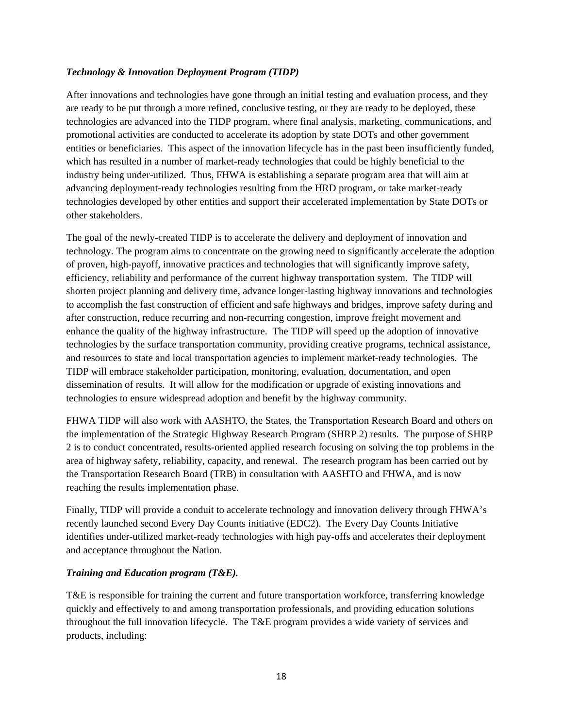***Technology & Innovation Deployment Program (TIDP)***

After innovations and technologies have gone through an initial testing and evaluation process, and they are ready to be put through a more refined, conclusive testing, or they are ready to be deployed, these technologies are advanced into the TIDP program, where final analysis, marketing, communications, and promotional activities are conducted to accelerate its adoption by state DOTs and other government entities or beneficiaries. This aspect of the innovation lifecycle has in the past been insufficiently funded, which has resulted in a number of market-ready technologies that could be highly beneficial to the industry being under-utilized. Thus, FHWA is establishing a separate program area that will aim at advancing deployment-ready technologies resulting from the HRD program, or take market-ready technologies developed by other entities and support their accelerated implementation by State DOTs or other stakeholders.

The goal of the newly-created TIDP is to accelerate the delivery and deployment of innovation and technology. The program aims to concentrate on the growing need to significantly accelerate the adoption of proven, high-payoff, innovative practices and technologies that will significantly improve safety, efficiency, reliability and performance of the current highway transportation system. The TIDP will shorten project planning and delivery time, advance longer-lasting highway innovations and technologies to accomplish the fast construction of efficient and safe highways and bridges, improve safety during and after construction, reduce recurring and non-recurring congestion, improve freight movement and enhance the quality of the highway infrastructure. The TIDP will speed up the adoption of innovative technologies by the surface transportation community, providing creative programs, technical assistance, and resources to state and local transportation agencies to implement market-ready technologies. The TIDP will embrace stakeholder participation, monitoring, evaluation, documentation, and open dissemination of results. It will allow for the modification or upgrade of existing innovations and technologies to ensure widespread adoption and benefit by the highway community.

FHWA TIDP will also work with AASHTO, the States, the Transportation Research Board and others on the implementation of the Strategic Highway Research Program (SHRP 2) results. The purpose of SHRP 2 is to conduct concentrated, results-oriented applied research focusing on solving the top problems in the area of highway safety, reliability, capacity, and renewal. The research program has been carried out by the Transportation Research Board (TRB) in consultation with AASHTO and FHWA, and is now reaching the results implementation phase.

Finally, TIDP will provide a conduit to accelerate technology and innovation delivery through FHWA's recently launched second Every Day Counts initiative (EDC2). The Every Day Counts Initiative identifies under-utilized market-ready technologies with high pay-offs and accelerates their deployment and acceptance throughout the Nation.

***Training and Education program (T&E).***

T&E is responsible for training the current and future transportation workforce, transferring knowledge quickly and effectively to and among transportation professionals, and providing education solutions throughout the full innovation lifecycle. The T&E program provides a wide variety of services and products, including: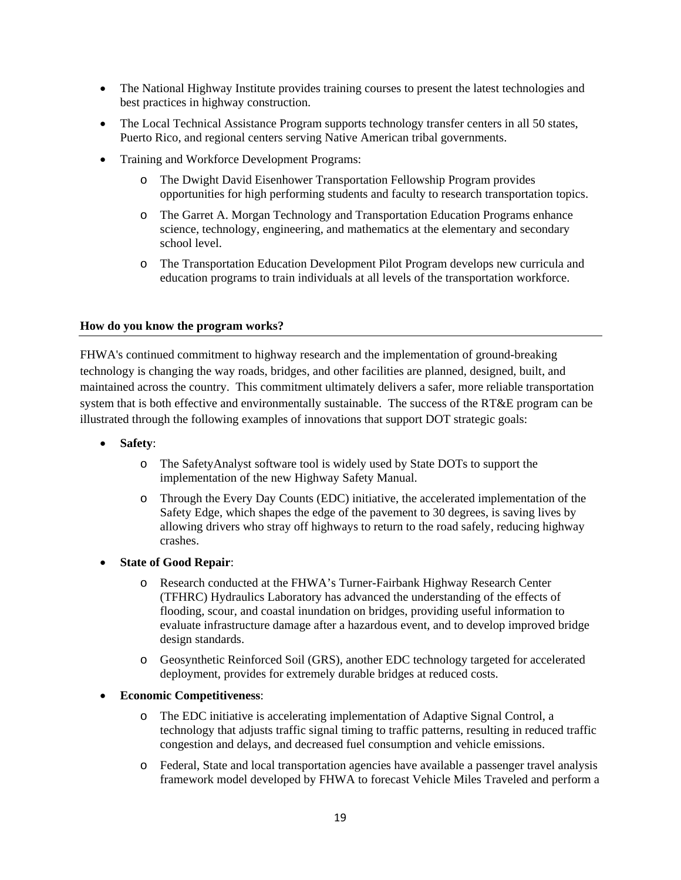- The National Highway Institute provides training courses to present the latest technologies and best practices in highway construction.
- The Local Technical Assistance Program supports technology transfer centers in all 50 states, Puerto Rico, and regional centers serving Native American tribal governments.
- Training and Workforce Development Programs:
  - The Dwight David Eisenhower Transportation Fellowship Program provides opportunities for high performing students and faculty to research transportation topics.
  - The Garret A. Morgan Technology and Transportation Education Programs enhance science, technology, engineering, and mathematics at the elementary and secondary school level.
  - The Transportation Education Development Pilot Program develops new curricula and education programs to train individuals at all levels of the transportation workforce.

**How do you know the program works?**

FHWA's continued commitment to highway research and the implementation of ground-breaking technology is changing the way roads, bridges, and other facilities are planned, designed, built, and maintained across the country. This commitment ultimately delivers a safer, more reliable transportation system that is both effective and environmentally sustainable. The success of the RT&E program can be illustrated through the following examples of innovations that support DOT strategic goals:

- **Safety**:
  - The SafetyAnalyst software tool is widely used by State DOTs to support the implementation of the new Highway Safety Manual.
  - Through the Every Day Counts (EDC) initiative, the accelerated implementation of the Safety Edge, which shapes the edge of the pavement to 30 degrees, is saving lives by allowing drivers who stray off highways to return to the road safely, reducing highway crashes.
- **State of Good Repair**:
  - Research conducted at the FHWA's Turner-Fairbank Highway Research Center (TFHRC) Hydraulics Laboratory has advanced the understanding of the effects of flooding, scour, and coastal inundation on bridges, providing useful information to evaluate infrastructure damage after a hazardous event, and to develop improved bridge design standards.
  - Geosynthetic Reinforced Soil (GRS), another EDC technology targeted for accelerated deployment, provides for extremely durable bridges at reduced costs.
- **Economic Competitiveness**:
  - The EDC initiative is accelerating implementation of Adaptive Signal Control, a technology that adjusts traffic signal timing to traffic patterns, resulting in reduced traffic congestion and delays, and decreased fuel consumption and vehicle emissions.
  - Federal, State and local transportation agencies have available a passenger travel analysis framework model developed by FHWA to forecast Vehicle Miles Traveled and perform a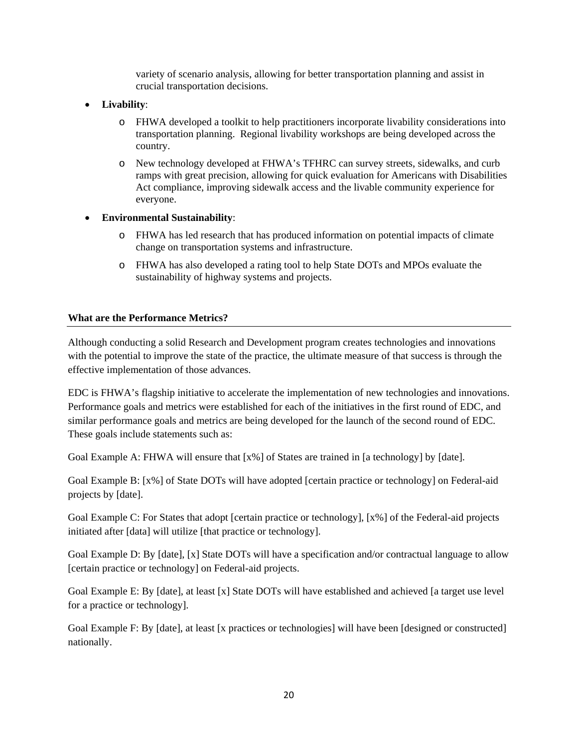variety of scenario analysis, allowing for better transportation planning and assist in crucial transportation decisions.

- **Livability**:
  - FHWA developed a toolkit to help practitioners incorporate livability considerations into transportation planning. Regional livability workshops are being developed across the country.
  - New technology developed at FHWA's TFHRC can survey streets, sidewalks, and curb ramps with great precision, allowing for quick evaluation for Americans with Disabilities Act compliance, improving sidewalk access and the livable community experience for everyone.
- **Environmental Sustainability**:
  - FHWA has led research that has produced information on potential impacts of climate change on transportation systems and infrastructure.
  - FHWA has also developed a rating tool to help State DOTs and MPOs evaluate the sustainability of highway systems and projects.

**What are the Performance Metrics?**

Although conducting a solid Research and Development program creates technologies and innovations with the potential to improve the state of the practice, the ultimate measure of that success is through the effective implementation of those advances.

EDC is FHWA's flagship initiative to accelerate the implementation of new technologies and innovations. Performance goals and metrics were established for each of the initiatives in the first round of EDC, and similar performance goals and metrics are being developed for the launch of the second round of EDC. These goals include statements such as:

Goal Example A: FHWA will ensure that [x%] of States are trained in [a technology] by [date].

Goal Example B: [x%] of State DOTs will have adopted [certain practice or technology] on Federal-aid projects by [date].

Goal Example C: For States that adopt [certain practice or technology], [x%] of the Federal-aid projects initiated after [data] will utilize [that practice or technology].

Goal Example D: By [date], [x] State DOTs will have a specification and/or contractual language to allow [certain practice or technology] on Federal-aid projects.

Goal Example E: By [date], at least [x] State DOTs will have established and achieved [a target use level for a practice or technology].

Goal Example F: By [date], at least [x practices or technologies] will have been [designed or constructed] nationally.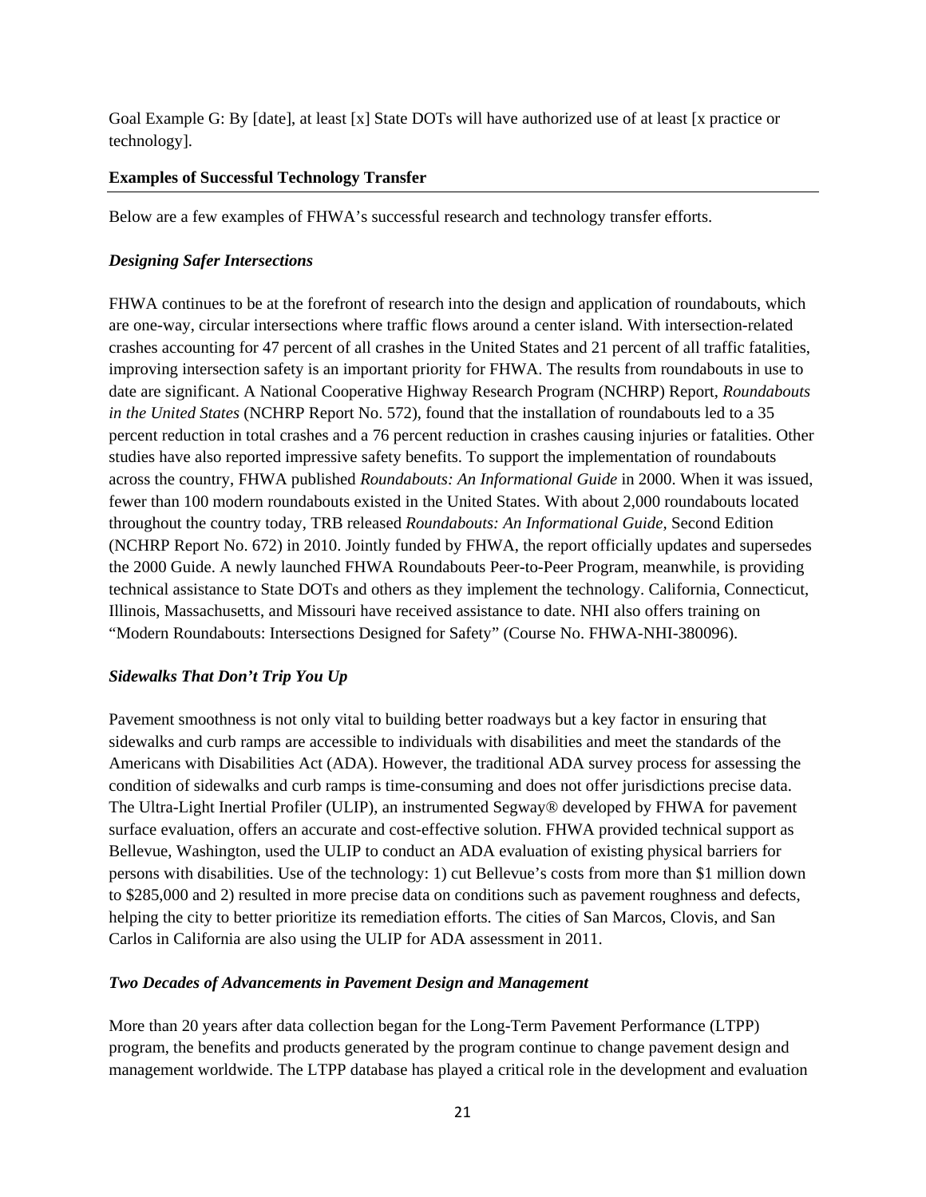Goal Example G: By [date], at least [x] State DOTs will have authorized use of at least [x practice or technology].

**Examples of Successful Technology Transfer**

Below are a few examples of FHWA's successful research and technology transfer efforts.

***Designing Safer Intersections***

FHWA continues to be at the forefront of research into the design and application of roundabouts, which are one-way, circular intersections where traffic flows around a center island. With intersection-related crashes accounting for 47 percent of all crashes in the United States and 21 percent of all traffic fatalities, improving intersection safety is an important priority for FHWA. The results from roundabouts in use to date are significant. A National Cooperative Highway Research Program (NCHRP) Report, *Roundabouts in the United States* (NCHRP Report No. 572), found that the installation of roundabouts led to a 35 percent reduction in total crashes and a 76 percent reduction in crashes causing injuries or fatalities. Other studies have also reported impressive safety benefits. To support the implementation of roundabouts across the country, FHWA published *Roundabouts: An Informational Guide* in 2000. When it was issued, fewer than 100 modern roundabouts existed in the United States. With about 2,000 roundabouts located throughout the country today, TRB released *Roundabouts: An Informational Guide,* Second Edition (NCHRP Report No. 672) in 2010. Jointly funded by FHWA, the report officially updates and supersedes the 2000 Guide. A newly launched FHWA Roundabouts Peer-to-Peer Program, meanwhile, is providing technical assistance to State DOTs and others as they implement the technology. California, Connecticut, Illinois, Massachusetts, and Missouri have received assistance to date. NHI also offers training on "Modern Roundabouts: Intersections Designed for Safety" (Course No. FHWA-NHI-380096).

***Sidewalks That Don't Trip You Up***

Pavement smoothness is not only vital to building better roadways but a key factor in ensuring that sidewalks and curb ramps are accessible to individuals with disabilities and meet the standards of the Americans with Disabilities Act (ADA). However, the traditional ADA survey process for assessing the condition of sidewalks and curb ramps is time-consuming and does not offer jurisdictions precise data. The Ultra-Light Inertial Profiler (ULIP), an instrumented Segway® developed by FHWA for pavement surface evaluation, offers an accurate and cost-effective solution. FHWA provided technical support as Bellevue, Washington, used the ULIP to conduct an ADA evaluation of existing physical barriers for persons with disabilities. Use of the technology: 1) cut Bellevue's costs from more than $1 million down to $285,000 and 2) resulted in more precise data on conditions such as pavement roughness and defects, helping the city to better prioritize its remediation efforts. The cities of San Marcos, Clovis, and San Carlos in California are also using the ULIP for ADA assessment in 2011.

***Two Decades of Advancements in Pavement Design and Management***

More than 20 years after data collection began for the Long-Term Pavement Performance (LTPP) program, the benefits and products generated by the program continue to change pavement design and management worldwide. The LTPP database has played a critical role in the development and evaluation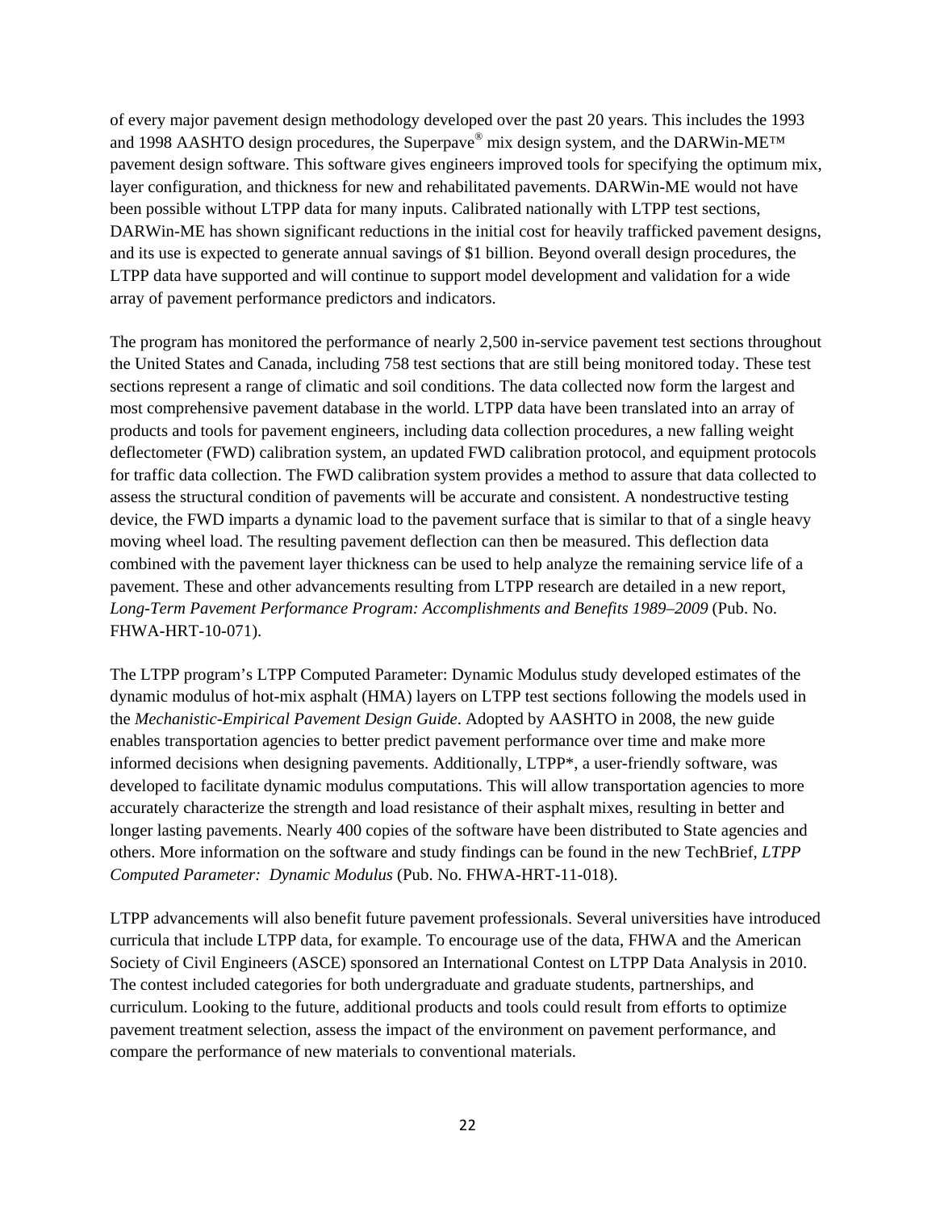of every major pavement design methodology developed over the past 20 years. This includes the 1993 and 1998 AASHTO design procedures, the Superpave® mix design system, and the DARWin-ME™ pavement design software. This software gives engineers improved tools for specifying the optimum mix, layer configuration, and thickness for new and rehabilitated pavements. DARWin-ME would not have been possible without LTPP data for many inputs. Calibrated nationally with LTPP test sections, DARWin-ME has shown significant reductions in the initial cost for heavily trafficked pavement designs, and its use is expected to generate annual savings of $1 billion. Beyond overall design procedures, the LTPP data have supported and will continue to support model development and validation for a wide array of pavement performance predictors and indicators.

The program has monitored the performance of nearly 2,500 in-service pavement test sections throughout the United States and Canada, including 758 test sections that are still being monitored today. These test sections represent a range of climatic and soil conditions. The data collected now form the largest and most comprehensive pavement database in the world. LTPP data have been translated into an array of products and tools for pavement engineers, including data collection procedures, a new falling weight deflectometer (FWD) calibration system, an updated FWD calibration protocol, and equipment protocols for traffic data collection. The FWD calibration system provides a method to assure that data collected to assess the structural condition of pavements will be accurate and consistent. A nondestructive testing device, the FWD imparts a dynamic load to the pavement surface that is similar to that of a single heavy moving wheel load. The resulting pavement deflection can then be measured. This deflection data combined with the pavement layer thickness can be used to help analyze the remaining service life of a pavement. These and other advancements resulting from LTPP research are detailed in a new report, *Long-Term Pavement Performance Program: Accomplishments and Benefits 1989–2009* (Pub. No. FHWA-HRT-10-071).

The LTPP program's LTPP Computed Parameter: Dynamic Modulus study developed estimates of the dynamic modulus of hot-mix asphalt (HMA) layers on LTPP test sections following the models used in the *Mechanistic-Empirical Pavement Design Guide*. Adopted by AASHTO in 2008, the new guide enables transportation agencies to better predict pavement performance over time and make more informed decisions when designing pavements. Additionally, LTPP*, a user-friendly software, was developed to facilitate dynamic modulus computations. This will allow transportation agencies to more accurately characterize the strength and load resistance of their asphalt mixes, resulting in better and longer lasting pavements. Nearly 400 copies of the software have been distributed to State agencies and others. More information on the software and study findings can be found in the new TechBrief, *LTPP Computed Parameter: Dynamic Modulus* (Pub. No. FHWA-HRT-11-018).

LTPP advancements will also benefit future pavement professionals. Several universities have introduced curricula that include LTPP data, for example. To encourage use of the data, FHWA and the American Society of Civil Engineers (ASCE) sponsored an International Contest on LTPP Data Analysis in 2010. The contest included categories for both undergraduate and graduate students, partnerships, and curriculum. Looking to the future, additional products and tools could result from efforts to optimize pavement treatment selection, assess the impact of the environment on pavement performance, and compare the performance of new materials to conventional materials.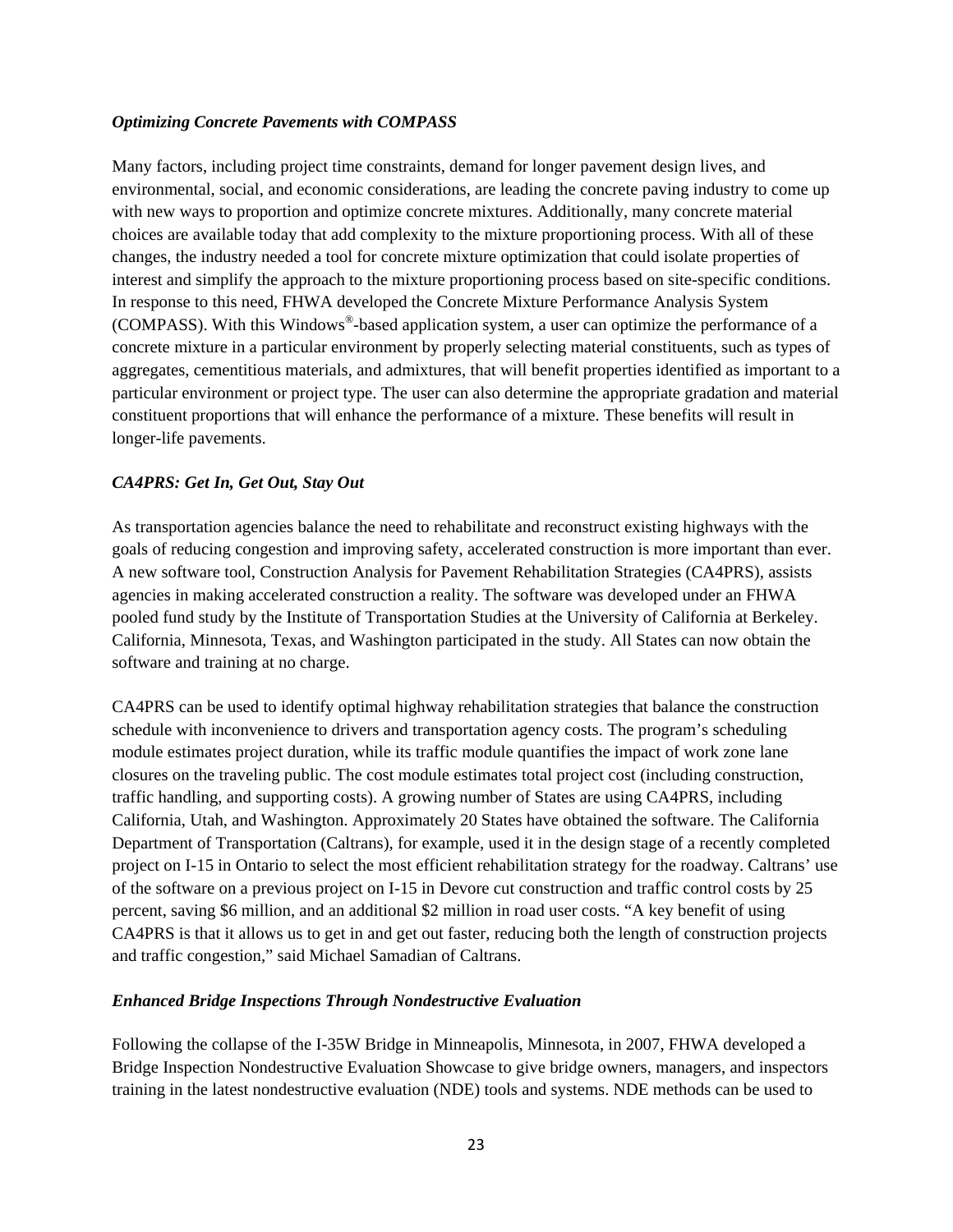***Optimizing Concrete Pavements with COMPASS***

Many factors, including project time constraints, demand for longer pavement design lives, and environmental, social, and economic considerations, are leading the concrete paving industry to come up with new ways to proportion and optimize concrete mixtures. Additionally, many concrete material choices are available today that add complexity to the mixture proportioning process. With all of these changes, the industry needed a tool for concrete mixture optimization that could isolate properties of interest and simplify the approach to the mixture proportioning process based on site-specific conditions. In response to this need, FHWA developed the Concrete Mixture Performance Analysis System (COMPASS). With this Windows®-based application system, a user can optimize the performance of a concrete mixture in a particular environment by properly selecting material constituents, such as types of aggregates, cementitious materials, and admixtures, that will benefit properties identified as important to a particular environment or project type. The user can also determine the appropriate gradation and material constituent proportions that will enhance the performance of a mixture. These benefits will result in longer-life pavements.

***CA4PRS: Get In, Get Out, Stay Out***

As transportation agencies balance the need to rehabilitate and reconstruct existing highways with the goals of reducing congestion and improving safety, accelerated construction is more important than ever. A new software tool, Construction Analysis for Pavement Rehabilitation Strategies (CA4PRS), assists agencies in making accelerated construction a reality. The software was developed under an FHWA pooled fund study by the Institute of Transportation Studies at the University of California at Berkeley. California, Minnesota, Texas, and Washington participated in the study. All States can now obtain the software and training at no charge.

CA4PRS can be used to identify optimal highway rehabilitation strategies that balance the construction schedule with inconvenience to drivers and transportation agency costs. The program's scheduling module estimates project duration, while its traffic module quantifies the impact of work zone lane closures on the traveling public. The cost module estimates total project cost (including construction, traffic handling, and supporting costs). A growing number of States are using CA4PRS, including California, Utah, and Washington. Approximately 20 States have obtained the software. The California Department of Transportation (Caltrans), for example, used it in the design stage of a recently completed project on I-15 in Ontario to select the most efficient rehabilitation strategy for the roadway. Caltrans' use of the software on a previous project on I-15 in Devore cut construction and traffic control costs by 25 percent, saving $6 million, and an additional $2 million in road user costs. "A key benefit of using CA4PRS is that it allows us to get in and get out faster, reducing both the length of construction projects and traffic congestion," said Michael Samadian of Caltrans.

***Enhanced Bridge Inspections Through Nondestructive Evaluation***

Following the collapse of the I-35W Bridge in Minneapolis, Minnesota, in 2007, FHWA developed a Bridge Inspection Nondestructive Evaluation Showcase to give bridge owners, managers, and inspectors training in the latest nondestructive evaluation (NDE) tools and systems. NDE methods can be used to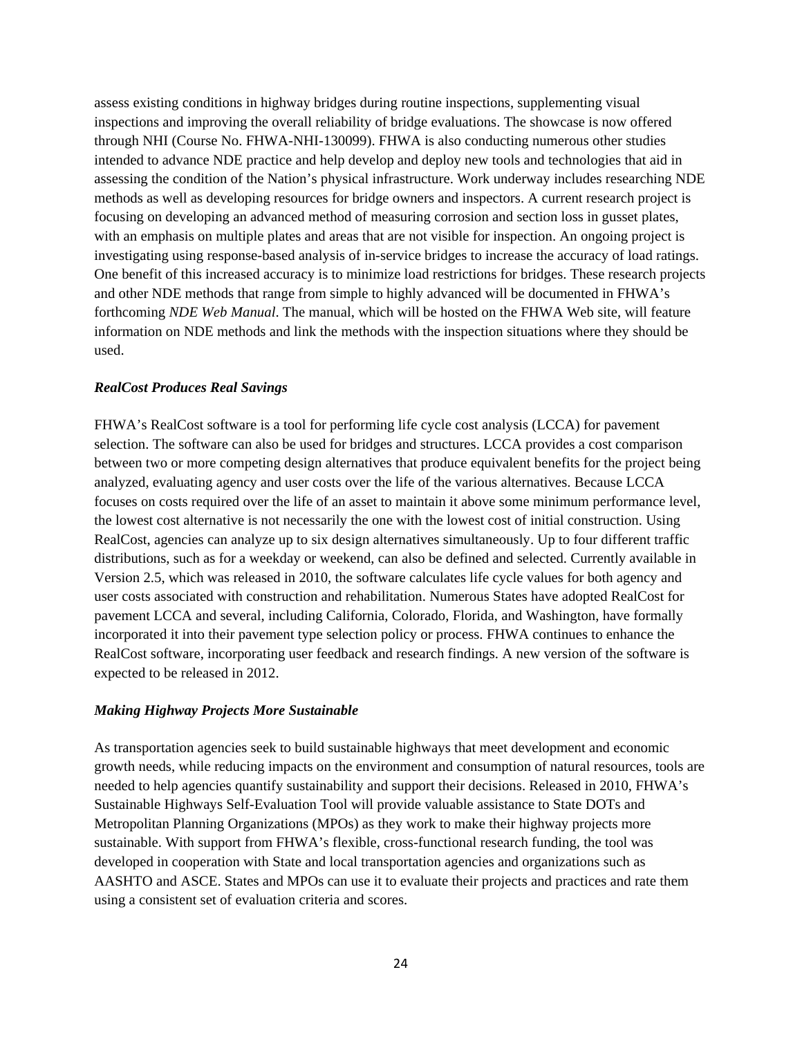assess existing conditions in highway bridges during routine inspections, supplementing visual inspections and improving the overall reliability of bridge evaluations. The showcase is now offered through NHI (Course No. FHWA-NHI-130099). FHWA is also conducting numerous other studies intended to advance NDE practice and help develop and deploy new tools and technologies that aid in assessing the condition of the Nation's physical infrastructure. Work underway includes researching NDE methods as well as developing resources for bridge owners and inspectors. A current research project is focusing on developing an advanced method of measuring corrosion and section loss in gusset plates, with an emphasis on multiple plates and areas that are not visible for inspection. An ongoing project is investigating using response-based analysis of in-service bridges to increase the accuracy of load ratings. One benefit of this increased accuracy is to minimize load restrictions for bridges. These research projects and other NDE methods that range from simple to highly advanced will be documented in FHWA's forthcoming *NDE Web Manual*. The manual, which will be hosted on the FHWA Web site, will feature information on NDE methods and link the methods with the inspection situations where they should be used.

***RealCost Produces Real Savings***

FHWA's RealCost software is a tool for performing life cycle cost analysis (LCCA) for pavement selection. The software can also be used for bridges and structures. LCCA provides a cost comparison between two or more competing design alternatives that produce equivalent benefits for the project being analyzed, evaluating agency and user costs over the life of the various alternatives. Because LCCA focuses on costs required over the life of an asset to maintain it above some minimum performance level, the lowest cost alternative is not necessarily the one with the lowest cost of initial construction. Using RealCost, agencies can analyze up to six design alternatives simultaneously. Up to four different traffic distributions, such as for a weekday or weekend, can also be defined and selected. Currently available in Version 2.5, which was released in 2010, the software calculates life cycle values for both agency and user costs associated with construction and rehabilitation. Numerous States have adopted RealCost for pavement LCCA and several, including California, Colorado, Florida, and Washington, have formally incorporated it into their pavement type selection policy or process. FHWA continues to enhance the RealCost software, incorporating user feedback and research findings. A new version of the software is expected to be released in 2012.

***Making Highway Projects More Sustainable***

As transportation agencies seek to build sustainable highways that meet development and economic growth needs, while reducing impacts on the environment and consumption of natural resources, tools are needed to help agencies quantify sustainability and support their decisions. Released in 2010, FHWA's Sustainable Highways Self-Evaluation Tool will provide valuable assistance to State DOTs and Metropolitan Planning Organizations (MPOs) as they work to make their highway projects more sustainable. With support from FHWA's flexible, cross-functional research funding, the tool was developed in cooperation with State and local transportation agencies and organizations such as AASHTO and ASCE. States and MPOs can use it to evaluate their projects and practices and rate them using a consistent set of evaluation criteria and scores.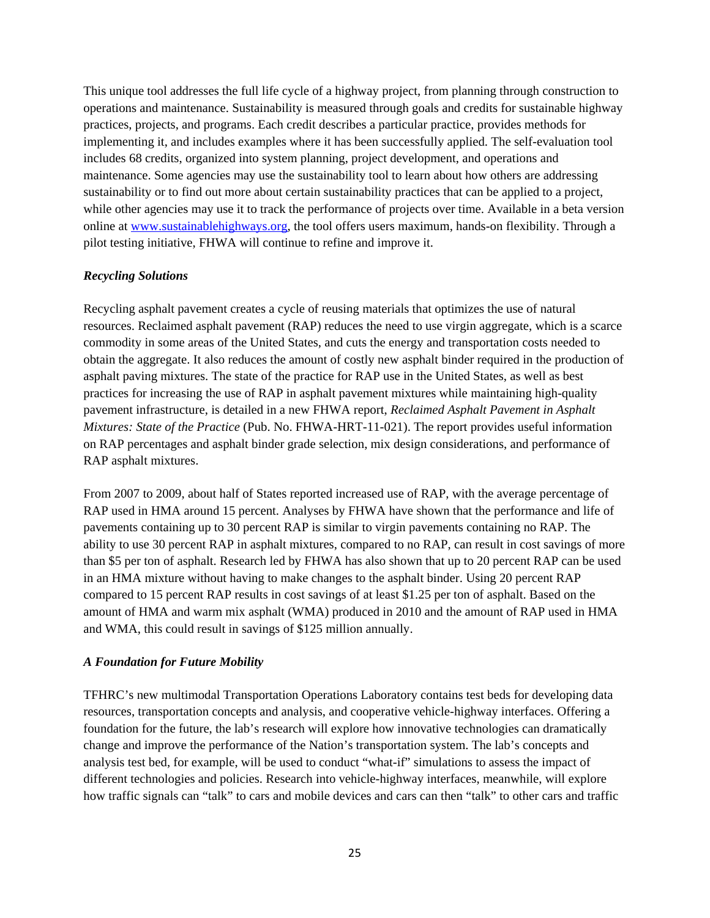This unique tool addresses the full life cycle of a highway project, from planning through construction to operations and maintenance. Sustainability is measured through goals and credits for sustainable highway practices, projects, and programs. Each credit describes a particular practice, provides methods for implementing it, and includes examples where it has been successfully applied. The self-evaluation tool includes 68 credits, organized into system planning, project development, and operations and maintenance. Some agencies may use the sustainability tool to learn about how others are addressing sustainability or to find out more about certain sustainability practices that can be applied to a project, while other agencies may use it to track the performance of projects over time. Available in a beta version online at [www.sustainablehighways.org](http://www.sustainablehighways.org), the tool offers users maximum, hands-on flexibility. Through a pilot testing initiative, FHWA will continue to refine and improve it.

***Recycling Solutions***

Recycling asphalt pavement creates a cycle of reusing materials that optimizes the use of natural resources. Reclaimed asphalt pavement (RAP) reduces the need to use virgin aggregate, which is a scarce commodity in some areas of the United States, and cuts the energy and transportation costs needed to obtain the aggregate. It also reduces the amount of costly new asphalt binder required in the production of asphalt paving mixtures. The state of the practice for RAP use in the United States, as well as best practices for increasing the use of RAP in asphalt pavement mixtures while maintaining high-quality pavement infrastructure, is detailed in a new FHWA report, *Reclaimed Asphalt Pavement in Asphalt Mixtures: State of the Practice* (Pub. No. FHWA-HRT-11-021). The report provides useful information on RAP percentages and asphalt binder grade selection, mix design considerations, and performance of RAP asphalt mixtures.

From 2007 to 2009, about half of States reported increased use of RAP, with the average percentage of RAP used in HMA around 15 percent. Analyses by FHWA have shown that the performance and life of pavements containing up to 30 percent RAP is similar to virgin pavements containing no RAP. The ability to use 30 percent RAP in asphalt mixtures, compared to no RAP, can result in cost savings of more than $5 per ton of asphalt. Research led by FHWA has also shown that up to 20 percent RAP can be used in an HMA mixture without having to make changes to the asphalt binder. Using 20 percent RAP compared to 15 percent RAP results in cost savings of at least $1.25 per ton of asphalt. Based on the amount of HMA and warm mix asphalt (WMA) produced in 2010 and the amount of RAP used in HMA and WMA, this could result in savings of $125 million annually.

***A Foundation for Future Mobility***

TFHRC's new multimodal Transportation Operations Laboratory contains test beds for developing data resources, transportation concepts and analysis, and cooperative vehicle-highway interfaces. Offering a foundation for the future, the lab's research will explore how innovative technologies can dramatically change and improve the performance of the Nation's transportation system. The lab's concepts and analysis test bed, for example, will be used to conduct "what-if" simulations to assess the impact of different technologies and policies. Research into vehicle-highway interfaces, meanwhile, will explore how traffic signals can "talk" to cars and mobile devices and cars can then "talk" to other cars and traffic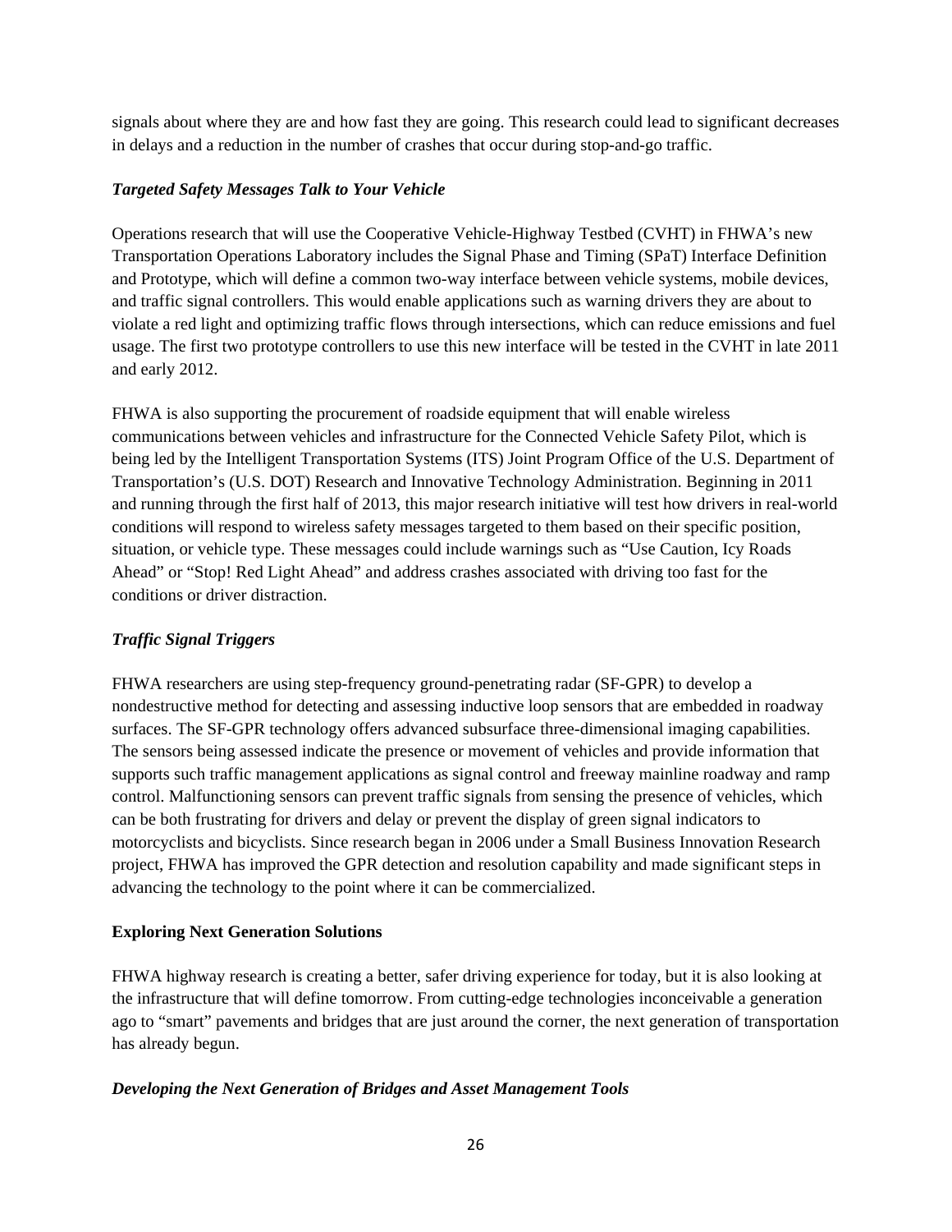signals about where they are and how fast they are going. This research could lead to significant decreases in delays and a reduction in the number of crashes that occur during stop-and-go traffic.

### *Targeted Safety Messages Talk to Your Vehicle*

Operations research that will use the Cooperative Vehicle-Highway Testbed (CVHT) in FHWA's new Transportation Operations Laboratory includes the Signal Phase and Timing (SPaT) Interface Definition and Prototype, which will define a common two-way interface between vehicle systems, mobile devices, and traffic signal controllers. This would enable applications such as warning drivers they are about to violate a red light and optimizing traffic flows through intersections, which can reduce emissions and fuel usage. The first two prototype controllers to use this new interface will be tested in the CVHT in late 2011 and early 2012.

FHWA is also supporting the procurement of roadside equipment that will enable wireless communications between vehicles and infrastructure for the Connected Vehicle Safety Pilot, which is being led by the Intelligent Transportation Systems (ITS) Joint Program Office of the U.S. Department of Transportation's (U.S. DOT) Research and Innovative Technology Administration. Beginning in 2011 and running through the first half of 2013, this major research initiative will test how drivers in real-world conditions will respond to wireless safety messages targeted to them based on their specific position, situation, or vehicle type. These messages could include warnings such as "Use Caution, Icy Roads Ahead" or "Stop! Red Light Ahead" and address crashes associated with driving too fast for the conditions or driver distraction.

### *Traffic Signal Triggers*

FHWA researchers are using step-frequency ground-penetrating radar (SF-GPR) to develop a nondestructive method for detecting and assessing inductive loop sensors that are embedded in roadway surfaces. The SF-GPR technology offers advanced subsurface three-dimensional imaging capabilities. The sensors being assessed indicate the presence or movement of vehicles and provide information that supports such traffic management applications as signal control and freeway mainline roadway and ramp control. Malfunctioning sensors can prevent traffic signals from sensing the presence of vehicles, which can be both frustrating for drivers and delay or prevent the display of green signal indicators to motorcyclists and bicyclists. Since research began in 2006 under a Small Business Innovation Research project, FHWA has improved the GPR detection and resolution capability and made significant steps in advancing the technology to the point where it can be commercialized.

## **Exploring Next Generation Solutions**

FHWA highway research is creating a better, safer driving experience for today, but it is also looking at the infrastructure that will define tomorrow. From cutting-edge technologies inconceivable a generation ago to "smart" pavements and bridges that are just around the corner, the next generation of transportation has already begun.

### *Developing the Next Generation of Bridges and Asset Management Tools*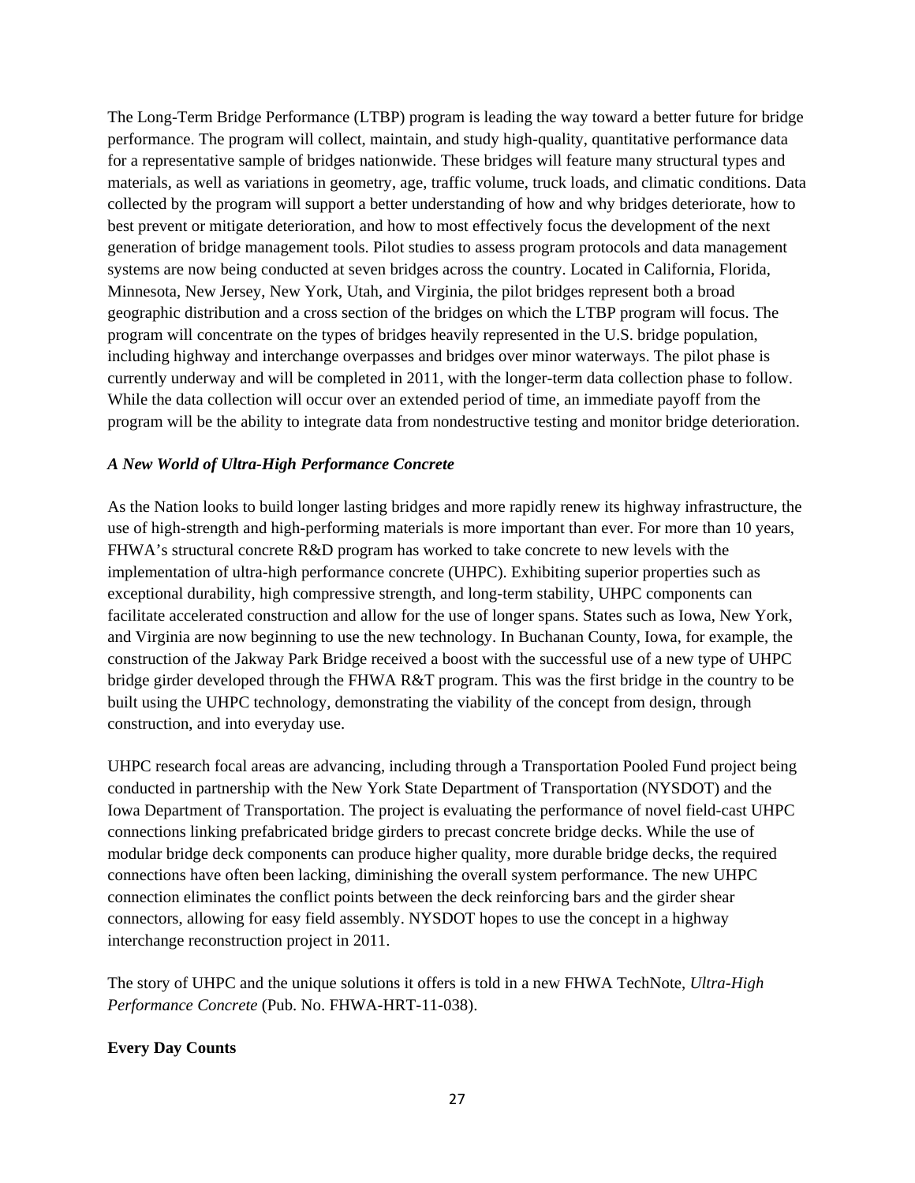The Long-Term Bridge Performance (LTBP) program is leading the way toward a better future for bridge performance. The program will collect, maintain, and study high-quality, quantitative performance data for a representative sample of bridges nationwide. These bridges will feature many structural types and materials, as well as variations in geometry, age, traffic volume, truck loads, and climatic conditions. Data collected by the program will support a better understanding of how and why bridges deteriorate, how to best prevent or mitigate deterioration, and how to most effectively focus the development of the next generation of bridge management tools. Pilot studies to assess program protocols and data management systems are now being conducted at seven bridges across the country. Located in California, Florida, Minnesota, New Jersey, New York, Utah, and Virginia, the pilot bridges represent both a broad geographic distribution and a cross section of the bridges on which the LTBP program will focus. The program will concentrate on the types of bridges heavily represented in the U.S. bridge population, including highway and interchange overpasses and bridges over minor waterways. The pilot phase is currently underway and will be completed in 2011, with the longer-term data collection phase to follow. While the data collection will occur over an extended period of time, an immediate payoff from the program will be the ability to integrate data from nondestructive testing and monitor bridge deterioration.

### *A New World of Ultra-High Performance Concrete*

As the Nation looks to build longer lasting bridges and more rapidly renew its highway infrastructure, the use of high-strength and high-performing materials is more important than ever. For more than 10 years, FHWA's structural concrete R&D program has worked to take concrete to new levels with the implementation of ultra-high performance concrete (UHPC). Exhibiting superior properties such as exceptional durability, high compressive strength, and long-term stability, UHPC components can facilitate accelerated construction and allow for the use of longer spans. States such as Iowa, New York, and Virginia are now beginning to use the new technology. In Buchanan County, Iowa, for example, the construction of the Jakway Park Bridge received a boost with the successful use of a new type of UHPC bridge girder developed through the FHWA R&T program. This was the first bridge in the country to be built using the UHPC technology, demonstrating the viability of the concept from design, through construction, and into everyday use.

UHPC research focal areas are advancing, including through a Transportation Pooled Fund project being conducted in partnership with the New York State Department of Transportation (NYSDOT) and the Iowa Department of Transportation. The project is evaluating the performance of novel field-cast UHPC connections linking prefabricated bridge girders to precast concrete bridge decks. While the use of modular bridge deck components can produce higher quality, more durable bridge decks, the required connections have often been lacking, diminishing the overall system performance. The new UHPC connection eliminates the conflict points between the deck reinforcing bars and the girder shear connectors, allowing for easy field assembly. NYSDOT hopes to use the concept in a highway interchange reconstruction project in 2011.

The story of UHPC and the unique solutions it offers is told in a new FHWA TechNote, *Ultra-High Performance Concrete* (Pub. No. FHWA-HRT-11-038).

### **Every Day Counts**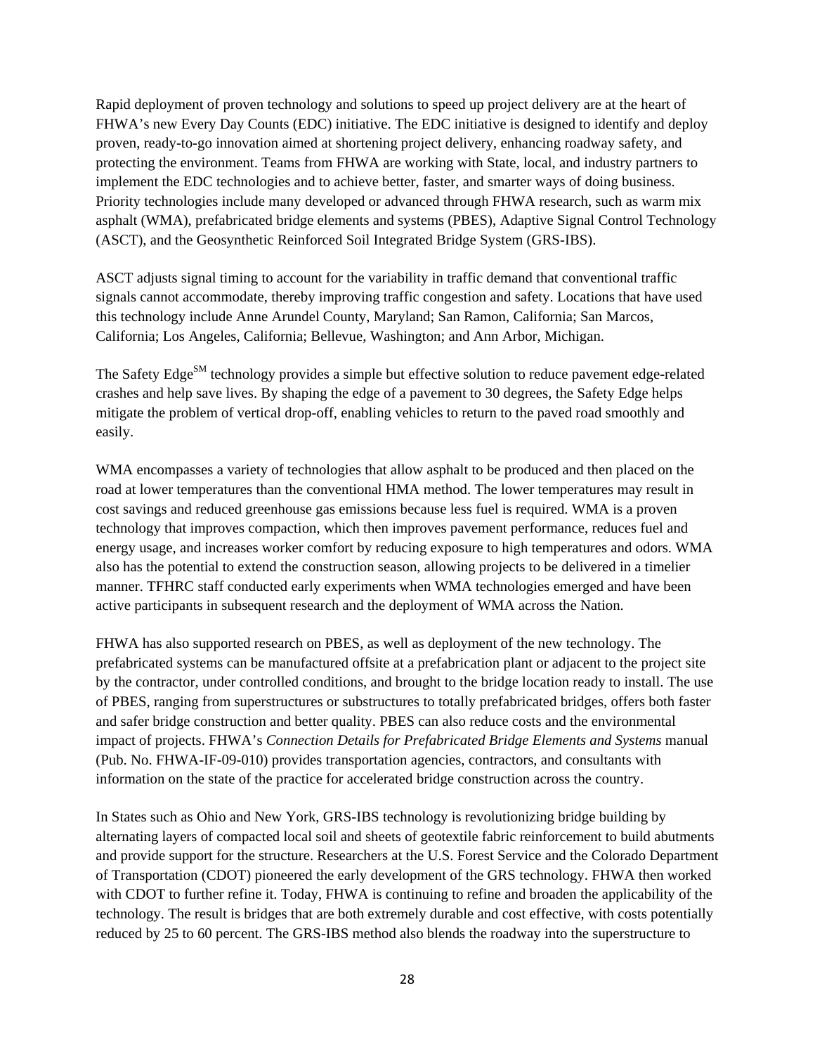Rapid deployment of proven technology and solutions to speed up project delivery are at the heart of FHWA's new Every Day Counts (EDC) initiative. The EDC initiative is designed to identify and deploy proven, ready-to-go innovation aimed at shortening project delivery, enhancing roadway safety, and protecting the environment. Teams from FHWA are working with State, local, and industry partners to implement the EDC technologies and to achieve better, faster, and smarter ways of doing business. Priority technologies include many developed or advanced through FHWA research, such as warm mix asphalt (WMA), prefabricated bridge elements and systems (PBES), Adaptive Signal Control Technology (ASCT), and the Geosynthetic Reinforced Soil Integrated Bridge System (GRS-IBS).

ASCT adjusts signal timing to account for the variability in traffic demand that conventional traffic signals cannot accommodate, thereby improving traffic congestion and safety. Locations that have used this technology include Anne Arundel County, Maryland; San Ramon, California; San Marcos, California; Los Angeles, California; Bellevue, Washington; and Ann Arbor, Michigan.

The Safety Edge[SM] technology provides a simple but effective solution to reduce pavement edge-related crashes and help save lives. By shaping the edge of a pavement to 30 degrees, the Safety Edge helps mitigate the problem of vertical drop-off, enabling vehicles to return to the paved road smoothly and easily.

WMA encompasses a variety of technologies that allow asphalt to be produced and then placed on the road at lower temperatures than the conventional HMA method. The lower temperatures may result in cost savings and reduced greenhouse gas emissions because less fuel is required. WMA is a proven technology that improves compaction, which then improves pavement performance, reduces fuel and energy usage, and increases worker comfort by reducing exposure to high temperatures and odors. WMA also has the potential to extend the construction season, allowing projects to be delivered in a timelier manner. TFHRC staff conducted early experiments when WMA technologies emerged and have been active participants in subsequent research and the deployment of WMA across the Nation.

FHWA has also supported research on PBES, as well as deployment of the new technology. The prefabricated systems can be manufactured offsite at a prefabrication plant or adjacent to the project site by the contractor, under controlled conditions, and brought to the bridge location ready to install. The use of PBES, ranging from superstructures or substructures to totally prefabricated bridges, offers both faster and safer bridge construction and better quality. PBES can also reduce costs and the environmental impact of projects. FHWA's *Connection Details for Prefabricated Bridge Elements and Systems* manual (Pub. No. FHWA-IF-09-010) provides transportation agencies, contractors, and consultants with information on the state of the practice for accelerated bridge construction across the country.

In States such as Ohio and New York, GRS-IBS technology is revolutionizing bridge building by alternating layers of compacted local soil and sheets of geotextile fabric reinforcement to build abutments and provide support for the structure. Researchers at the U.S. Forest Service and the Colorado Department of Transportation (CDOT) pioneered the early development of the GRS technology. FHWA then worked with CDOT to further refine it. Today, FHWA is continuing to refine and broaden the applicability of the technology. The result is bridges that are both extremely durable and cost effective, with costs potentially reduced by 25 to 60 percent. The GRS-IBS method also blends the roadway into the superstructure to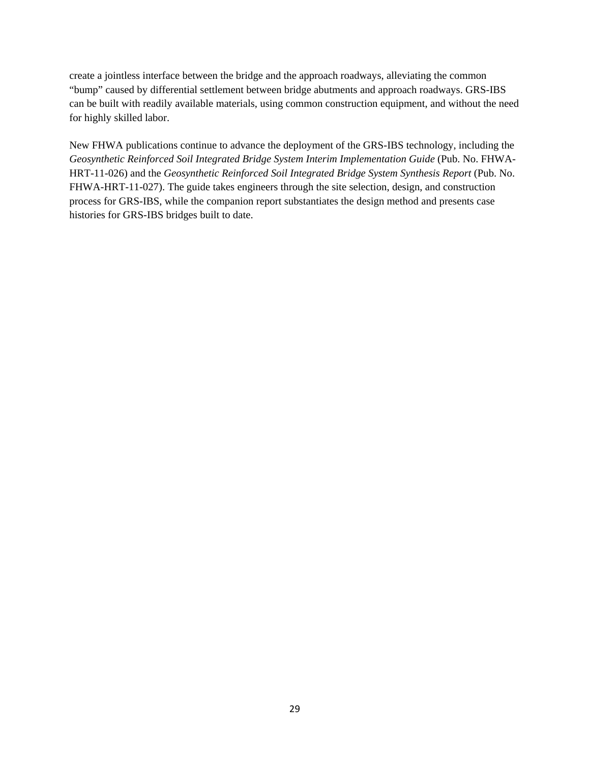create a jointless interface between the bridge and the approach roadways, alleviating the common "bump" caused by differential settlement between bridge abutments and approach roadways. GRS-IBS can be built with readily available materials, using common construction equipment, and without the need for highly skilled labor.

New FHWA publications continue to advance the deployment of the GRS-IBS technology, including the *Geosynthetic Reinforced Soil Integrated Bridge System Interim Implementation Guide* (Pub. No. FHWA-HRT-11-026) and the *Geosynthetic Reinforced Soil Integrated Bridge System Synthesis Report* (Pub. No. FHWA-HRT-11-027). The guide takes engineers through the site selection, design, and construction process for GRS-IBS, while the companion report substantiates the design method and presents case histories for GRS-IBS bridges built to date.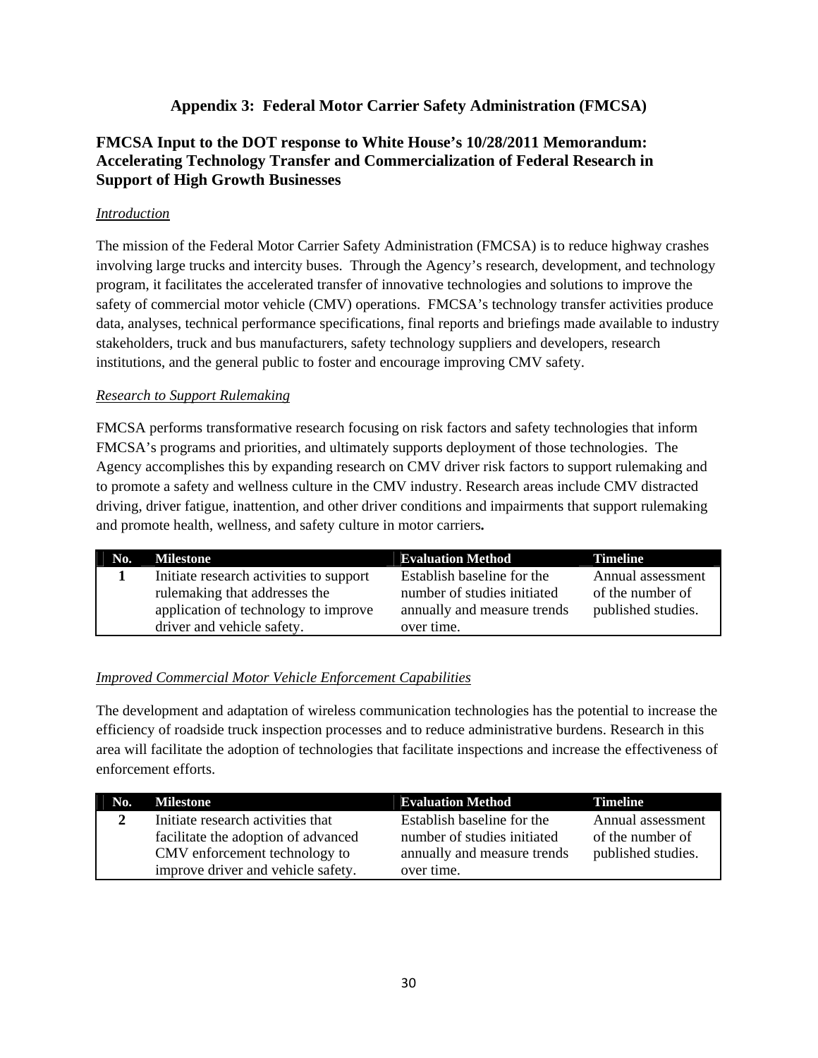# Appendix 3: Federal Motor Carrier Safety Administration (FMCSA)

## FMCSA Input to the DOT response to White House's 10/28/2011 Memorandum: Accelerating Technology Transfer and Commercialization of Federal Research in Support of High Growth Businesses

*Introduction*

The mission of the Federal Motor Carrier Safety Administration (FMCSA) is to reduce highway crashes involving large trucks and intercity buses. Through the Agency's research, development, and technology program, it facilitates the accelerated transfer of innovative technologies and solutions to improve the safety of commercial motor vehicle (CMV) operations. FMCSA's technology transfer activities produce data, analyses, technical performance specifications, final reports and briefings made available to industry stakeholders, truck and bus manufacturers, safety technology suppliers and developers, research institutions, and the general public to foster and encourage improving CMV safety.

*Research to Support Rulemaking*

FMCSA performs transformative research focusing on risk factors and safety technologies that inform FMCSA's programs and priorities, and ultimately supports deployment of those technologies. The Agency accomplishes this by expanding research on CMV driver risk factors to support rulemaking and to promote a safety and wellness culture in the CMV industry. Research areas include CMV distracted driving, driver fatigue, inattention, and other driver conditions and impairments that support rulemaking and promote health, wellness, and safety culture in motor carriers.

| No. | Milestone | Evaluation Method | Timeline |
|---|---|---|---|
| 1 | Initiate research activities to support rulemaking that addresses the application of technology to improve driver and vehicle safety. | Establish baseline for the number of studies initiated annually and measure trends over time. | Annual assessment of the number of published studies. |

*Improved Commercial Motor Vehicle Enforcement Capabilities*

The development and adaptation of wireless communication technologies has the potential to increase the efficiency of roadside truck inspection processes and to reduce administrative burdens. Research in this area will facilitate the adoption of technologies that facilitate inspections and increase the effectiveness of enforcement efforts.

| No. | Milestone | Evaluation Method | Timeline |
|---|---|---|---|
| 2 | Initiate research activities that facilitate the adoption of advanced CMV enforcement technology to improve driver and vehicle safety. | Establish baseline for the number of studies initiated annually and measure trends over time. | Annual assessment of the number of published studies. |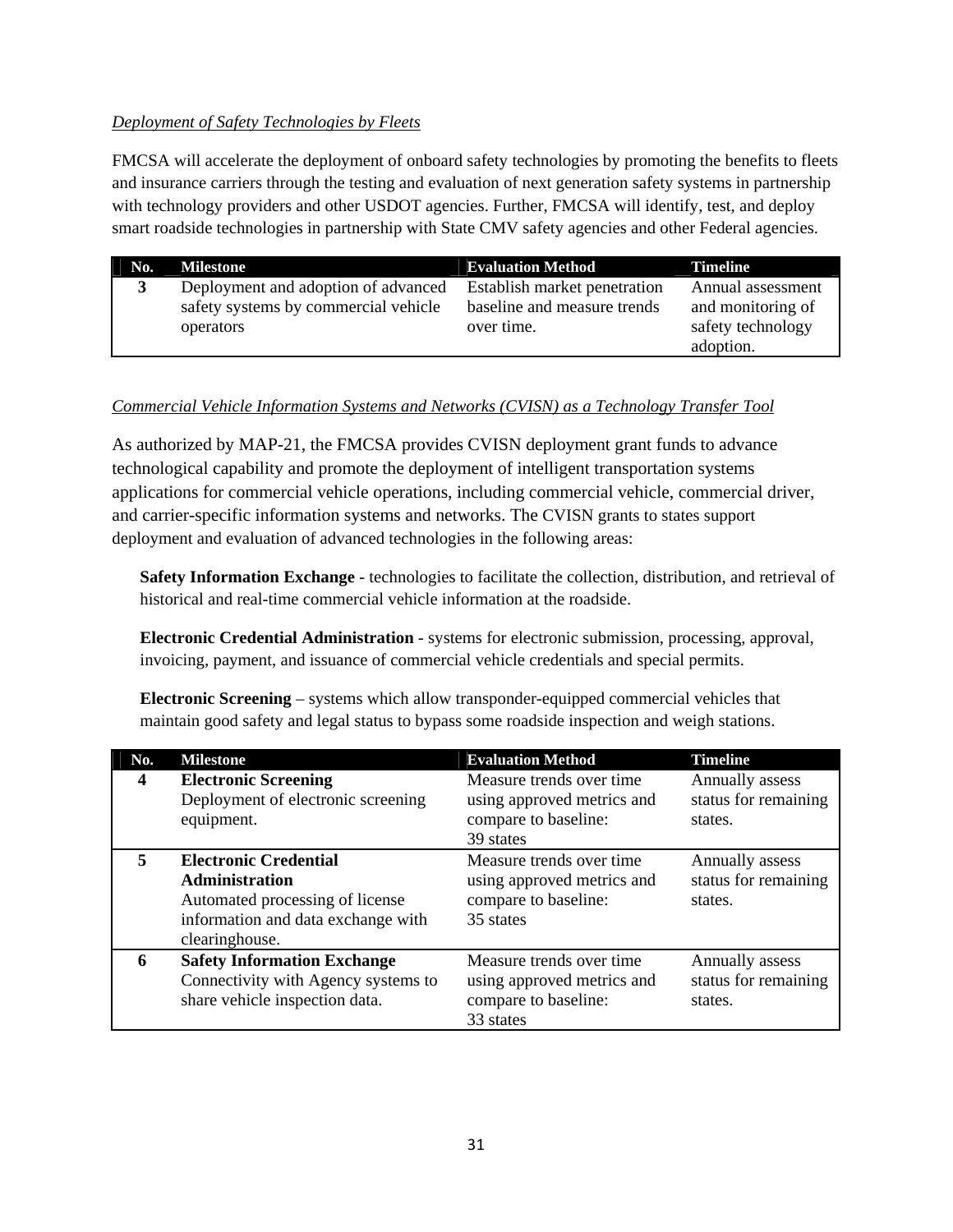*Deployment of Safety Technologies by Fleets*

FMCSA will accelerate the deployment of onboard safety technologies by promoting the benefits to fleets and insurance carriers through the testing and evaluation of next generation safety systems in partnership with technology providers and other USDOT agencies. Further, FMCSA will identify, test, and deploy smart roadside technologies in partnership with State CMV safety agencies and other Federal agencies.

| No. | Milestone | Evaluation Method | Timeline |
|---|---|---|---|
| 3 | Deployment and adoption of advanced safety systems by commercial vehicle operators | Establish market penetration baseline and measure trends over time. | Annual assessment and monitoring of safety technology adoption. |

*Commercial Vehicle Information Systems and Networks (CVISN) as a Technology Transfer Tool*

As authorized by MAP-21, the FMCSA provides CVISN deployment grant funds to advance technological capability and promote the deployment of intelligent transportation systems applications for commercial vehicle operations, including commercial vehicle, commercial driver, and carrier-specific information systems and networks. The CVISN grants to states support deployment and evaluation of advanced technologies in the following areas:

**Safety Information Exchange** - technologies to facilitate the collection, distribution, and retrieval of historical and real-time commercial vehicle information at the roadside.

**Electronic Credential Administration** - systems for electronic submission, processing, approval, invoicing, payment, and issuance of commercial vehicle credentials and special permits.

**Electronic Screening** – systems which allow transponder-equipped commercial vehicles that maintain good safety and legal status to bypass some roadside inspection and weigh stations.

| No. | Milestone | Evaluation Method | Timeline |
|---|---|---|---|
| 4 | **Electronic Screening** Deployment of electronic screening equipment. | Measure trends over time using approved metrics and compare to baseline: 39 states | Annually assess status for remaining states. |
| 5 | **Electronic Credential Administration** Automated processing of license information and data exchange with clearinghouse. | Measure trends over time using approved metrics and compare to baseline: 35 states | Annually assess status for remaining states. |
| 6 | **Safety Information Exchange** Connectivity with Agency systems to share vehicle inspection data. | Measure trends over time using approved metrics and compare to baseline: 33 states | Annually assess status for remaining states. |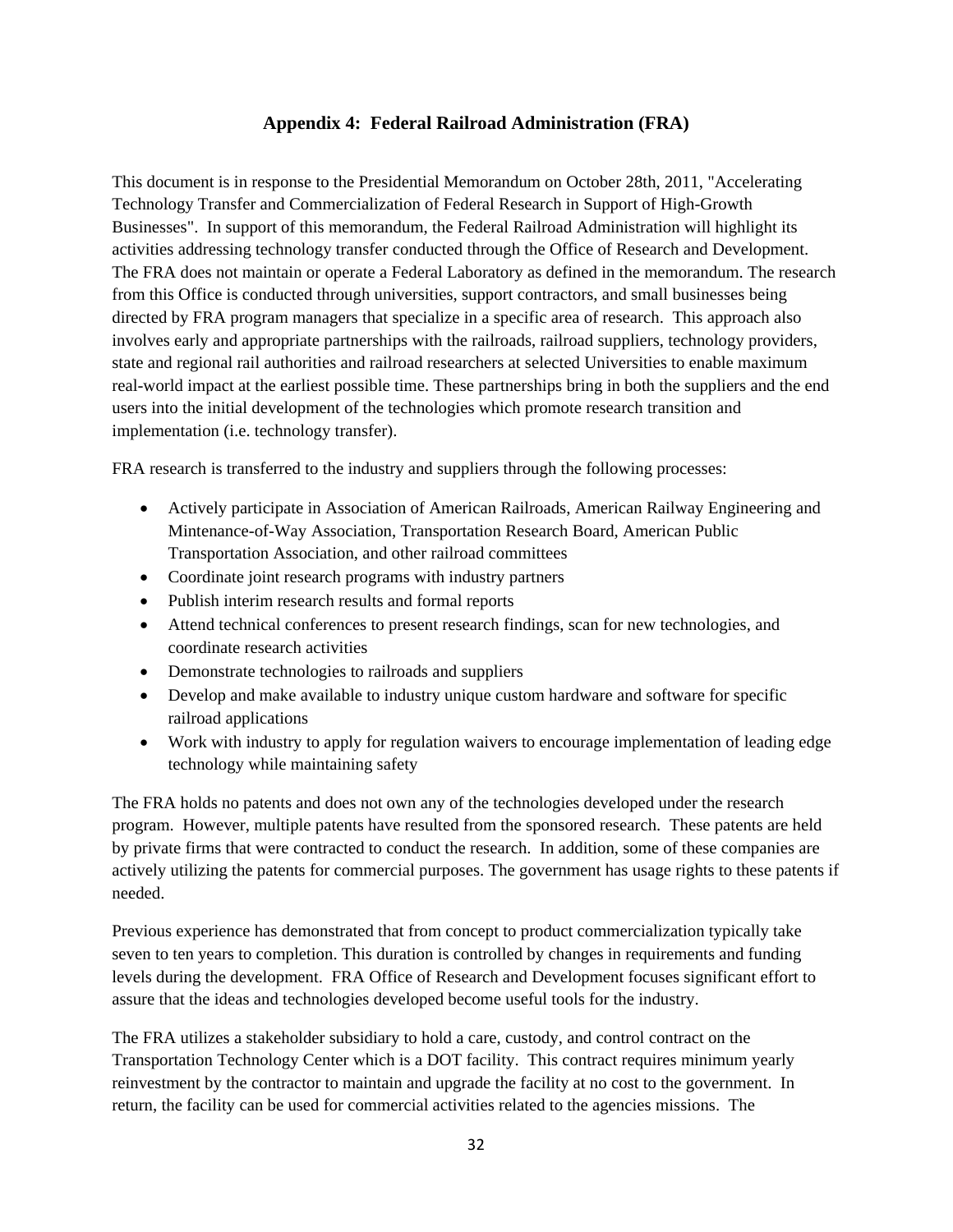## Appendix 4: Federal Railroad Administration (FRA)

This document is in response to the Presidential Memorandum on October 28th, 2011, "Accelerating Technology Transfer and Commercialization of Federal Research in Support of High-Growth Businesses". In support of this memorandum, the Federal Railroad Administration will highlight its activities addressing technology transfer conducted through the Office of Research and Development. The FRA does not maintain or operate a Federal Laboratory as defined in the memorandum. The research from this Office is conducted through universities, support contractors, and small businesses being directed by FRA program managers that specialize in a specific area of research. This approach also involves early and appropriate partnerships with the railroads, railroad suppliers, technology providers, state and regional rail authorities and railroad researchers at selected Universities to enable maximum real-world impact at the earliest possible time. These partnerships bring in both the suppliers and the end users into the initial development of the technologies which promote research transition and implementation (i.e. technology transfer).

FRA research is transferred to the industry and suppliers through the following processes:

- Actively participate in Association of American Railroads, American Railway Engineering and Mintenance-of-Way Association, Transportation Research Board, American Public Transportation Association, and other railroad committees
- Coordinate joint research programs with industry partners
- Publish interim research results and formal reports
- Attend technical conferences to present research findings, scan for new technologies, and coordinate research activities
- Demonstrate technologies to railroads and suppliers
- Develop and make available to industry unique custom hardware and software for specific railroad applications
- Work with industry to apply for regulation waivers to encourage implementation of leading edge technology while maintaining safety

The FRA holds no patents and does not own any of the technologies developed under the research program. However, multiple patents have resulted from the sponsored research. These patents are held by private firms that were contracted to conduct the research. In addition, some of these companies are actively utilizing the patents for commercial purposes. The government has usage rights to these patents if needed.

Previous experience has demonstrated that from concept to product commercialization typically take seven to ten years to completion. This duration is controlled by changes in requirements and funding levels during the development. FRA Office of Research and Development focuses significant effort to assure that the ideas and technologies developed become useful tools for the industry.

The FRA utilizes a stakeholder subsidiary to hold a care, custody, and control contract on the Transportation Technology Center which is a DOT facility. This contract requires minimum yearly reinvestment by the contractor to maintain and upgrade the facility at no cost to the government. In return, the facility can be used for commercial activities related to the agencies missions. The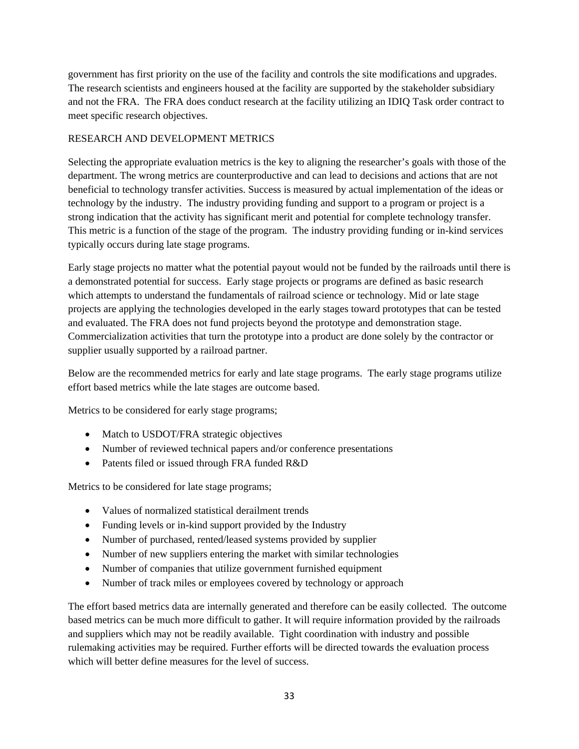government has first priority on the use of the facility and controls the site modifications and upgrades. The research scientists and engineers housed at the facility are supported by the stakeholder subsidiary and not the FRA. The FRA does conduct research at the facility utilizing an IDIQ Task order contract to meet specific research objectives.

## RESEARCH AND DEVELOPMENT METRICS

Selecting the appropriate evaluation metrics is the key to aligning the researcher's goals with those of the department. The wrong metrics are counterproductive and can lead to decisions and actions that are not beneficial to technology transfer activities. Success is measured by actual implementation of the ideas or technology by the industry. The industry providing funding and support to a program or project is a strong indication that the activity has significant merit and potential for complete technology transfer. This metric is a function of the stage of the program. The industry providing funding or in-kind services typically occurs during late stage programs.

Early stage projects no matter what the potential payout would not be funded by the railroads until there is a demonstrated potential for success. Early stage projects or programs are defined as basic research which attempts to understand the fundamentals of railroad science or technology. Mid or late stage projects are applying the technologies developed in the early stages toward prototypes that can be tested and evaluated. The FRA does not fund projects beyond the prototype and demonstration stage. Commercialization activities that turn the prototype into a product are done solely by the contractor or supplier usually supported by a railroad partner.

Below are the recommended metrics for early and late stage programs. The early stage programs utilize effort based metrics while the late stages are outcome based.

Metrics to be considered for early stage programs;

- Match to USDOT/FRA strategic objectives
- Number of reviewed technical papers and/or conference presentations
- Patents filed or issued through FRA funded R&D

Metrics to be considered for late stage programs;

- Values of normalized statistical derailment trends
- Funding levels or in-kind support provided by the Industry
- Number of purchased, rented/leased systems provided by supplier
- Number of new suppliers entering the market with similar technologies
- Number of companies that utilize government furnished equipment
- Number of track miles or employees covered by technology or approach

The effort based metrics data are internally generated and therefore can be easily collected. The outcome based metrics can be much more difficult to gather. It will require information provided by the railroads and suppliers which may not be readily available. Tight coordination with industry and possible rulemaking activities may be required. Further efforts will be directed towards the evaluation process which will better define measures for the level of success.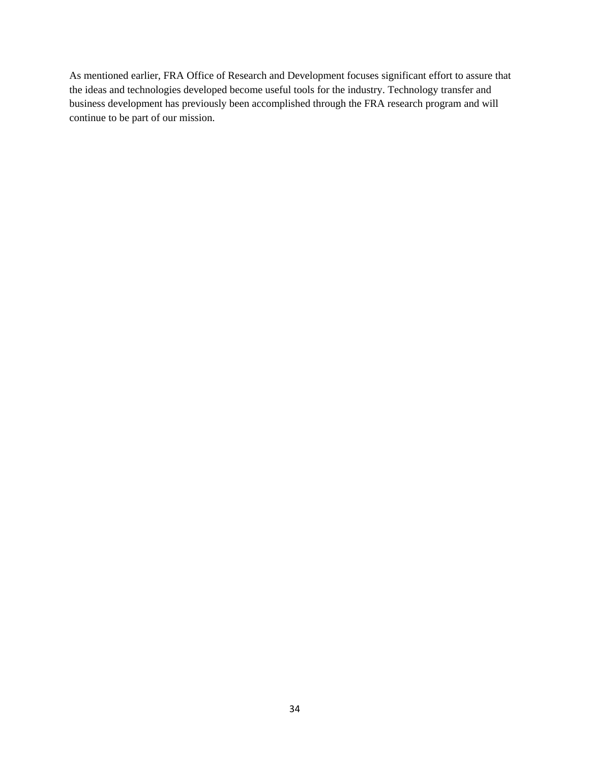As mentioned earlier, FRA Office of Research and Development focuses significant effort to assure that the ideas and technologies developed become useful tools for the industry. Technology transfer and business development has previously been accomplished through the FRA research program and will continue to be part of our mission.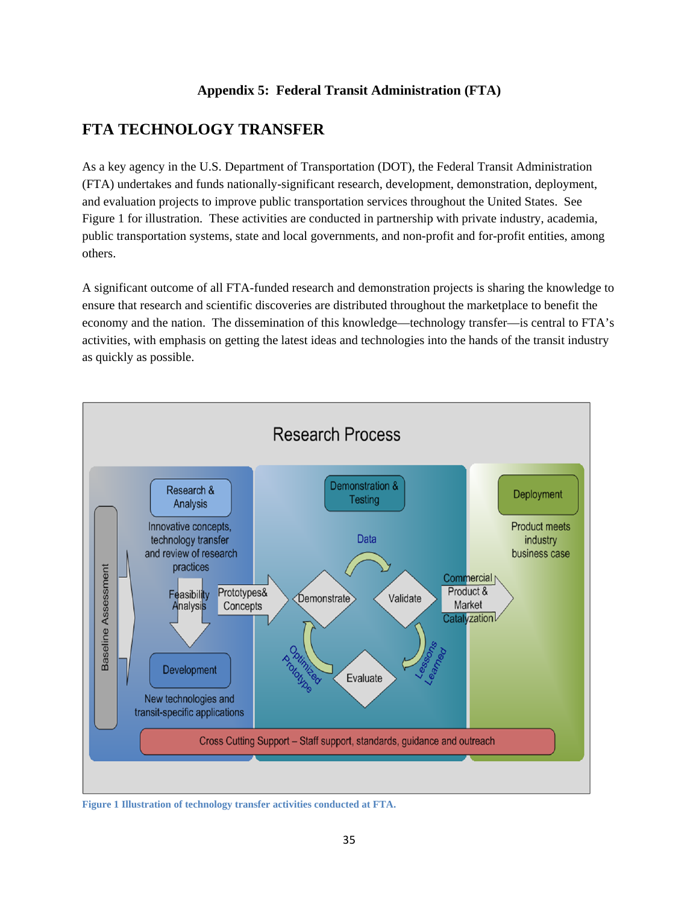### Appendix 5: Federal Transit Administration (FTA)

## FTA TECHNOLOGY TRANSFER

As a key agency in the U.S. Department of Transportation (DOT), the Federal Transit Administration (FTA) undertakes and funds nationally-significant research, development, demonstration, deployment, and evaluation projects to improve public transportation services throughout the United States. See Figure 1 for illustration. These activities are conducted in partnership with private industry, academia, public transportation systems, state and local governments, and non-profit and for-profit entities, among others.

A significant outcome of all FTA-funded research and demonstration projects is sharing the knowledge to ensure that research and scientific discoveries are distributed throughout the marketplace to benefit the economy and the nation. The dissemination of this knowledge—technology transfer—is central to FTA's activities, with emphasis on getting the latest ideas and technologies into the hands of the transit industry as quickly as possible.

Research Process

Baseline Assessment

Research & Analysis

Innovative concepts, technology transfer and review of research practices

Feasibility Analysis

Prototypes& Concepts

Development

New technologies and transit-specific applications

Demonstration & Testing

Data

Demonstrate

Validate

Evaluate

Optimized Prototype

Lessons Learned

Commercial Product & Market Catalyzation

Deployment

Product meets industry business case

Cross Cutting Support – Staff support, standards, guidance and outreach

**Figure 1 Illustration of technology transfer activities conducted at FTA.**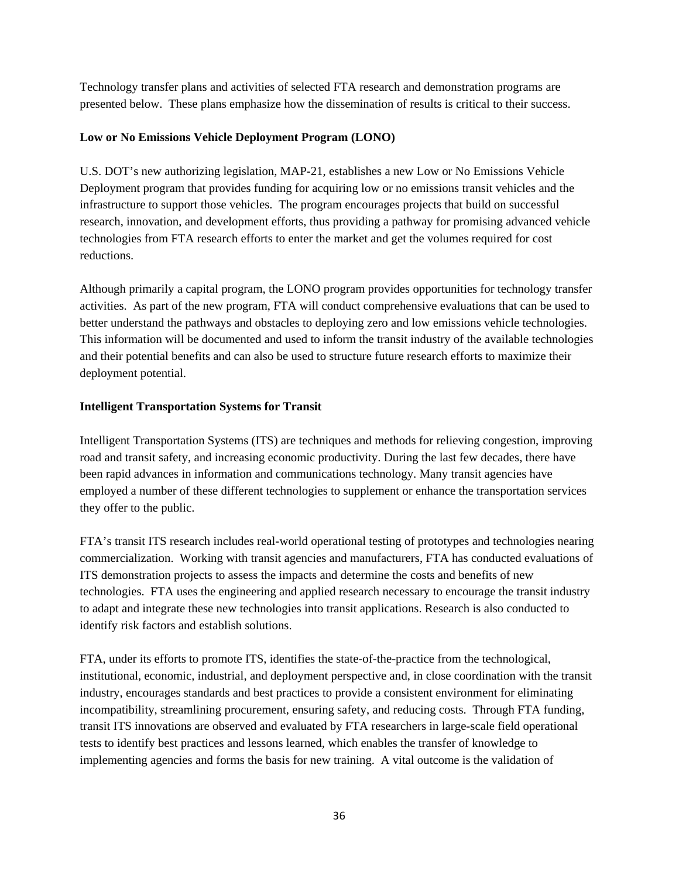Technology transfer plans and activities of selected FTA research and demonstration programs are presented below. These plans emphasize how the dissemination of results is critical to their success.

**Low or No Emissions Vehicle Deployment Program (LONO)**

U.S. DOT's new authorizing legislation, MAP-21, establishes a new Low or No Emissions Vehicle Deployment program that provides funding for acquiring low or no emissions transit vehicles and the infrastructure to support those vehicles. The program encourages projects that build on successful research, innovation, and development efforts, thus providing a pathway for promising advanced vehicle technologies from FTA research efforts to enter the market and get the volumes required for cost reductions.

Although primarily a capital program, the LONO program provides opportunities for technology transfer activities. As part of the new program, FTA will conduct comprehensive evaluations that can be used to better understand the pathways and obstacles to deploying zero and low emissions vehicle technologies. This information will be documented and used to inform the transit industry of the available technologies and their potential benefits and can also be used to structure future research efforts to maximize their deployment potential.

**Intelligent Transportation Systems for Transit**

Intelligent Transportation Systems (ITS) are techniques and methods for relieving congestion, improving road and transit safety, and increasing economic productivity. During the last few decades, there have been rapid advances in information and communications technology. Many transit agencies have employed a number of these different technologies to supplement or enhance the transportation services they offer to the public.

FTA's transit ITS research includes real-world operational testing of prototypes and technologies nearing commercialization. Working with transit agencies and manufacturers, FTA has conducted evaluations of ITS demonstration projects to assess the impacts and determine the costs and benefits of new technologies. FTA uses the engineering and applied research necessary to encourage the transit industry to adapt and integrate these new technologies into transit applications. Research is also conducted to identify risk factors and establish solutions.

FTA, under its efforts to promote ITS, identifies the state-of-the-practice from the technological, institutional, economic, industrial, and deployment perspective and, in close coordination with the transit industry, encourages standards and best practices to provide a consistent environment for eliminating incompatibility, streamlining procurement, ensuring safety, and reducing costs. Through FTA funding, transit ITS innovations are observed and evaluated by FTA researchers in large-scale field operational tests to identify best practices and lessons learned, which enables the transfer of knowledge to implementing agencies and forms the basis for new training. A vital outcome is the validation of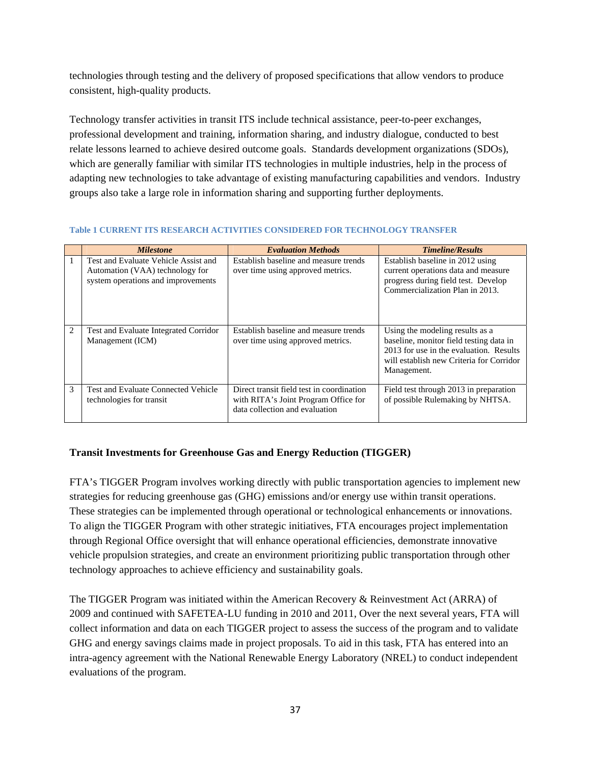technologies through testing and the delivery of proposed specifications that allow vendors to produce consistent, high-quality products.

Technology transfer activities in transit ITS include technical assistance, peer-to-peer exchanges, professional development and training, information sharing, and industry dialogue, conducted to best relate lessons learned to achieve desired outcome goals. Standards development organizations (SDOs), which are generally familiar with similar ITS technologies in multiple industries, help in the process of adapting new technologies to take advantage of existing manufacturing capabilities and vendors. Industry groups also take a large role in information sharing and supporting further deployments.

**Table 1 CURRENT ITS RESEARCH ACTIVITIES CONSIDERED FOR TECHNOLOGY TRANSFER**

| | ***Milestone*** | ***Evaluation Methods*** | ***Timeline/Results*** |
|---|---|---|---|
| 1 | Test and Evaluate Vehicle Assist and Automation (VAA) technology for system operations and improvements | Establish baseline and measure trends over time using approved metrics. | Establish baseline in 2012 using current operations data and measure progress during field test. Develop Commercialization Plan in 2013. |
| 2 | Test and Evaluate Integrated Corridor Management (ICM) | Establish baseline and measure trends over time using approved metrics. | Using the modeling results as a baseline, monitor field testing data in 2013 for use in the evaluation. Results will establish new Criteria for Corridor Management. |
| 3 | Test and Evaluate Connected Vehicle technologies for transit | Direct transit field test in coordination with RITA's Joint Program Office for data collection and evaluation | Field test through 2013 in preparation of possible Rulemaking by NHTSA. |

**Transit Investments for Greenhouse Gas and Energy Reduction (TIGGER)**

FTA's TIGGER Program involves working directly with public transportation agencies to implement new strategies for reducing greenhouse gas (GHG) emissions and/or energy use within transit operations. These strategies can be implemented through operational or technological enhancements or innovations. To align the TIGGER Program with other strategic initiatives, FTA encourages project implementation through Regional Office oversight that will enhance operational efficiencies, demonstrate innovative vehicle propulsion strategies, and create an environment prioritizing public transportation through other technology approaches to achieve efficiency and sustainability goals.

The TIGGER Program was initiated within the American Recovery & Reinvestment Act (ARRA) of 2009 and continued with SAFETEA-LU funding in 2010 and 2011, Over the next several years, FTA will collect information and data on each TIGGER project to assess the success of the program and to validate GHG and energy savings claims made in project proposals. To aid in this task, FTA has entered into an intra-agency agreement with the National Renewable Energy Laboratory (NREL) to conduct independent evaluations of the program.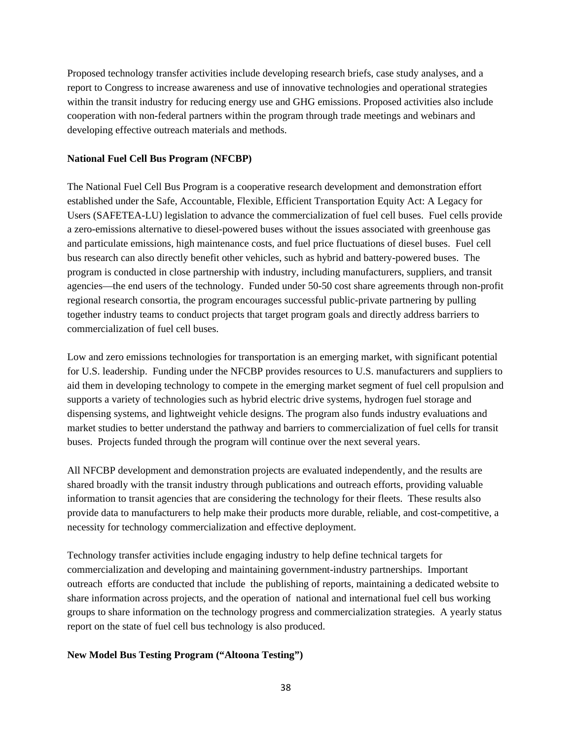Proposed technology transfer activities include developing research briefs, case study analyses, and a report to Congress to increase awareness and use of innovative technologies and operational strategies within the transit industry for reducing energy use and GHG emissions. Proposed activities also include cooperation with non-federal partners within the program through trade meetings and webinars and developing effective outreach materials and methods.

**National Fuel Cell Bus Program (NFCBP)**

The National Fuel Cell Bus Program is a cooperative research development and demonstration effort established under the Safe, Accountable, Flexible, Efficient Transportation Equity Act: A Legacy for Users (SAFETEA-LU) legislation to advance the commercialization of fuel cell buses. Fuel cells provide a zero-emissions alternative to diesel-powered buses without the issues associated with greenhouse gas and particulate emissions, high maintenance costs, and fuel price fluctuations of diesel buses. Fuel cell bus research can also directly benefit other vehicles, such as hybrid and battery-powered buses. The program is conducted in close partnership with industry, including manufacturers, suppliers, and transit agencies—the end users of the technology. Funded under 50-50 cost share agreements through non-profit regional research consortia, the program encourages successful public-private partnering by pulling together industry teams to conduct projects that target program goals and directly address barriers to commercialization of fuel cell buses.

Low and zero emissions technologies for transportation is an emerging market, with significant potential for U.S. leadership. Funding under the NFCBP provides resources to U.S. manufacturers and suppliers to aid them in developing technology to compete in the emerging market segment of fuel cell propulsion and supports a variety of technologies such as hybrid electric drive systems, hydrogen fuel storage and dispensing systems, and lightweight vehicle designs. The program also funds industry evaluations and market studies to better understand the pathway and barriers to commercialization of fuel cells for transit buses. Projects funded through the program will continue over the next several years.

All NFCBP development and demonstration projects are evaluated independently, and the results are shared broadly with the transit industry through publications and outreach efforts, providing valuable information to transit agencies that are considering the technology for their fleets. These results also provide data to manufacturers to help make their products more durable, reliable, and cost-competitive, a necessity for technology commercialization and effective deployment.

Technology transfer activities include engaging industry to help define technical targets for commercialization and developing and maintaining government-industry partnerships. Important outreach efforts are conducted that include the publishing of reports, maintaining a dedicated website to share information across projects, and the operation of national and international fuel cell bus working groups to share information on the technology progress and commercialization strategies. A yearly status report on the state of fuel cell bus technology is also produced.

**New Model Bus Testing Program ("Altoona Testing")**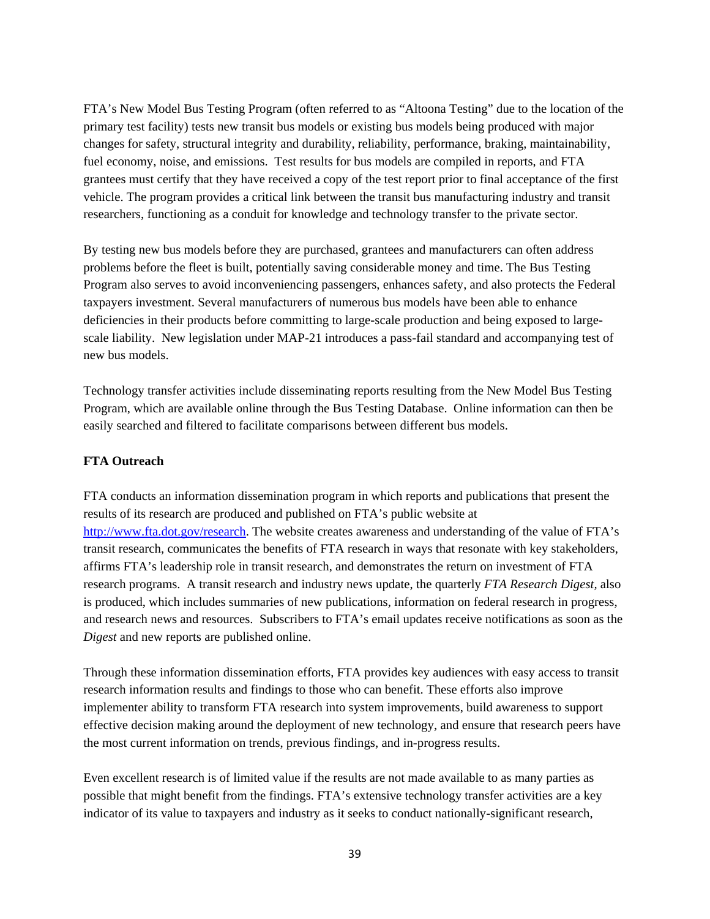FTA's New Model Bus Testing Program (often referred to as "Altoona Testing" due to the location of the primary test facility) tests new transit bus models or existing bus models being produced with major changes for safety, structural integrity and durability, reliability, performance, braking, maintainability, fuel economy, noise, and emissions. Test results for bus models are compiled in reports, and FTA grantees must certify that they have received a copy of the test report prior to final acceptance of the first vehicle. The program provides a critical link between the transit bus manufacturing industry and transit researchers, functioning as a conduit for knowledge and technology transfer to the private sector.

By testing new bus models before they are purchased, grantees and manufacturers can often address problems before the fleet is built, potentially saving considerable money and time. The Bus Testing Program also serves to avoid inconveniencing passengers, enhances safety, and also protects the Federal taxpayers investment. Several manufacturers of numerous bus models have been able to enhance deficiencies in their products before committing to large-scale production and being exposed to large-scale liability. New legislation under MAP-21 introduces a pass-fail standard and accompanying test of new bus models.

Technology transfer activities include disseminating reports resulting from the New Model Bus Testing Program, which are available online through the Bus Testing Database. Online information can then be easily searched and filtered to facilitate comparisons between different bus models.

**FTA Outreach**

FTA conducts an information dissemination program in which reports and publications that present the results of its research are produced and published on FTA's public website at [http://www.fta.dot.gov/research](http://www.fta.dot.gov/research). The website creates awareness and understanding of the value of FTA's transit research, communicates the benefits of FTA research in ways that resonate with key stakeholders, affirms FTA's leadership role in transit research, and demonstrates the return on investment of FTA research programs. A transit research and industry news update, the quarterly *FTA Research Digest*, also is produced, which includes summaries of new publications, information on federal research in progress, and research news and resources. Subscribers to FTA's email updates receive notifications as soon as the *Digest* and new reports are published online.

Through these information dissemination efforts, FTA provides key audiences with easy access to transit research information results and findings to those who can benefit. These efforts also improve implementer ability to transform FTA research into system improvements, build awareness to support effective decision making around the deployment of new technology, and ensure that research peers have the most current information on trends, previous findings, and in-progress results.

Even excellent research is of limited value if the results are not made available to as many parties as possible that might benefit from the findings. FTA's extensive technology transfer activities are a key indicator of its value to taxpayers and industry as it seeks to conduct nationally-significant research,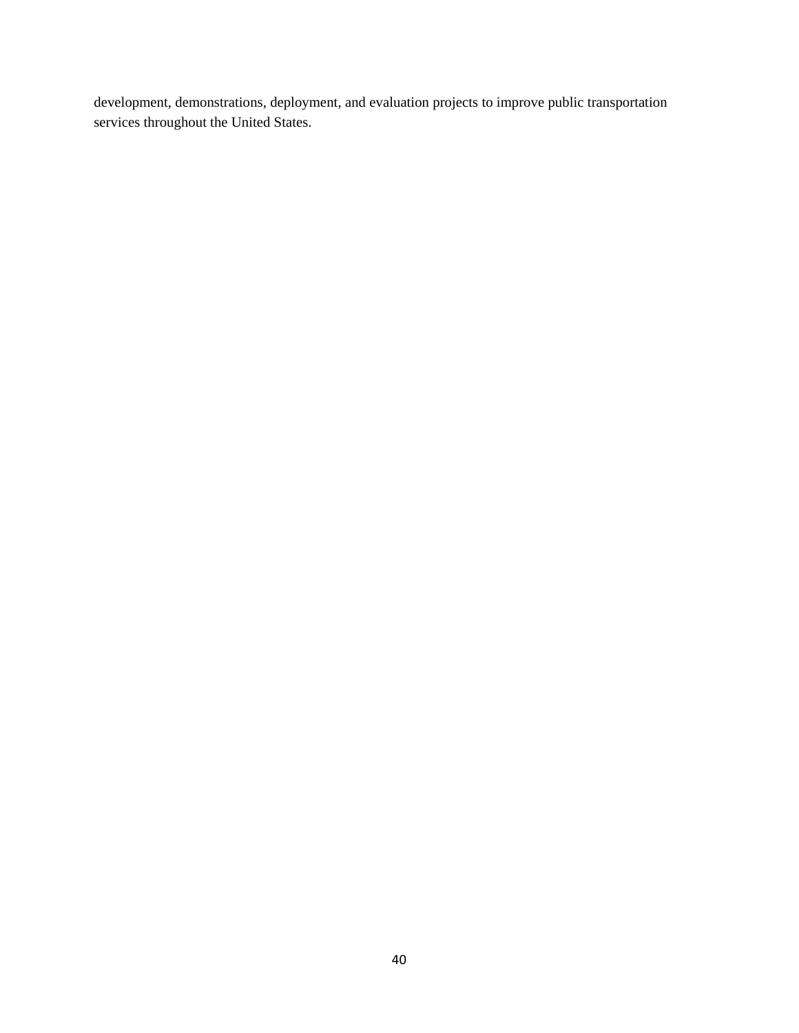development, demonstrations, deployment, and evaluation projects to improve public transportation services throughout the United States.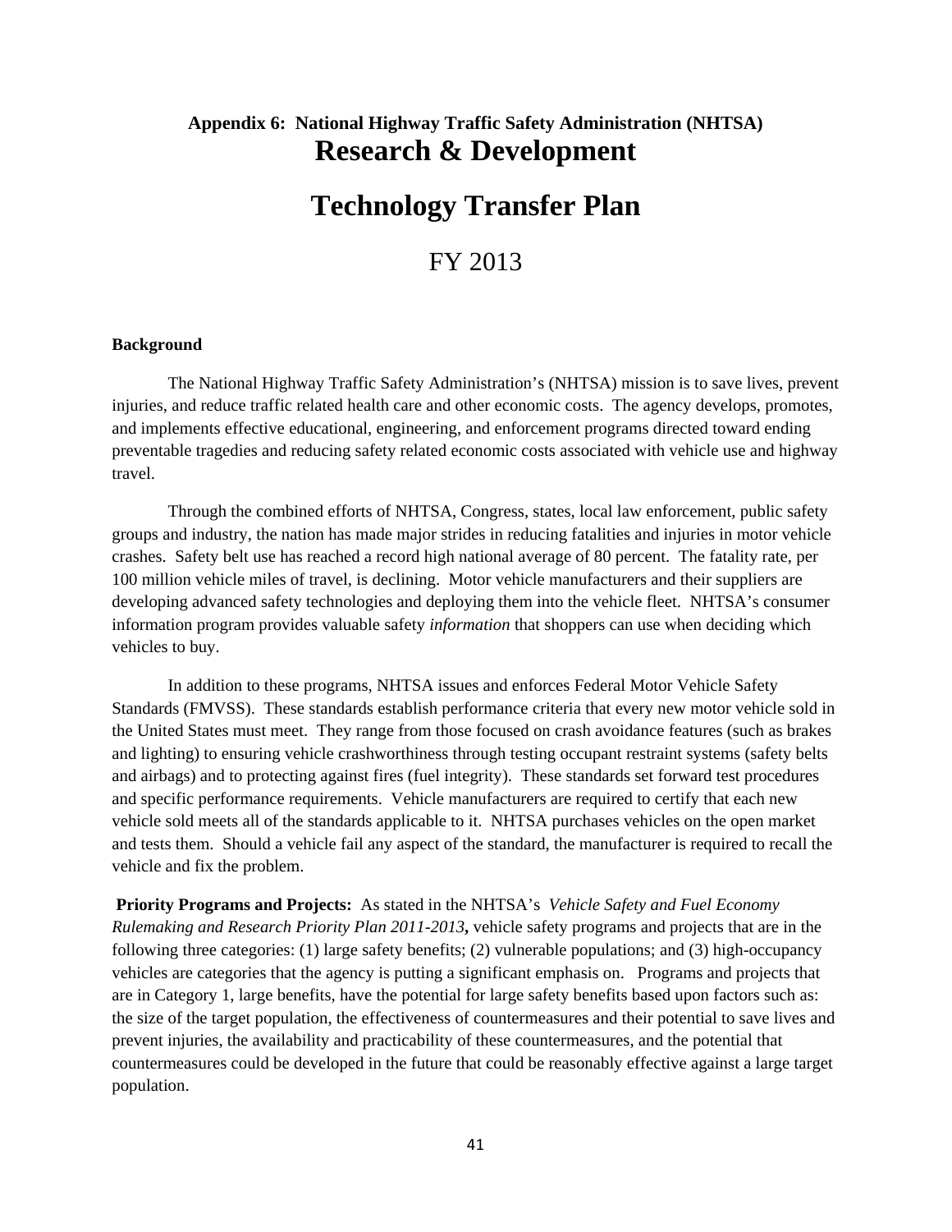**Appendix 6: National Highway Traffic Safety Administration (NHTSA)**

# Research & Development

# Technology Transfer Plan

## FY 2013

**Background**

The National Highway Traffic Safety Administration's (NHTSA) mission is to save lives, prevent injuries, and reduce traffic related health care and other economic costs. The agency develops, promotes, and implements effective educational, engineering, and enforcement programs directed toward ending preventable tragedies and reducing safety related economic costs associated with vehicle use and highway travel.

Through the combined efforts of NHTSA, Congress, states, local law enforcement, public safety groups and industry, the nation has made major strides in reducing fatalities and injuries in motor vehicle crashes. Safety belt use has reached a record high national average of 80 percent. The fatality rate, per 100 million vehicle miles of travel, is declining. Motor vehicle manufacturers and their suppliers are developing advanced safety technologies and deploying them into the vehicle fleet. NHTSA's consumer information program provides valuable safety *information* that shoppers can use when deciding which vehicles to buy.

In addition to these programs, NHTSA issues and enforces Federal Motor Vehicle Safety Standards (FMVSS). These standards establish performance criteria that every new motor vehicle sold in the United States must meet. They range from those focused on crash avoidance features (such as brakes and lighting) to ensuring vehicle crashworthiness through testing occupant restraint systems (safety belts and airbags) and to protecting against fires (fuel integrity). These standards set forward test procedures and specific performance requirements. Vehicle manufacturers are required to certify that each new vehicle sold meets all of the standards applicable to it. NHTSA purchases vehicles on the open market and tests them. Should a vehicle fail any aspect of the standard, the manufacturer is required to recall the vehicle and fix the problem.

**Priority Programs and Projects:** As stated in the NHTSA's *Vehicle Safety and Fuel Economy Rulemaking and Research Priority Plan 2011-2013***,** vehicle safety programs and projects that are in the following three categories: (1) large safety benefits; (2) vulnerable populations; and (3) high-occupancy vehicles are categories that the agency is putting a significant emphasis on. Programs and projects that are in Category 1, large benefits, have the potential for large safety benefits based upon factors such as: the size of the target population, the effectiveness of countermeasures and their potential to save lives and prevent injuries, the availability and practicability of these countermeasures, and the potential that countermeasures could be developed in the future that could be reasonably effective against a large target population.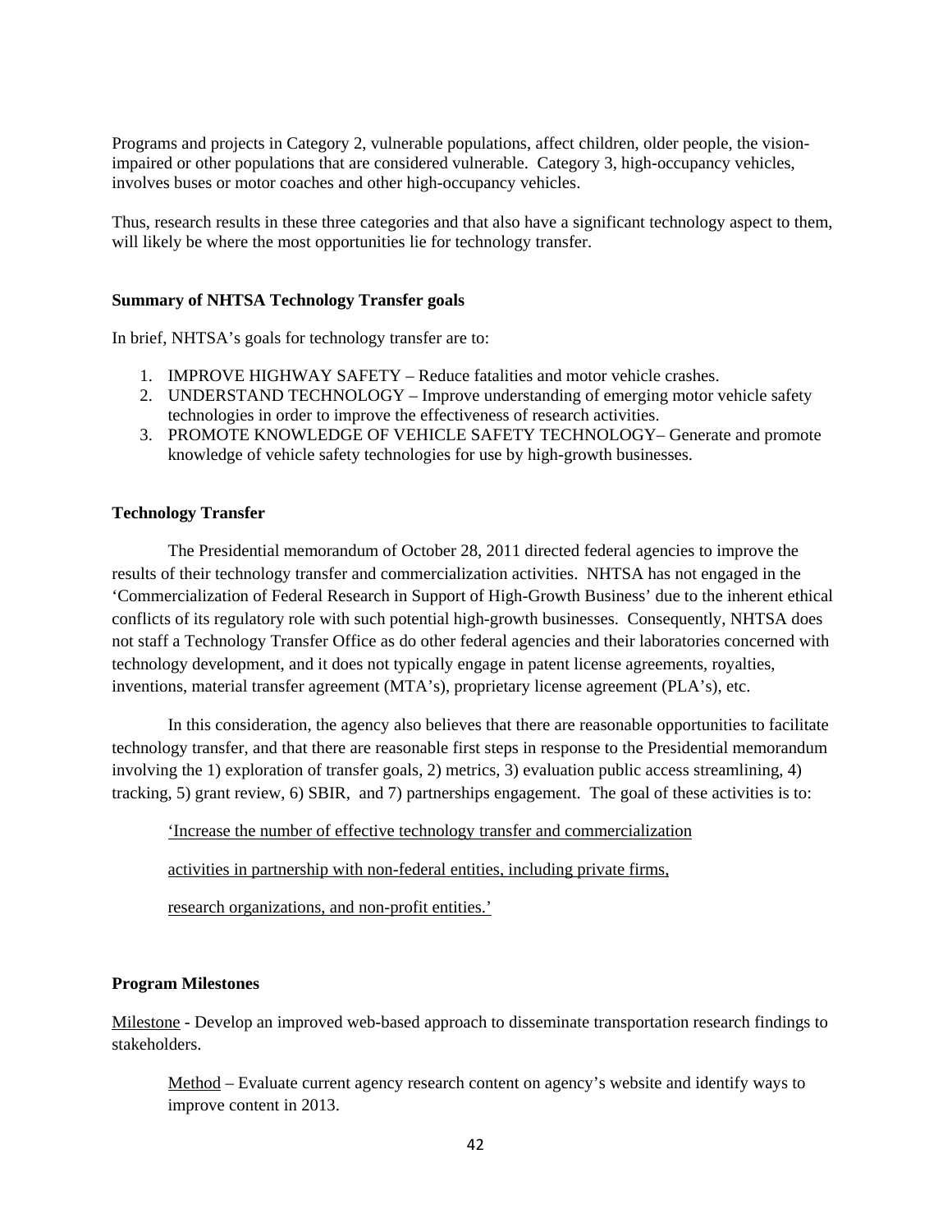Programs and projects in Category 2, vulnerable populations, affect children, older people, the vision-impaired or other populations that are considered vulnerable. Category 3, high-occupancy vehicles, involves buses or motor coaches and other high-occupancy vehicles.

Thus, research results in these three categories and that also have a significant technology aspect to them, will likely be where the most opportunities lie for technology transfer.

**Summary of NHTSA Technology Transfer goals**

In brief, NHTSA's goals for technology transfer are to:

1. IMPROVE HIGHWAY SAFETY – Reduce fatalities and motor vehicle crashes.
2. UNDERSTAND TECHNOLOGY – Improve understanding of emerging motor vehicle safety technologies in order to improve the effectiveness of research activities.
3. PROMOTE KNOWLEDGE OF VEHICLE SAFETY TECHNOLOGY– Generate and promote knowledge of vehicle safety technologies for use by high-growth businesses.

**Technology Transfer**

The Presidential memorandum of October 28, 2011 directed federal agencies to improve the results of their technology transfer and commercialization activities. NHTSA has not engaged in the 'Commercialization of Federal Research in Support of High-Growth Business' due to the inherent ethical conflicts of its regulatory role with such potential high-growth businesses. Consequently, NHTSA does not staff a Technology Transfer Office as do other federal agencies and their laboratories concerned with technology development, and it does not typically engage in patent license agreements, royalties, inventions, material transfer agreement (MTA's), proprietary license agreement (PLA's), etc.

In this consideration, the agency also believes that there are reasonable opportunities to facilitate technology transfer, and that there are reasonable first steps in response to the Presidential memorandum involving the 1) exploration of transfer goals, 2) metrics, 3) evaluation public access streamlining, 4) tracking, 5) grant review, 6) SBIR, and 7) partnerships engagement. The goal of these activities is to:

<u>'Increase the number of effective technology transfer and commercialization activities in partnership with non-federal entities, including private firms, research organizations, and non-profit entities.'</u>

**Program Milestones**

<u>Milestone</u> - Develop an improved web-based approach to disseminate transportation research findings to stakeholders.

<u>Method</u> – Evaluate current agency research content on agency's website and identify ways to improve content in 2013.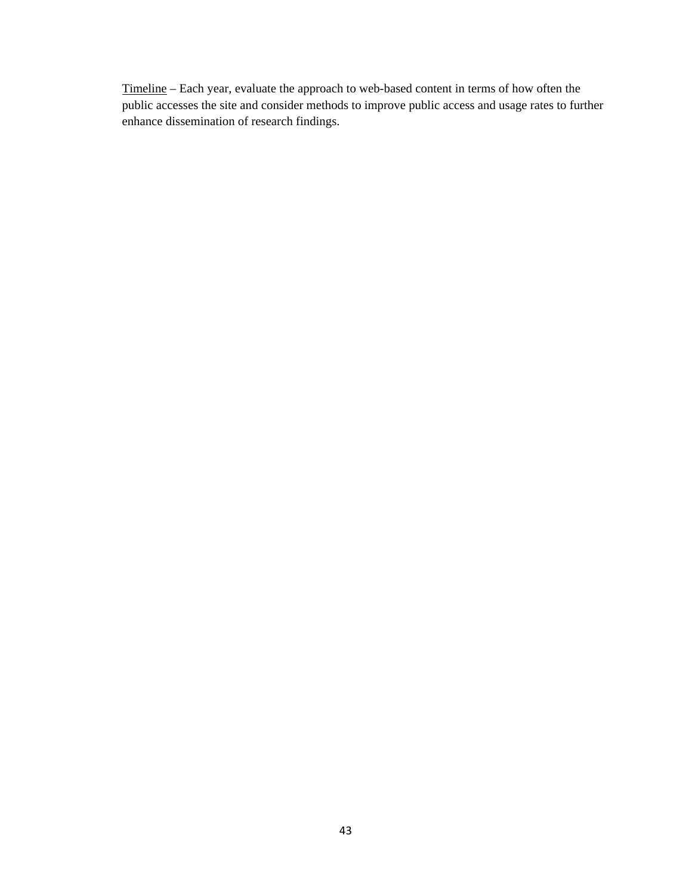<u>Timeline</u> – Each year, evaluate the approach to web-based content in terms of how often the public accesses the site and consider methods to improve public access and usage rates to further enhance dissemination of research findings.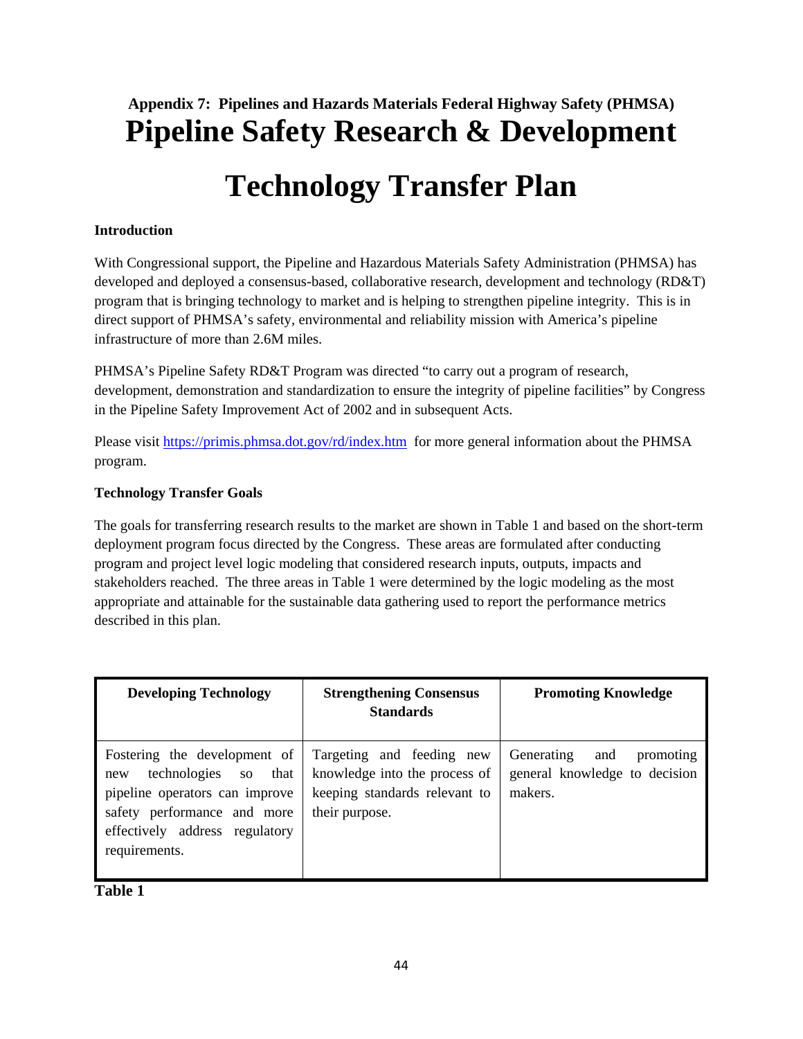**Appendix 7: Pipelines and Hazards Materials Federal Highway Safety (PHMSA)**

# Pipeline Safety Research & Development Technology Transfer Plan

**Introduction**

With Congressional support, the Pipeline and Hazardous Materials Safety Administration (PHMSA) has developed and deployed a consensus-based, collaborative research, development and technology (RD&T) program that is bringing technology to market and is helping to strengthen pipeline integrity. This is in direct support of PHMSA's safety, environmental and reliability mission with America's pipeline infrastructure of more than 2.6M miles.

PHMSA's Pipeline Safety RD&T Program was directed "to carry out a program of research, development, demonstration and standardization to ensure the integrity of pipeline facilities" by Congress in the Pipeline Safety Improvement Act of 2002 and in subsequent Acts.

Please visit https://primis.phmsa.dot.gov/rd/index.htm for more general information about the PHMSA program.

**Technology Transfer Goals**

The goals for transferring research results to the market are shown in Table 1 and based on the short-term deployment program focus directed by the Congress. These areas are formulated after conducting program and project level logic modeling that considered research inputs, outputs, impacts and stakeholders reached. The three areas in Table 1 were determined by the logic modeling as the most appropriate and attainable for the sustainable data gathering used to report the performance metrics described in this plan.

| Developing Technology | Strengthening Consensus Standards | Promoting Knowledge |
|---|---|---|
| Fostering the development of new technologies so that pipeline operators can improve safety performance and more effectively address regulatory requirements. | Targeting and feeding new knowledge into the process of keeping standards relevant to their purpose. | Generating and promoting general knowledge to decision makers. |

**Table 1**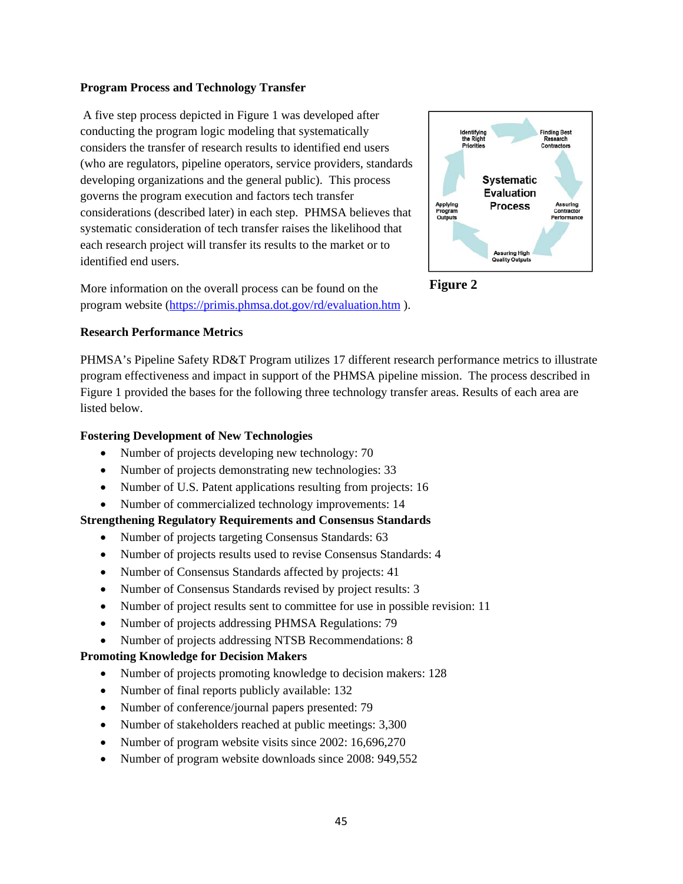**Program Process and Technology Transfer**

A five step process depicted in Figure 1 was developed after conducting the program logic modeling that systematically considers the transfer of research results to identified end users (who are regulators, pipeline operators, service providers, standards developing organizations and the general public). This process governs the program execution and factors tech transfer considerations (described later) in each step. PHMSA believes that systematic consideration of tech transfer raises the likelihood that each research project will transfer its results to the market or to identified end users.

Identifying the Right Priorities
Finding Best Research Contractors
Systematic Evaluation Process
Applying Program Outputs
Assuring Contractor Performance
Assuring High Quality Outputs

**Figure 2**

More information on the overall process can be found on the program website ([https://primis.phmsa.dot.gov/rd/evaluation.htm](https://primis.phmsa.dot.gov/rd/evaluation.htm) ).

**Research Performance Metrics**

PHMSA's Pipeline Safety RD&T Program utilizes 17 different research performance metrics to illustrate program effectiveness and impact in support of the PHMSA pipeline mission. The process described in Figure 1 provided the bases for the following three technology transfer areas. Results of each area are listed below.

**Fostering Development of New Technologies**

- Number of projects developing new technology: 70
- Number of projects demonstrating new technologies: 33
- Number of U.S. Patent applications resulting from projects: 16
- Number of commercialized technology improvements: 14

**Strengthening Regulatory Requirements and Consensus Standards**

- Number of projects targeting Consensus Standards: 63
- Number of projects results used to revise Consensus Standards: 4
- Number of Consensus Standards affected by projects: 41
- Number of Consensus Standards revised by project results: 3
- Number of project results sent to committee for use in possible revision: 11
- Number of projects addressing PHMSA Regulations: 79
- Number of projects addressing NTSB Recommendations: 8

**Promoting Knowledge for Decision Makers**

- Number of projects promoting knowledge to decision makers: 128
- Number of final reports publicly available: 132
- Number of conference/journal papers presented: 79
- Number of stakeholders reached at public meetings: 3,300
- Number of program website visits since 2002: 16,696,270
- Number of program website downloads since 2008: 949,552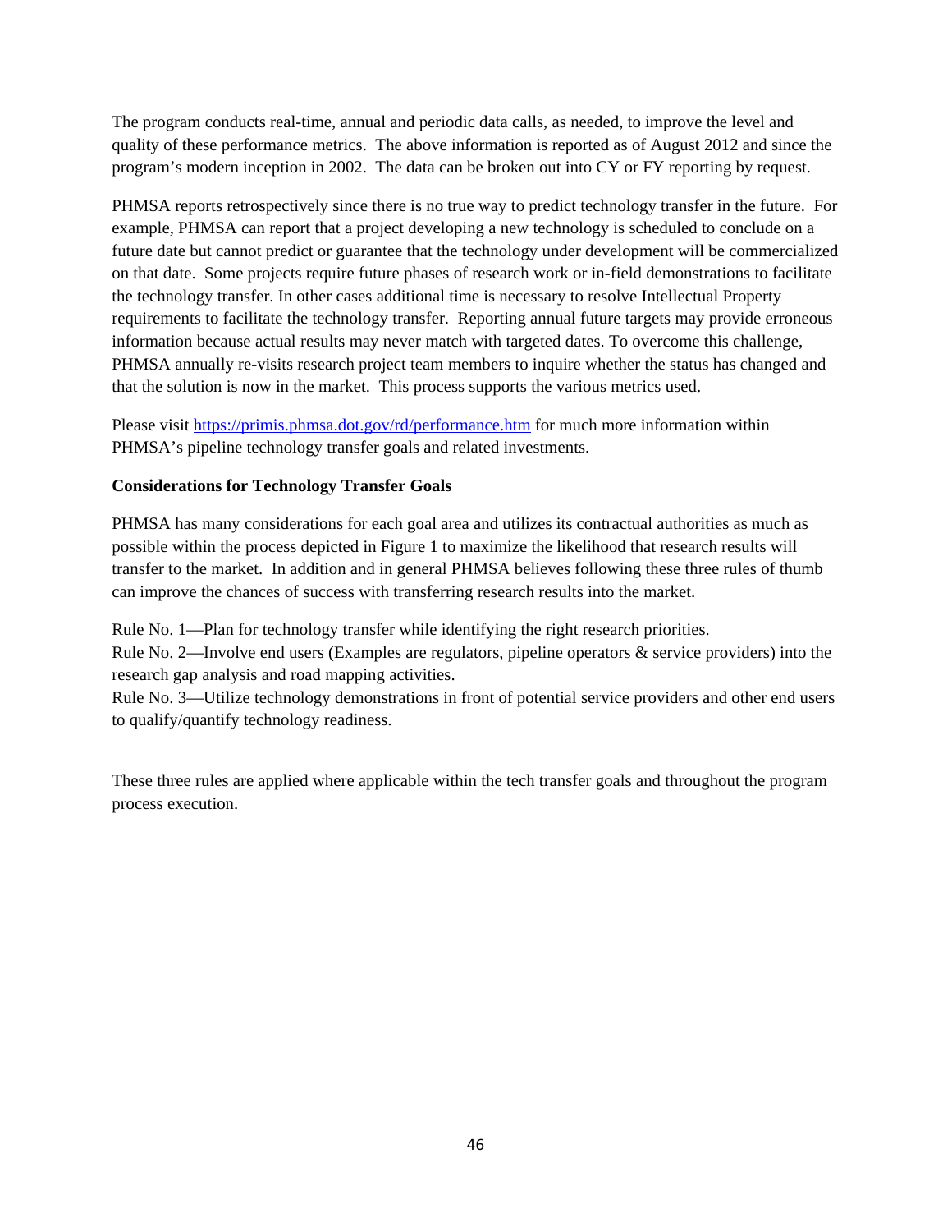The program conducts real-time, annual and periodic data calls, as needed, to improve the level and quality of these performance metrics. The above information is reported as of August 2012 and since the program's modern inception in 2002. The data can be broken out into CY or FY reporting by request.

PHMSA reports retrospectively since there is no true way to predict technology transfer in the future. For example, PHMSA can report that a project developing a new technology is scheduled to conclude on a future date but cannot predict or guarantee that the technology under development will be commercialized on that date. Some projects require future phases of research work or in-field demonstrations to facilitate the technology transfer. In other cases additional time is necessary to resolve Intellectual Property requirements to facilitate the technology transfer. Reporting annual future targets may provide erroneous information because actual results may never match with targeted dates. To overcome this challenge, PHMSA annually re-visits research project team members to inquire whether the status has changed and that the solution is now in the market. This process supports the various metrics used.

Please visit https://primis.phmsa.dot.gov/rd/performance.htm for much more information within PHMSA's pipeline technology transfer goals and related investments.

**Considerations for Technology Transfer Goals**

PHMSA has many considerations for each goal area and utilizes its contractual authorities as much as possible within the process depicted in Figure 1 to maximize the likelihood that research results will transfer to the market. In addition and in general PHMSA believes following these three rules of thumb can improve the chances of success with transferring research results into the market.

Rule No. 1—Plan for technology transfer while identifying the right research priorities.
Rule No. 2—Involve end users (Examples are regulators, pipeline operators & service providers) into the research gap analysis and road mapping activities.
Rule No. 3—Utilize technology demonstrations in front of potential service providers and other end users to qualify/quantify technology readiness.

These three rules are applied where applicable within the tech transfer goals and throughout the program process execution.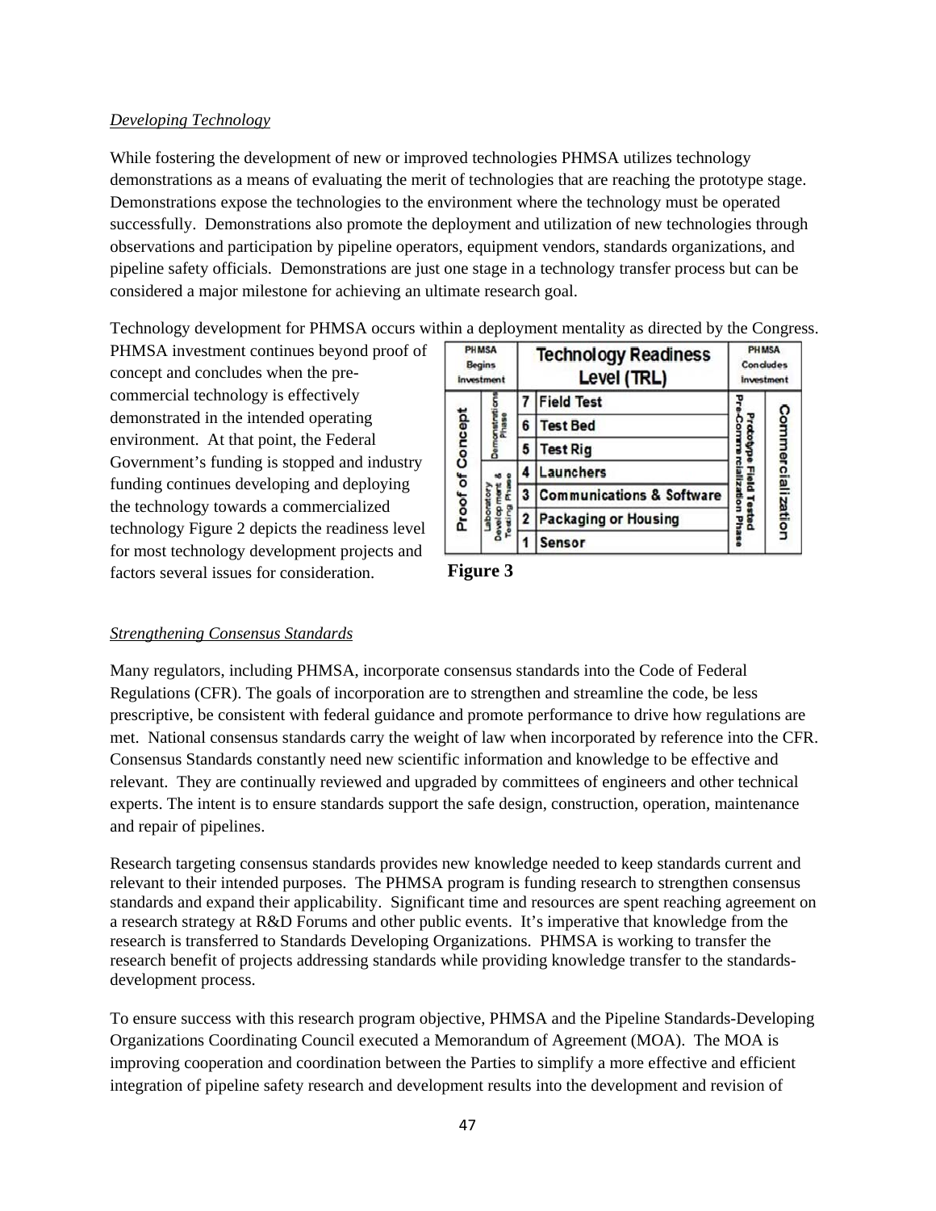*Developing Technology*

While fostering the development of new or improved technologies PHMSA utilizes technology demonstrations as a means of evaluating the merit of technologies that are reaching the prototype stage. Demonstrations expose the technologies to the environment where the technology must be operated successfully. Demonstrations also promote the deployment and utilization of new technologies through observations and participation by pipeline operators, equipment vendors, standards organizations, and pipeline safety officials. Demonstrations are just one stage in a technology transfer process but can be considered a major milestone for achieving an ultimate research goal.

Technology development for PHMSA occurs within a deployment mentality as directed by the Congress. PHMSA investment continues beyond proof of concept and concludes when the pre-commercial technology is effectively demonstrated in the intended operating environment. At that point, the Federal Government's funding is stopped and industry funding continues developing and deploying the technology towards a commercialized technology Figure 2 depicts the readiness level for most technology development projects and factors several issues for consideration.

| PHMSA Begins Investment | | Technology Readiness Level (TRL) | | PHMSA Concludes Investment | |
|---|---|---|---|---|---|
| Proof of Concept | Demonstrations Phase | 7 | Field Test | Prototype Field Tested Pre-Commercialization Phase | Commercialization |
| | | 6 | Test Bed | | |
| | | 5 | Test Rig | | |
| | Laboratory Development & Testing Phase | 4 | Launchers | | |
| | | 3 | Communications & Software | | |
| | | 2 | Packaging or Housing | | |
| | | 1 | Sensor | | |

**Figure 3**

*Strengthening Consensus Standards*

Many regulators, including PHMSA, incorporate consensus standards into the Code of Federal Regulations (CFR). The goals of incorporation are to strengthen and streamline the code, be less prescriptive, be consistent with federal guidance and promote performance to drive how regulations are met. National consensus standards carry the weight of law when incorporated by reference into the CFR. Consensus Standards constantly need new scientific information and knowledge to be effective and relevant. They are continually reviewed and upgraded by committees of engineers and other technical experts. The intent is to ensure standards support the safe design, construction, operation, maintenance and repair of pipelines.

Research targeting consensus standards provides new knowledge needed to keep standards current and relevant to their intended purposes. The PHMSA program is funding research to strengthen consensus standards and expand their applicability. Significant time and resources are spent reaching agreement on a research strategy at R&D Forums and other public events. It's imperative that knowledge from the research is transferred to Standards Developing Organizations. PHMSA is working to transfer the research benefit of projects addressing standards while providing knowledge transfer to the standards-development process.

To ensure success with this research program objective, PHMSA and the Pipeline Standards-Developing Organizations Coordinating Council executed a Memorandum of Agreement (MOA). The MOA is improving cooperation and coordination between the Parties to simplify a more effective and efficient integration of pipeline safety research and development results into the development and revision of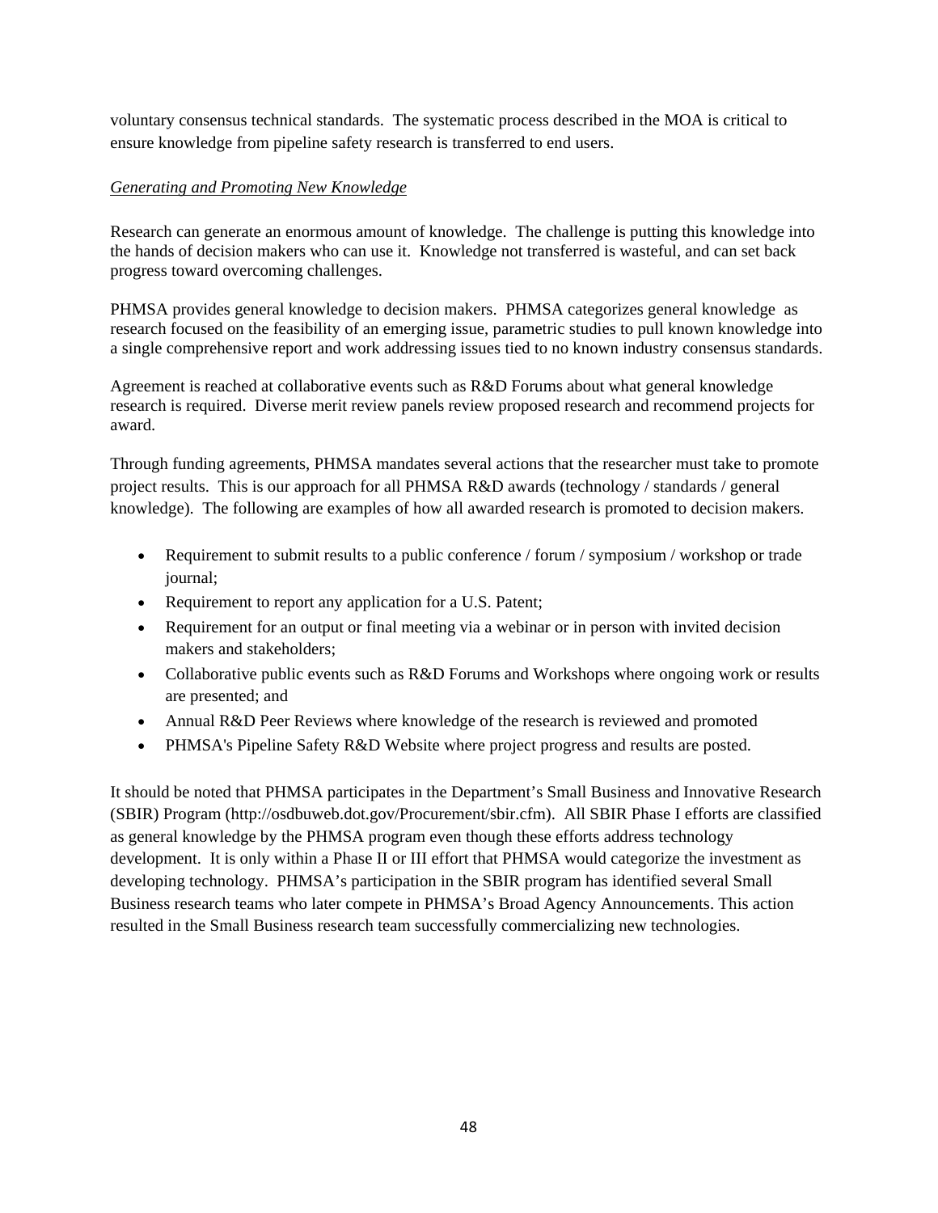voluntary consensus technical standards. The systematic process described in the MOA is critical to ensure knowledge from pipeline safety research is transferred to end users.

_Generating and Promoting New Knowledge_

Research can generate an enormous amount of knowledge. The challenge is putting this knowledge into the hands of decision makers who can use it. Knowledge not transferred is wasteful, and can set back progress toward overcoming challenges.

PHMSA provides general knowledge to decision makers. PHMSA categorizes general knowledge as research focused on the feasibility of an emerging issue, parametric studies to pull known knowledge into a single comprehensive report and work addressing issues tied to no known industry consensus standards.

Agreement is reached at collaborative events such as R&D Forums about what general knowledge research is required. Diverse merit review panels review proposed research and recommend projects for award.

Through funding agreements, PHMSA mandates several actions that the researcher must take to promote project results. This is our approach for all PHMSA R&D awards (technology / standards / general knowledge). The following are examples of how all awarded research is promoted to decision makers.

- Requirement to submit results to a public conference / forum / symposium / workshop or trade journal;
- Requirement to report any application for a U.S. Patent;
- Requirement for an output or final meeting via a webinar or in person with invited decision makers and stakeholders;
- Collaborative public events such as R&D Forums and Workshops where ongoing work or results are presented; and
- Annual R&D Peer Reviews where knowledge of the research is reviewed and promoted
- PHMSA's Pipeline Safety R&D Website where project progress and results are posted.

It should be noted that PHMSA participates in the Department's Small Business and Innovative Research (SBIR) Program (http://osdbuweb.dot.gov/Procurement/sbir.cfm). All SBIR Phase I efforts are classified as general knowledge by the PHMSA program even though these efforts address technology development. It is only within a Phase II or III effort that PHMSA would categorize the investment as developing technology. PHMSA's participation in the SBIR program has identified several Small Business research teams who later compete in PHMSA's Broad Agency Announcements. This action resulted in the Small Business research team successfully commercializing new technologies.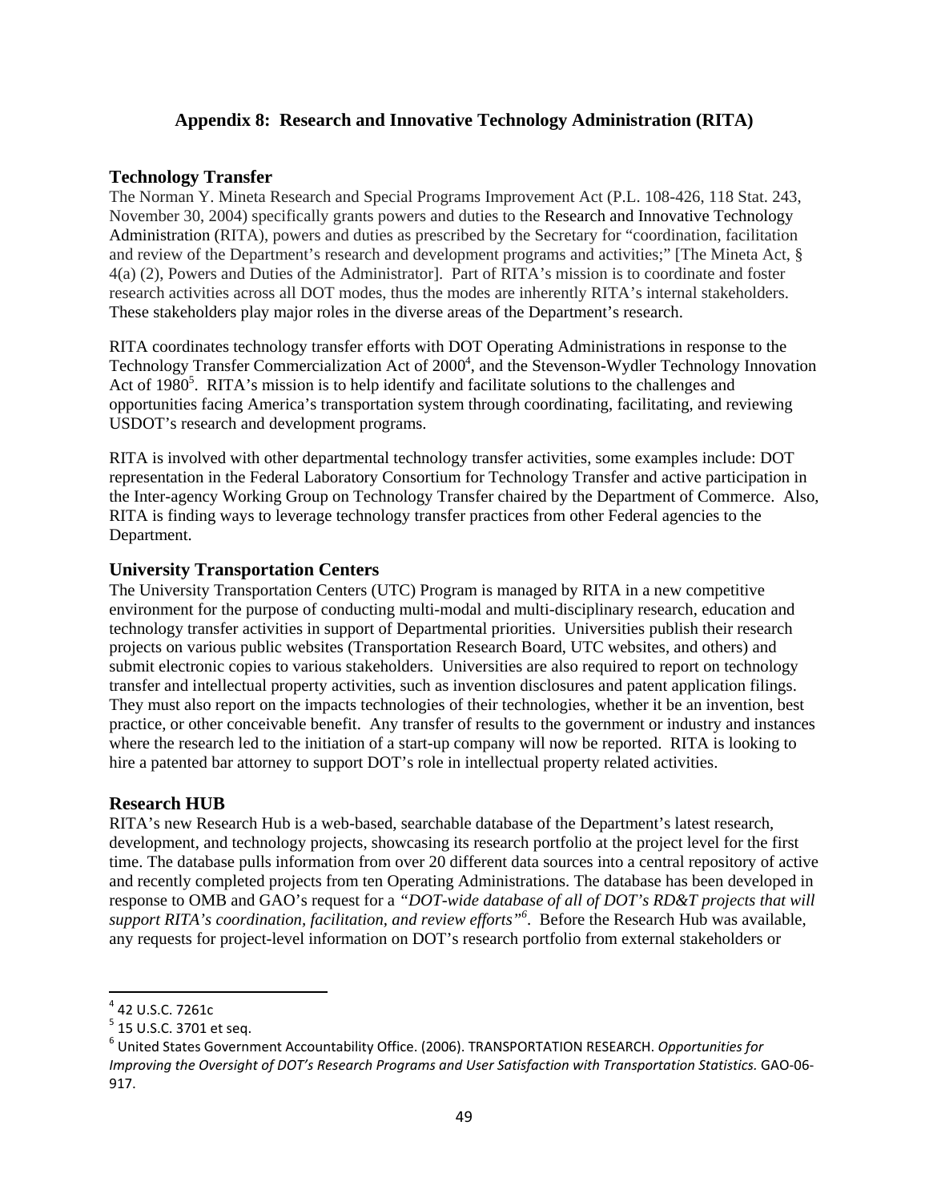## Appendix 8: Research and Innovative Technology Administration (RITA)

### Technology Transfer

The Norman Y. Mineta Research and Special Programs Improvement Act (P.L. 108-426, 118 Stat. 243, November 30, 2004) specifically grants powers and duties to the Research and Innovative Technology Administration (RITA), powers and duties as prescribed by the Secretary for "coordination, facilitation and review of the Department's research and development programs and activities;" [The Mineta Act, § 4(a) (2), Powers and Duties of the Administrator]. Part of RITA's mission is to coordinate and foster research activities across all DOT modes, thus the modes are inherently RITA's internal stakeholders. These stakeholders play major roles in the diverse areas of the Department's research.

RITA coordinates technology transfer efforts with DOT Operating Administrations in response to the Technology Transfer Commercialization Act of 2000[4], and the Stevenson-Wydler Technology Innovation Act of 1980[5]. RITA's mission is to help identify and facilitate solutions to the challenges and opportunities facing America's transportation system through coordinating, facilitating, and reviewing USDOT's research and development programs.

RITA is involved with other departmental technology transfer activities, some examples include: DOT representation in the Federal Laboratory Consortium for Technology Transfer and active participation in the Inter-agency Working Group on Technology Transfer chaired by the Department of Commerce. Also, RITA is finding ways to leverage technology transfer practices from other Federal agencies to the Department.

### University Transportation Centers

The University Transportation Centers (UTC) Program is managed by RITA in a new competitive environment for the purpose of conducting multi-modal and multi-disciplinary research, education and technology transfer activities in support of Departmental priorities. Universities publish their research projects on various public websites (Transportation Research Board, UTC websites, and others) and submit electronic copies to various stakeholders. Universities are also required to report on technology transfer and intellectual property activities, such as invention disclosures and patent application filings. They must also report on the impacts technologies of their technologies, whether it be an invention, best practice, or other conceivable benefit. Any transfer of results to the government or industry and instances where the research led to the initiation of a start-up company will now be reported. RITA is looking to hire a patented bar attorney to support DOT's role in intellectual property related activities.

### Research HUB

RITA's new Research Hub is a web-based, searchable database of the Department's latest research, development, and technology projects, showcasing its research portfolio at the project level for the first time. The database pulls information from over 20 different data sources into a central repository of active and recently completed projects from ten Operating Administrations. The database has been developed in response to OMB and GAO's request for a *"DOT-wide database of all of DOT's RD&T projects that will support RITA's coordination, facilitation, and review efforts"*[6]. Before the Research Hub was available, any requests for project-level information on DOT's research portfolio from external stakeholders or

---

[4] 42 U.S.C. 7261c

[5] 15 U.S.C. 3701 et seq.

[6] United States Government Accountability Office. (2006). TRANSPORTATION RESEARCH. *Opportunities for Improving the Oversight of DOT's Research Programs and User Satisfaction with Transportation Statistics.* GAO-06-917.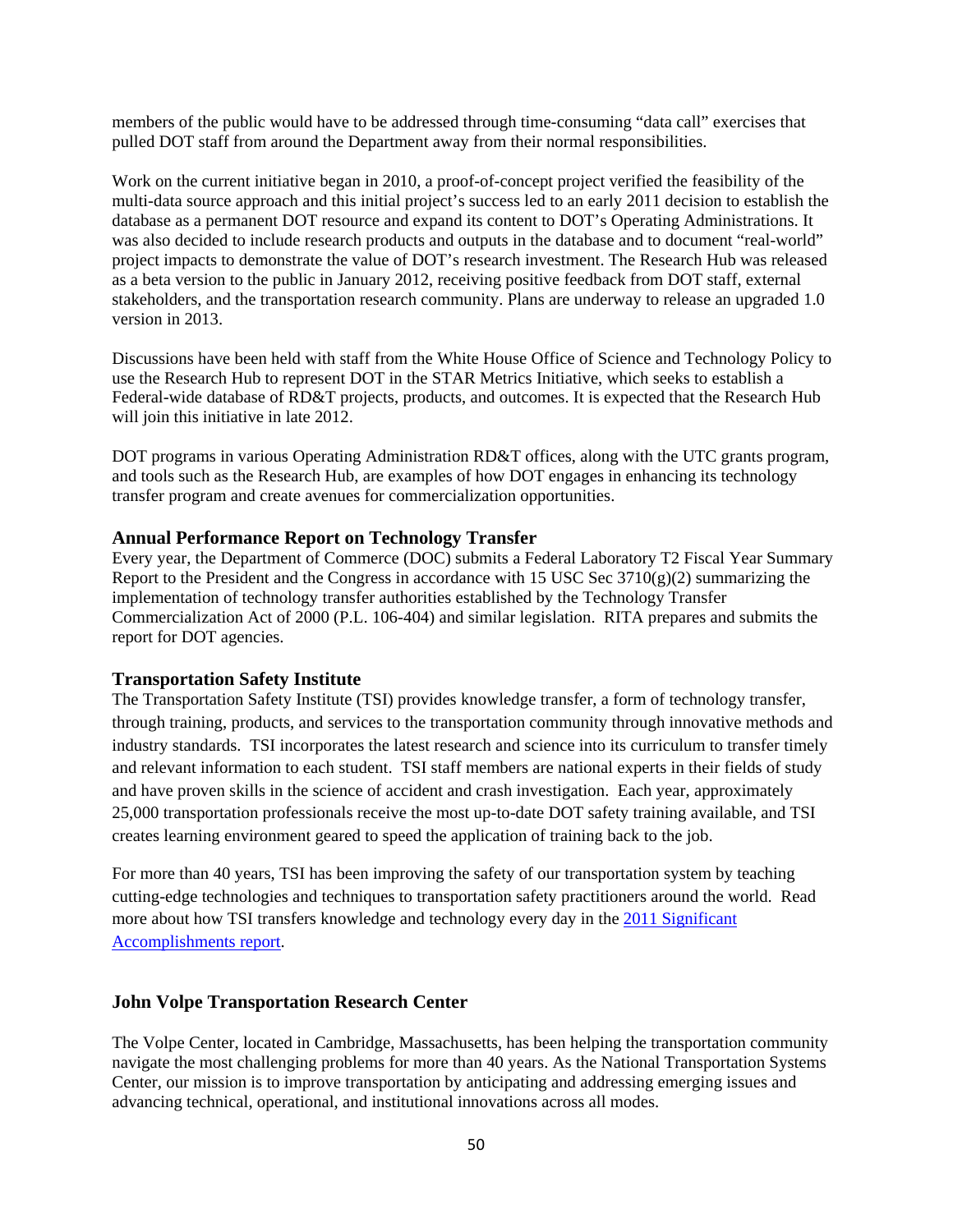members of the public would have to be addressed through time-consuming "data call" exercises that pulled DOT staff from around the Department away from their normal responsibilities.

Work on the current initiative began in 2010, a proof-of-concept project verified the feasibility of the multi-data source approach and this initial project's success led to an early 2011 decision to establish the database as a permanent DOT resource and expand its content to DOT's Operating Administrations. It was also decided to include research products and outputs in the database and to document "real-world" project impacts to demonstrate the value of DOT's research investment. The Research Hub was released as a beta version to the public in January 2012, receiving positive feedback from DOT staff, external stakeholders, and the transportation research community. Plans are underway to release an upgraded 1.0 version in 2013.

Discussions have been held with staff from the White House Office of Science and Technology Policy to use the Research Hub to represent DOT in the STAR Metrics Initiative, which seeks to establish a Federal-wide database of RD&T projects, products, and outcomes. It is expected that the Research Hub will join this initiative in late 2012.

DOT programs in various Operating Administration RD&T offices, along with the UTC grants program, and tools such as the Research Hub, are examples of how DOT engages in enhancing its technology transfer program and create avenues for commercialization opportunities.

### Annual Performance Report on Technology Transfer

Every year, the Department of Commerce (DOC) submits a Federal Laboratory T2 Fiscal Year Summary Report to the President and the Congress in accordance with 15 USC Sec 3710(g)(2) summarizing the implementation of technology transfer authorities established by the Technology Transfer Commercialization Act of 2000 (P.L. 106-404) and similar legislation. RITA prepares and submits the report for DOT agencies.

### Transportation Safety Institute

The Transportation Safety Institute (TSI) provides knowledge transfer, a form of technology transfer, through training, products, and services to the transportation community through innovative methods and industry standards. TSI incorporates the latest research and science into its curriculum to transfer timely and relevant information to each student. TSI staff members are national experts in their fields of study and have proven skills in the science of accident and crash investigation. Each year, approximately 25,000 transportation professionals receive the most up-to-date DOT safety training available, and TSI creates learning environment geared to speed the application of training back to the job.

For more than 40 years, TSI has been improving the safety of our transportation system by teaching cutting-edge technologies and techniques to transportation safety practitioners around the world. Read more about how TSI transfers knowledge and technology every day in the 2011 Significant Accomplishments report.

### John Volpe Transportation Research Center

The Volpe Center, located in Cambridge, Massachusetts, has been helping the transportation community navigate the most challenging problems for more than 40 years. As the National Transportation Systems Center, our mission is to improve transportation by anticipating and addressing emerging issues and advancing technical, operational, and institutional innovations across all modes.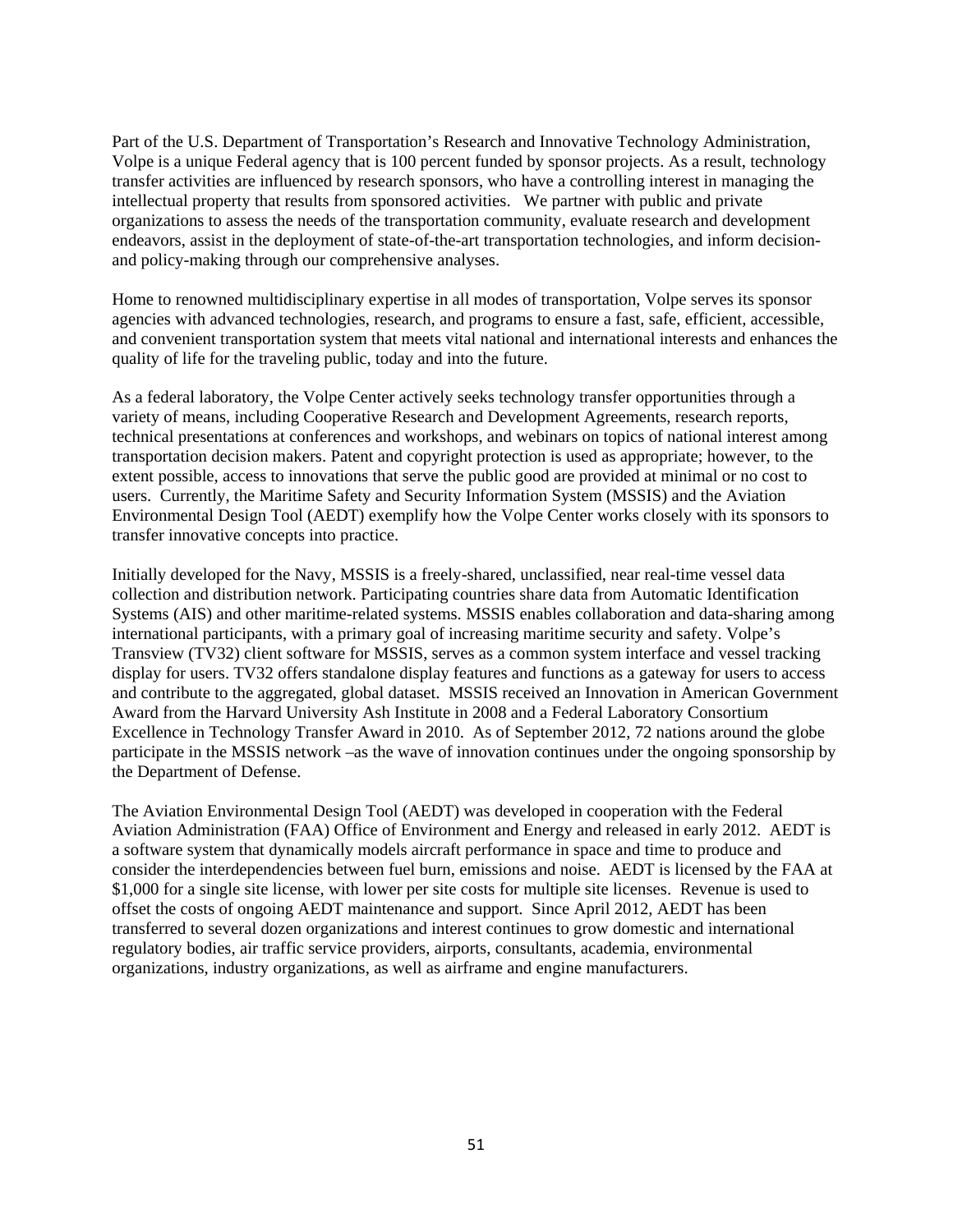Part of the U.S. Department of Transportation's Research and Innovative Technology Administration, Volpe is a unique Federal agency that is 100 percent funded by sponsor projects. As a result, technology transfer activities are influenced by research sponsors, who have a controlling interest in managing the intellectual property that results from sponsored activities. We partner with public and private organizations to assess the needs of the transportation community, evaluate research and development endeavors, assist in the deployment of state-of-the-art transportation technologies, and inform decision- and policy-making through our comprehensive analyses.

Home to renowned multidisciplinary expertise in all modes of transportation, Volpe serves its sponsor agencies with advanced technologies, research, and programs to ensure a fast, safe, efficient, accessible, and convenient transportation system that meets vital national and international interests and enhances the quality of life for the traveling public, today and into the future.

As a federal laboratory, the Volpe Center actively seeks technology transfer opportunities through a variety of means, including Cooperative Research and Development Agreements, research reports, technical presentations at conferences and workshops, and webinars on topics of national interest among transportation decision makers. Patent and copyright protection is used as appropriate; however, to the extent possible, access to innovations that serve the public good are provided at minimal or no cost to users. Currently, the Maritime Safety and Security Information System (MSSIS) and the Aviation Environmental Design Tool (AEDT) exemplify how the Volpe Center works closely with its sponsors to transfer innovative concepts into practice.

Initially developed for the Navy, MSSIS is a freely-shared, unclassified, near real-time vessel data collection and distribution network. Participating countries share data from Automatic Identification Systems (AIS) and other maritime-related systems. MSSIS enables collaboration and data-sharing among international participants, with a primary goal of increasing maritime security and safety. Volpe's Transview (TV32) client software for MSSIS, serves as a common system interface and vessel tracking display for users. TV32 offers standalone display features and functions as a gateway for users to access and contribute to the aggregated, global dataset. MSSIS received an Innovation in American Government Award from the Harvard University Ash Institute in 2008 and a Federal Laboratory Consortium Excellence in Technology Transfer Award in 2010. As of September 2012, 72 nations around the globe participate in the MSSIS network –as the wave of innovation continues under the ongoing sponsorship by the Department of Defense.

The Aviation Environmental Design Tool (AEDT) was developed in cooperation with the Federal Aviation Administration (FAA) Office of Environment and Energy and released in early 2012. AEDT is a software system that dynamically models aircraft performance in space and time to produce and consider the interdependencies between fuel burn, emissions and noise. AEDT is licensed by the FAA at $1,000 for a single site license, with lower per site costs for multiple site licenses. Revenue is used to offset the costs of ongoing AEDT maintenance and support. Since April 2012, AEDT has been transferred to several dozen organizations and interest continues to grow domestic and international regulatory bodies, air traffic service providers, airports, consultants, academia, environmental organizations, industry organizations, as well as airframe and engine manufacturers.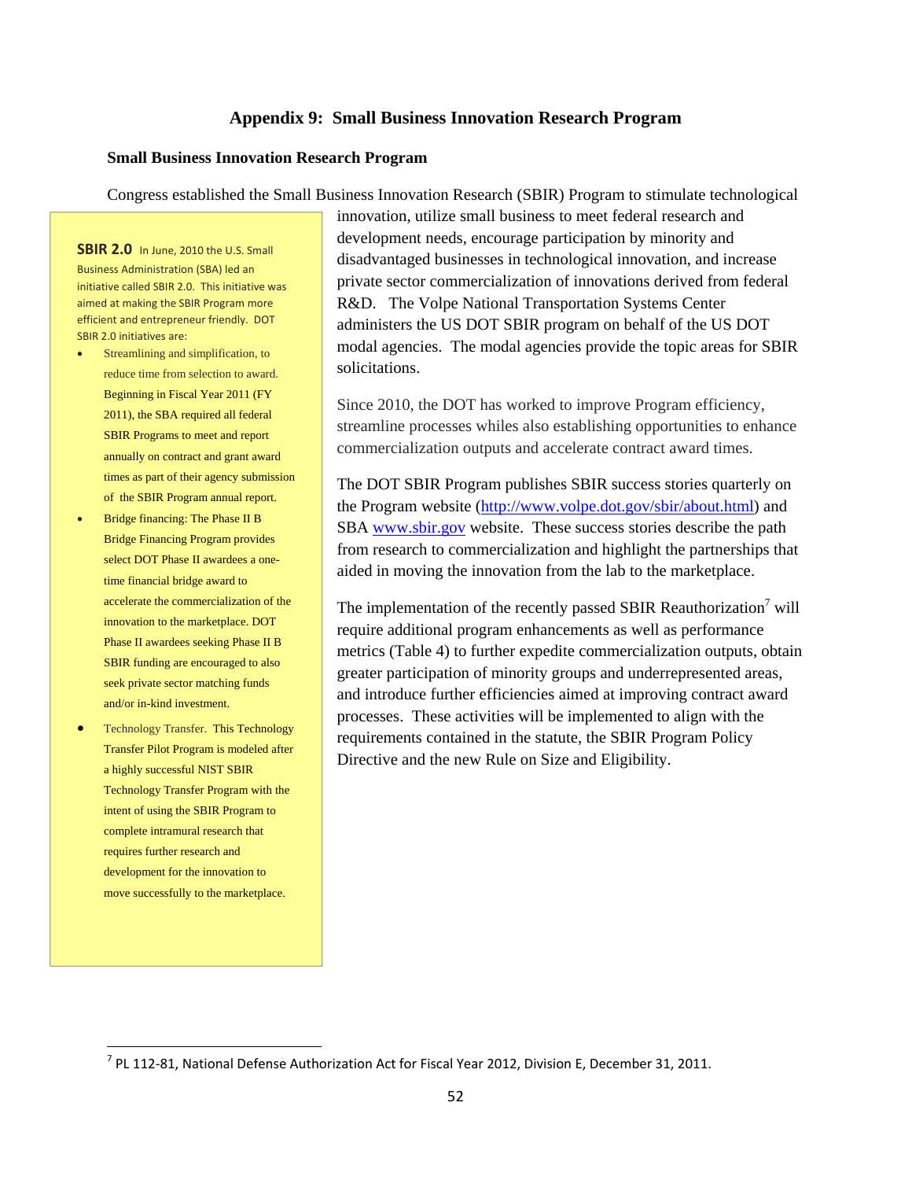# Appendix 9: Small Business Innovation Research Program

## Small Business Innovation Research Program

Congress established the Small Business Innovation Research (SBIR) Program to stimulate technological innovation, utilize small business to meet federal research and development needs, encourage participation by minority and disadvantaged businesses in technological innovation, and increase private sector commercialization of innovations derived from federal R&D. The Volpe National Transportation Systems Center administers the US DOT SBIR program on behalf of the US DOT modal agencies. The modal agencies provide the topic areas for SBIR solicitations.

> **SBIR 2.0** In June, 2010 the U.S. Small Business Administration (SBA) led an initiative called SBIR 2.0. This initiative was aimed at making the SBIR Program more efficient and entrepreneur friendly. DOT SBIR 2.0 initiatives are:
>
> - Streamlining and simplification, to reduce time from selection to award. Beginning in Fiscal Year 2011 (FY 2011), the SBA required all federal SBIR Programs to meet and report annually on contract and grant award times as part of their agency submission of the SBIR Program annual report.
> - Bridge financing: The Phase II B Bridge Financing Program provides select DOT Phase II awardees a one-time financial bridge award to accelerate the commercialization of the innovation to the marketplace. DOT Phase II awardees seeking Phase II B SBIR funding are encouraged to also seek private sector matching funds and/or in-kind investment.
> - Technology Transfer. This Technology Transfer Pilot Program is modeled after a highly successful NIST SBIR Technology Transfer Program with the intent of using the SBIR Program to complete intramural research that requires further research and development for the innovation to move successfully to the marketplace.

Since 2010, the DOT has worked to improve Program efficiency, streamline processes whiles also establishing opportunities to enhance commercialization outputs and accelerate contract award times.

The DOT SBIR Program publishes SBIR success stories quarterly on the Program website (http://www.volpe.dot.gov/sbir/about.html) and SBA www.sbir.gov website. These success stories describe the path from research to commercialization and highlight the partnerships that aided in moving the innovation from the lab to the marketplace.

The implementation of the recently passed SBIR Reauthorization[7] will require additional program enhancements as well as performance metrics (Table 4) to further expedite commercialization outputs, obtain greater participation of minority groups and underrepresented areas, and introduce further efficiencies aimed at improving contract award processes. These activities will be implemented to align with the requirements contained in the statute, the SBIR Program Policy Directive and the new Rule on Size and Eligibility.

---

[7] PL 112-81, National Defense Authorization Act for Fiscal Year 2012, Division E, December 31, 2011.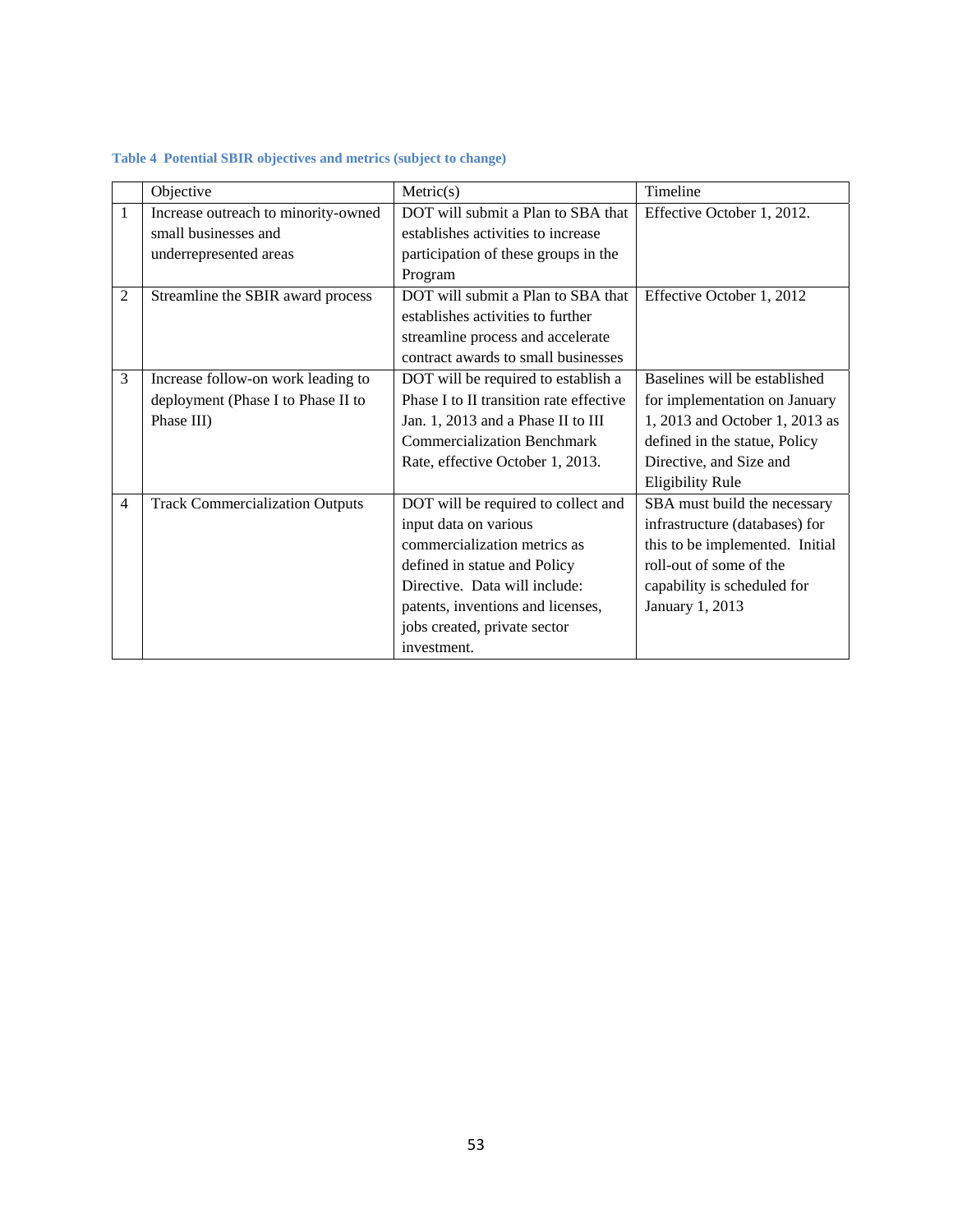**Table 4 Potential SBIR objectives and metrics (subject to change)**

| | Objective | Metric(s) | Timeline |
|---|---|---|---|
| 1 | Increase outreach to minority-owned small businesses and underrepresented areas | DOT will submit a Plan to SBA that establishes activities to increase participation of these groups in the Program | Effective October 1, 2012. |
| 2 | Streamline the SBIR award process | DOT will submit a Plan to SBA that establishes activities to further streamline process and accelerate contract awards to small businesses | Effective October 1, 2012 |
| 3 | Increase follow-on work leading to deployment (Phase I to Phase II to Phase III) | DOT will be required to establish a Phase I to II transition rate effective Jan. 1, 2013 and a Phase II to III Commercialization Benchmark Rate, effective October 1, 2013. | Baselines will be established for implementation on January 1, 2013 and October 1, 2013 as defined in the statue, Policy Directive, and Size and Eligibility Rule |
| 4 | Track Commercialization Outputs | DOT will be required to collect and input data on various commercialization metrics as defined in statue and Policy Directive. Data will include: patents, inventions and licenses, jobs created, private sector investment. | SBA must build the necessary infrastructure (databases) for this to be implemented. Initial roll-out of some of the capability is scheduled for January 1, 2013 |